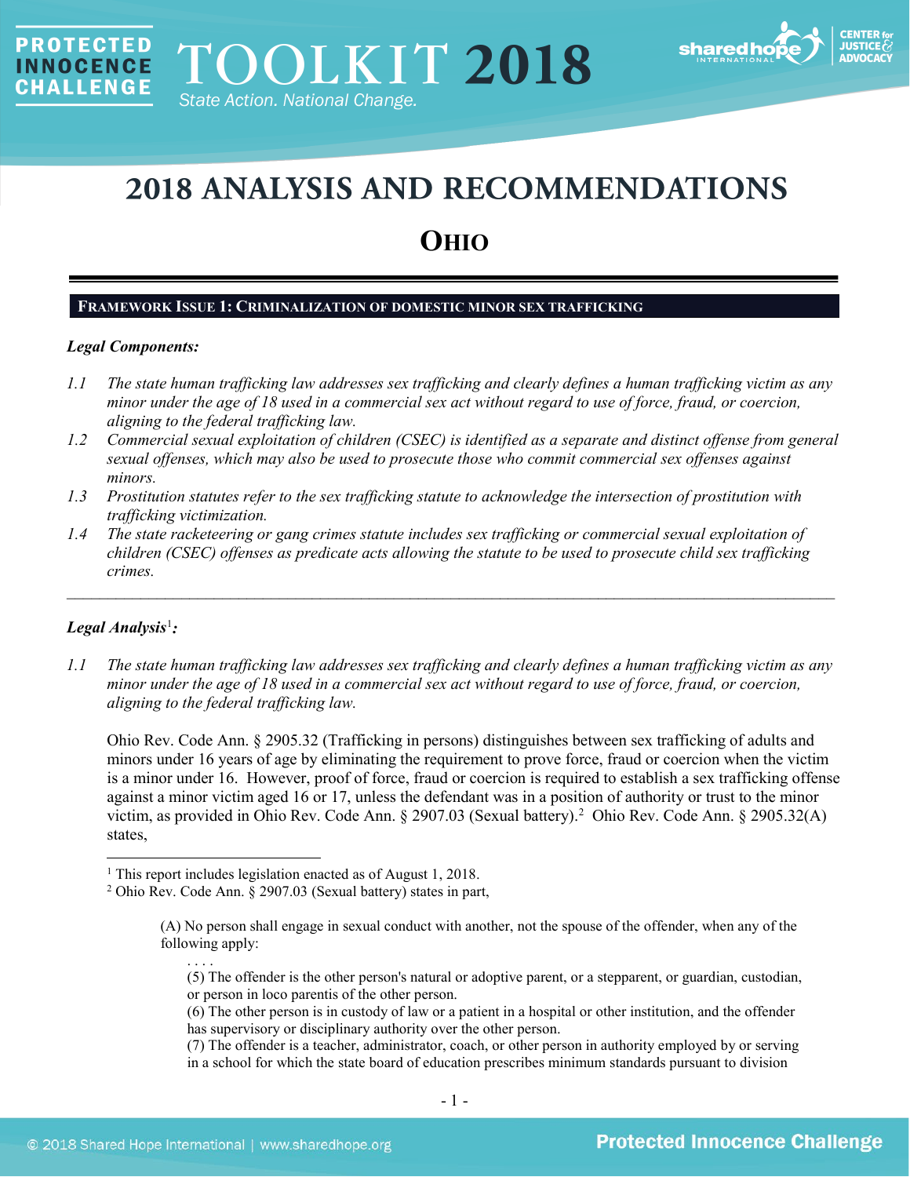# 2018 ANALYSIS AND RECOMMENDATIONS

## OHIO

### FRAMEWORK ISSUE 1: CRIMINALIZATION OF DOMESTIC MINOR SEX TRAFFICKING

***Legal Components:***

*1.1 The state human trafficking law addresses sex trafficking and clearly defines a human trafficking victim as any minor under the age of 18 used in a commercial sex act without regard to use of force, fraud, or coercion, aligning to the federal trafficking law.*

*1.2 Commercial sexual exploitation of children (CSEC) is identified as a separate and distinct offense from general sexual offenses, which may also be used to prosecute those who commit commercial sex offenses against minors.*

*1.3 Prostitution statutes refer to the sex trafficking statute to acknowledge the intersection of prostitution with trafficking victimization.*

*1.4 The state racketeering or gang crimes statute includes sex trafficking or commercial sexual exploitation of children (CSEC) offenses as predicate acts allowing the statute to be used to prosecute child sex trafficking crimes.*

---

***Legal Analysis***[1]***:***

*1.1 The state human trafficking law addresses sex trafficking and clearly defines a human trafficking victim as any minor under the age of 18 used in a commercial sex act without regard to use of force, fraud, or coercion, aligning to the federal trafficking law.*

Ohio Rev. Code Ann. § 2905.32 (Trafficking in persons) distinguishes between sex trafficking of adults and minors under 16 years of age by eliminating the requirement to prove force, fraud or coercion when the victim is a minor under 16. However, proof of force, fraud or coercion is required to establish a sex trafficking offense against a minor victim aged 16 or 17, unless the defendant was in a position of authority or trust to the minor victim, as provided in Ohio Rev. Code Ann. § 2907.03 (Sexual battery).[2] Ohio Rev. Code Ann. § 2905.32(A) states,

---

[1] This report includes legislation enacted as of August 1, 2018.

[2] Ohio Rev. Code Ann. § 2907.03 (Sexual battery) states in part,

> (A) No person shall engage in sexual conduct with another, not the spouse of the offender, when any of the following apply:
>
> . . . .
>
> (5) The offender is the other person's natural or adoptive parent, or a stepparent, or guardian, custodian, or person in loco parentis of the other person.
>
> (6) The other person is in custody of law or a patient in a hospital or other institution, and the offender has supervisory or disciplinary authority over the other person.
>
> (7) The offender is a teacher, administrator, coach, or other person in authority employed by or serving in a school for which the state board of education prescribes minimum standards pursuant to division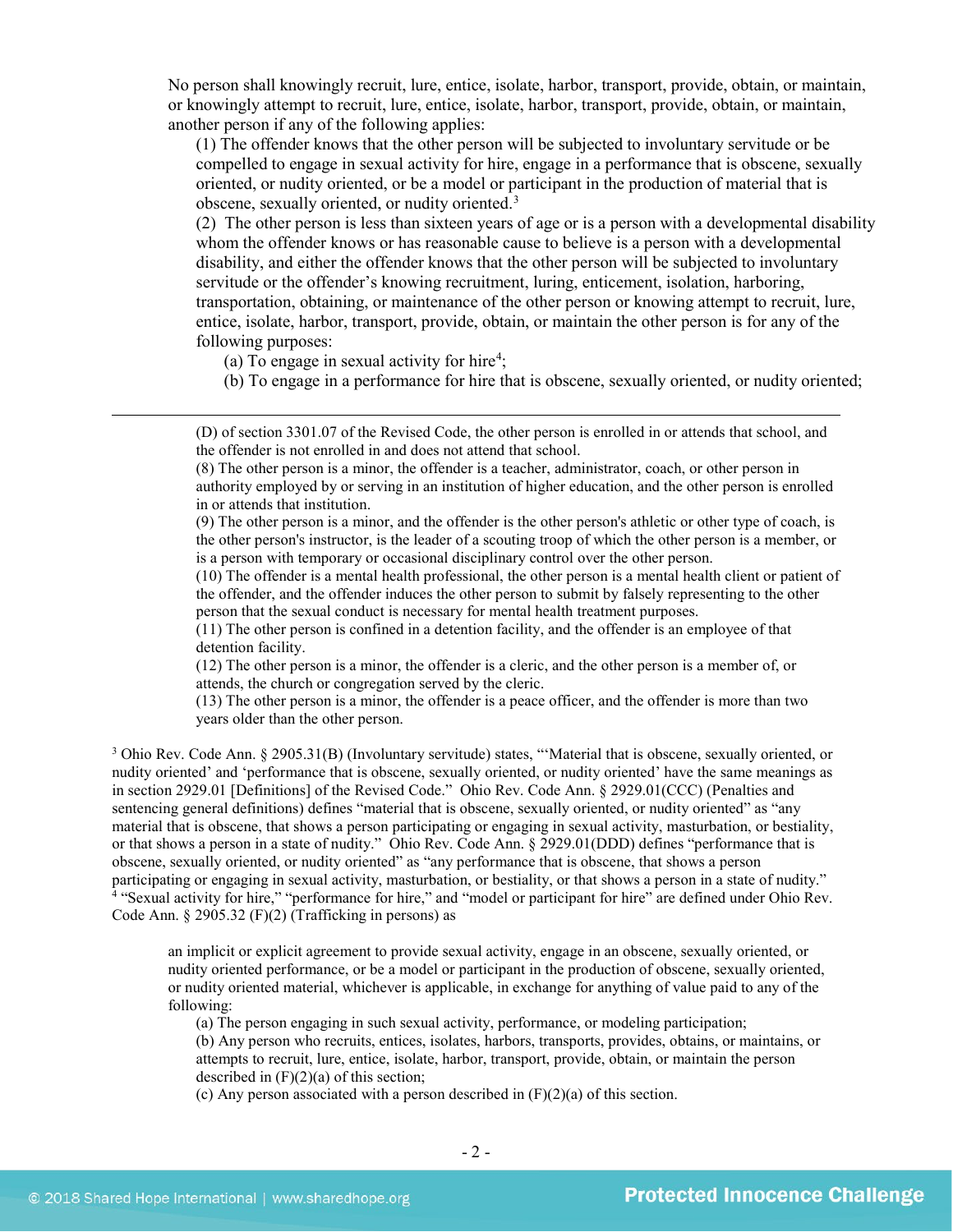No person shall knowingly recruit, lure, entice, isolate, harbor, transport, provide, obtain, or maintain, or knowingly attempt to recruit, lure, entice, isolate, harbor, transport, provide, obtain, or maintain, another person if any of the following applies:

(1) The offender knows that the other person will be subjected to involuntary servitude or be compelled to engage in sexual activity for hire, engage in a performance that is obscene, sexually oriented, or nudity oriented, or be a model or participant in the production of material that is obscene, sexually oriented, or nudity oriented.[3]

(2) The other person is less than sixteen years of age or is a person with a developmental disability whom the offender knows or has reasonable cause to believe is a person with a developmental disability, and either the offender knows that the other person will be subjected to involuntary servitude or the offender's knowing recruitment, luring, enticement, isolation, harboring, transportation, obtaining, or maintenance of the other person or knowing attempt to recruit, lure, entice, isolate, harbor, transport, provide, obtain, or maintain the other person is for any of the following purposes:

(a) To engage in sexual activity for hire[4];

(b) To engage in a performance for hire that is obscene, sexually oriented, or nudity oriented;

---

(D) of section 3301.07 of the Revised Code, the other person is enrolled in or attends that school, and the offender is not enrolled in and does not attend that school.

(8) The other person is a minor, the offender is a teacher, administrator, coach, or other person in authority employed by or serving in an institution of higher education, and the other person is enrolled in or attends that institution.

(9) The other person is a minor, and the offender is the other person's athletic or other type of coach, is the other person's instructor, is the leader of a scouting troop of which the other person is a member, or is a person with temporary or occasional disciplinary control over the other person.

(10) The offender is a mental health professional, the other person is a mental health client or patient of the offender, and the offender induces the other person to submit by falsely representing to the other person that the sexual conduct is necessary for mental health treatment purposes.

(11) The other person is confined in a detention facility, and the offender is an employee of that detention facility.

(12) The other person is a minor, the offender is a cleric, and the other person is a member of, or attends, the church or congregation served by the cleric.

(13) The other person is a minor, the offender is a peace officer, and the offender is more than two years older than the other person.

[3] Ohio Rev. Code Ann. § 2905.31(B) (Involuntary servitude) states, "'Material that is obscene, sexually oriented, or nudity oriented' and 'performance that is obscene, sexually oriented, or nudity oriented' have the same meanings as in section 2929.01 [Definitions] of the Revised Code." Ohio Rev. Code Ann. § 2929.01(CCC) (Penalties and sentencing general definitions) defines "material that is obscene, sexually oriented, or nudity oriented" as "any material that is obscene, that shows a person participating or engaging in sexual activity, masturbation, or bestiality, or that shows a person in a state of nudity." Ohio Rev. Code Ann. § 2929.01(DDD) defines "performance that is obscene, sexually oriented, or nudity oriented" as "any performance that is obscene, that shows a person participating or engaging in sexual activity, masturbation, or bestiality, or that shows a person in a state of nudity."

[4] "Sexual activity for hire," "performance for hire," and "model or participant for hire" are defined under Ohio Rev. Code Ann. § 2905.32 (F)(2) (Trafficking in persons) as

> an implicit or explicit agreement to provide sexual activity, engage in an obscene, sexually oriented, or nudity oriented performance, or be a model or participant in the production of obscene, sexually oriented, or nudity oriented material, whichever is applicable, in exchange for anything of value paid to any of the following:
>
> (a) The person engaging in such sexual activity, performance, or modeling participation;
>
> (b) Any person who recruits, entices, isolates, harbors, transports, provides, obtains, or maintains, or attempts to recruit, lure, entice, isolate, harbor, transport, provide, obtain, or maintain the person described in (F)(2)(a) of this section;
>
> (c) Any person associated with a person described in (F)(2)(a) of this section.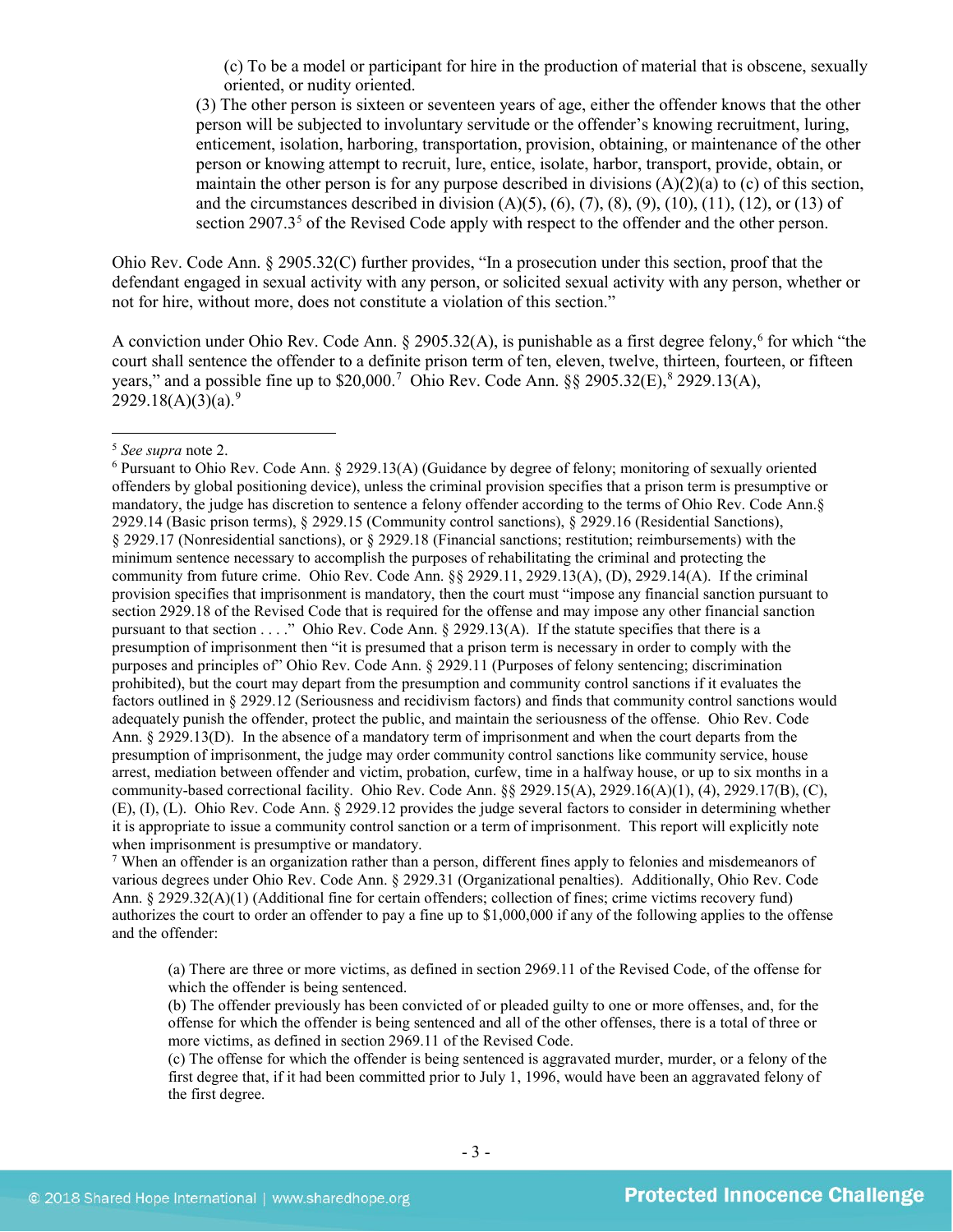> (c) To be a model or participant for hire in the production of material that is obscene, sexually oriented, or nudity oriented.
>
> (3) The other person is sixteen or seventeen years of age, either the offender knows that the other person will be subjected to involuntary servitude or the offender's knowing recruitment, luring, enticement, isolation, harboring, transportation, provision, obtaining, or maintenance of the other person or knowing attempt to recruit, lure, entice, isolate, harbor, transport, provide, obtain, or maintain the other person is for any purpose described in divisions (A)(2)(a) to (c) of this section, and the circumstances described in division (A)(5), (6), (7), (8), (9), (10), (11), (12), or (13) of section 2907.3[5] of the Revised Code apply with respect to the offender and the other person.

Ohio Rev. Code Ann. § 2905.32(C) further provides, "In a prosecution under this section, proof that the defendant engaged in sexual activity with any person, or solicited sexual activity with any person, whether or not for hire, without more, does not constitute a violation of this section."

A conviction under Ohio Rev. Code Ann. § 2905.32(A), is punishable as a first degree felony,[6] for which "the court shall sentence the offender to a definite prison term of ten, eleven, twelve, thirteen, fourteen, or fifteen years," and a possible fine up to $20,000.[7] Ohio Rev. Code Ann. §§ 2905.32(E),[8] 2929.13(A), 2929.18(A)(3)(a).[9]

---

[5] *See supra* note 2.

[6] Pursuant to Ohio Rev. Code Ann. § 2929.13(A) (Guidance by degree of felony; monitoring of sexually oriented offenders by global positioning device), unless the criminal provision specifies that a prison term is presumptive or mandatory, the judge has discretion to sentence a felony offender according to the terms of Ohio Rev. Code Ann.§ 2929.14 (Basic prison terms), § 2929.15 (Community control sanctions), § 2929.16 (Residential Sanctions), § 2929.17 (Nonresidential sanctions), or § 2929.18 (Financial sanctions; restitution; reimbursements) with the minimum sentence necessary to accomplish the purposes of rehabilitating the criminal and protecting the community from future crime. Ohio Rev. Code Ann. §§ 2929.11, 2929.13(A), (D), 2929.14(A). If the criminal provision specifies that imprisonment is mandatory, then the court must "impose any financial sanction pursuant to section 2929.18 of the Revised Code that is required for the offense and may impose any other financial sanction pursuant to that section . . . ." Ohio Rev. Code Ann. § 2929.13(A). If the statute specifies that there is a presumption of imprisonment then "it is presumed that a prison term is necessary in order to comply with the purposes and principles of" Ohio Rev. Code Ann. § 2929.11 (Purposes of felony sentencing; discrimination prohibited), but the court may depart from the presumption and community control sanctions if it evaluates the factors outlined in § 2929.12 (Seriousness and recidivism factors) and finds that community control sanctions would adequately punish the offender, protect the public, and maintain the seriousness of the offense. Ohio Rev. Code Ann. § 2929.13(D). In the absence of a mandatory term of imprisonment and when the court departs from the presumption of imprisonment, the judge may order community control sanctions like community service, house arrest, mediation between offender and victim, probation, curfew, time in a halfway house, or up to six months in a community-based correctional facility. Ohio Rev. Code Ann. §§ 2929.15(A), 2929.16(A)(1), (4), 2929.17(B), (C), (E), (I), (L). Ohio Rev. Code Ann. § 2929.12 provides the judge several factors to consider in determining whether it is appropriate to issue a community control sanction or a term of imprisonment. This report will explicitly note when imprisonment is presumptive or mandatory.

[7] When an offender is an organization rather than a person, different fines apply to felonies and misdemeanors of various degrees under Ohio Rev. Code Ann. § 2929.31 (Organizational penalties). Additionally, Ohio Rev. Code Ann. § 2929.32(A)(1) (Additional fine for certain offenders; collection of fines; crime victims recovery fund) authorizes the court to order an offender to pay a fine up to $1,000,000 if any of the following applies to the offense and the offender:

> (a) There are three or more victims, as defined in section 2969.11 of the Revised Code, of the offense for which the offender is being sentenced.
>
> (b) The offender previously has been convicted of or pleaded guilty to one or more offenses, and, for the offense for which the offender is being sentenced and all of the other offenses, there is a total of three or more victims, as defined in section 2969.11 of the Revised Code.
>
> (c) The offense for which the offender is being sentenced is aggravated murder, murder, or a felony of the first degree that, if it had been committed prior to July 1, 1996, would have been an aggravated felony of the first degree.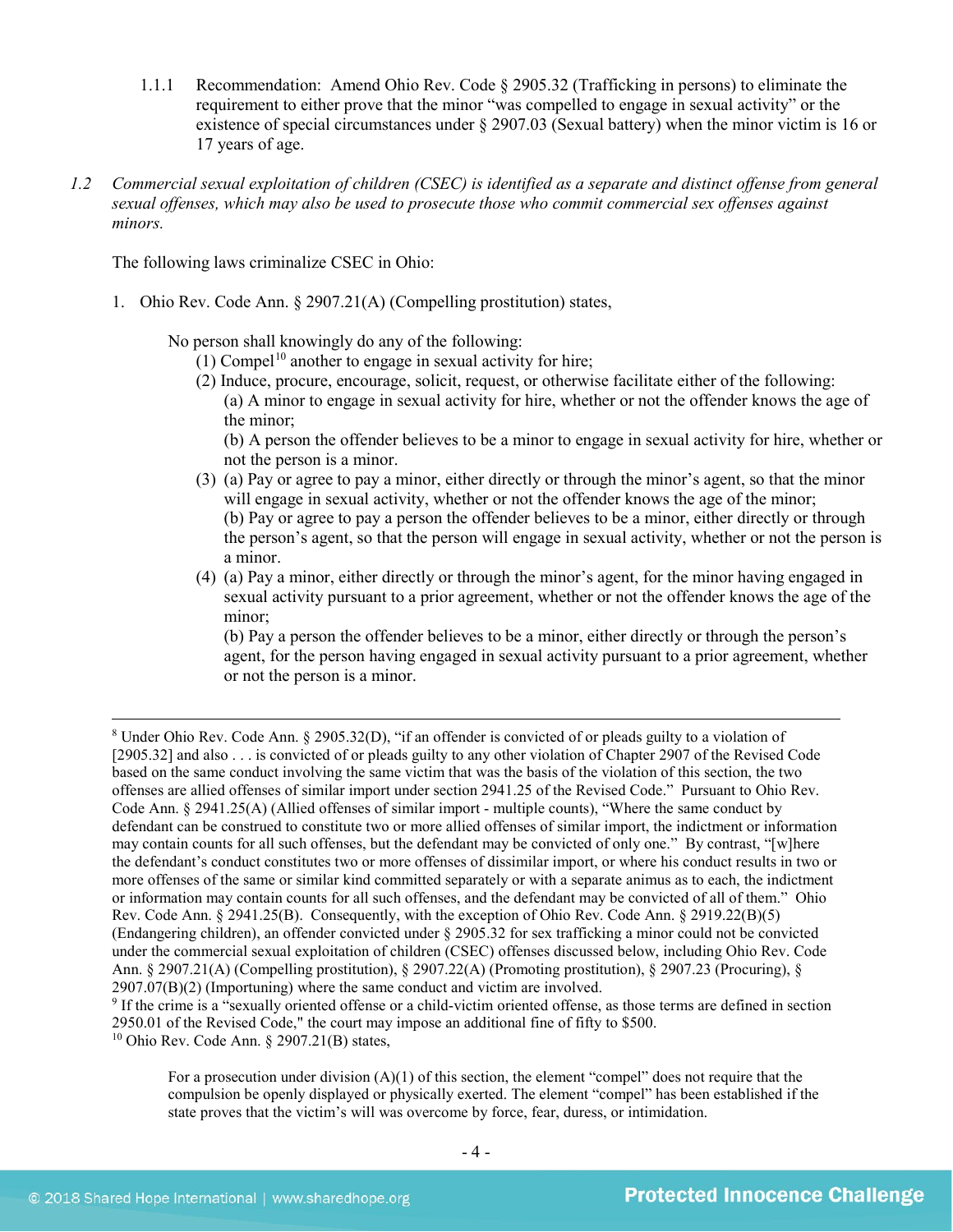1.1.1 Recommendation: Amend Ohio Rev. Code § 2905.32 (Trafficking in persons) to eliminate the requirement to either prove that the minor "was compelled to engage in sexual activity" or the existence of special circumstances under § 2907.03 (Sexual battery) when the minor victim is 16 or 17 years of age.

*1.2 Commercial sexual exploitation of children (CSEC) is identified as a separate and distinct offense from general sexual offenses, which may also be used to prosecute those who commit commercial sex offenses against minors.*

The following laws criminalize CSEC in Ohio:

1. Ohio Rev. Code Ann. § 2907.21(A) (Compelling prostitution) states,

   No person shall knowingly do any of the following:
   (1) Compel[10] another to engage in sexual activity for hire;
   (2) Induce, procure, encourage, solicit, request, or otherwise facilitate either of the following:
   (a) A minor to engage in sexual activity for hire, whether or not the offender knows the age of the minor;
   (b) A person the offender believes to be a minor to engage in sexual activity for hire, whether or not the person is a minor.
   (3) (a) Pay or agree to pay a minor, either directly or through the minor's agent, so that the minor will engage in sexual activity, whether or not the offender knows the age of the minor;
   (b) Pay or agree to pay a person the offender believes to be a minor, either directly or through the person's agent, so that the person will engage in sexual activity, whether or not the person is a minor.
   (4) (a) Pay a minor, either directly or through the minor's agent, for the minor having engaged in sexual activity pursuant to a prior agreement, whether or not the offender knows the age of the minor;
   (b) Pay a person the offender believes to be a minor, either directly or through the person's agent, for the person having engaged in sexual activity pursuant to a prior agreement, whether or not the person is a minor.

---

[8] Under Ohio Rev. Code Ann. § 2905.32(D), "if an offender is convicted of or pleads guilty to a violation of [2905.32] and also . . . is convicted of or pleads guilty to any other violation of Chapter 2907 of the Revised Code based on the same conduct involving the same victim that was the basis of the violation of this section, the two offenses are allied offenses of similar import under section 2941.25 of the Revised Code." Pursuant to Ohio Rev. Code Ann. § 2941.25(A) (Allied offenses of similar import - multiple counts), "Where the same conduct by defendant can be construed to constitute two or more allied offenses of similar import, the indictment or information may contain counts for all such offenses, but the defendant may be convicted of only one." By contrast, "[w]here the defendant's conduct constitutes two or more offenses of dissimilar import, or where his conduct results in two or more offenses of the same or similar kind committed separately or with a separate animus as to each, the indictment or information may contain counts for all such offenses, and the defendant may be convicted of all of them." Ohio Rev. Code Ann. § 2941.25(B). Consequently, with the exception of Ohio Rev. Code Ann. § 2919.22(B)(5) (Endangering children), an offender convicted under § 2905.32 for sex trafficking a minor could not be convicted under the commercial sexual exploitation of children (CSEC) offenses discussed below, including Ohio Rev. Code Ann. § 2907.21(A) (Compelling prostitution), § 2907.22(A) (Promoting prostitution), § 2907.23 (Procuring), § 2907.07(B)(2) (Importuning) where the same conduct and victim are involved.

[9] If the crime is a "sexually oriented offense or a child-victim oriented offense, as those terms are defined in section 2950.01 of the Revised Code," the court may impose an additional fine of fifty to $500.

[10] Ohio Rev. Code Ann. § 2907.21(B) states,

> For a prosecution under division (A)(1) of this section, the element "compel" does not require that the compulsion be openly displayed or physically exerted. The element "compel" has been established if the state proves that the victim's will was overcome by force, fear, duress, or intimidation.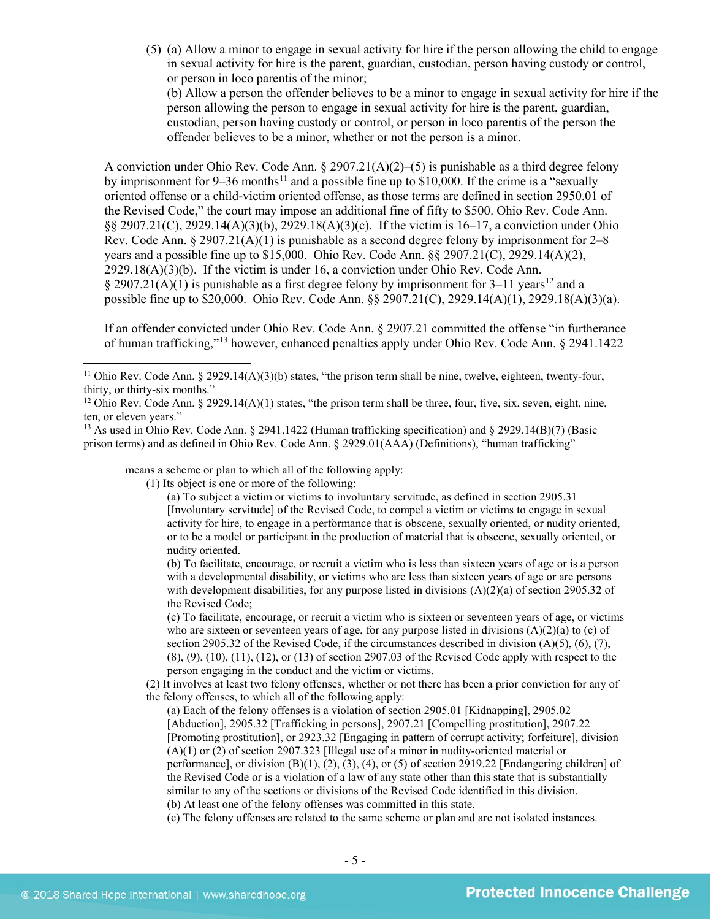(5) (a) Allow a minor to engage in sexual activity for hire if the person allowing the child to engage in sexual activity for hire is the parent, guardian, custodian, person having custody or control, or person in loco parentis of the minor;
(b) Allow a person the offender believes to be a minor to engage in sexual activity for hire if the person allowing the person to engage in sexual activity for hire is the parent, guardian, custodian, person having custody or control, or person in loco parentis of the person the offender believes to be a minor, whether or not the person is a minor.

A conviction under Ohio Rev. Code Ann. § 2907.21(A)(2)–(5) is punishable as a third degree felony by imprisonment for 9–36 months[11] and a possible fine up to $10,000. If the crime is a "sexually oriented offense or a child-victim oriented offense, as those terms are defined in section 2950.01 of the Revised Code," the court may impose an additional fine of fifty to $500. Ohio Rev. Code Ann. §§ 2907.21(C), 2929.14(A)(3)(b), 2929.18(A)(3)(c). If the victim is 16–17, a conviction under Ohio Rev. Code Ann. § 2907.21(A)(1) is punishable as a second degree felony by imprisonment for 2–8 years and a possible fine up to $15,000. Ohio Rev. Code Ann. §§ 2907.21(C), 2929.14(A)(2), 2929.18(A)(3)(b). If the victim is under 16, a conviction under Ohio Rev. Code Ann. § 2907.21(A)(1) is punishable as a first degree felony by imprisonment for 3–11 years[12] and a possible fine up to $20,000. Ohio Rev. Code Ann. §§ 2907.21(C), 2929.14(A)(1), 2929.18(A)(3)(a).

If an offender convicted under Ohio Rev. Code Ann. § 2907.21 committed the offense "in furtherance of human trafficking,"[13] however, enhanced penalties apply under Ohio Rev. Code Ann. § 2941.1422

---

[11] Ohio Rev. Code Ann. § 2929.14(A)(3)(b) states, "the prison term shall be nine, twelve, eighteen, twenty-four, thirty, or thirty-six months."

[12] Ohio Rev. Code Ann. § 2929.14(A)(1) states, "the prison term shall be three, four, five, six, seven, eight, nine, ten, or eleven years."

[13] As used in Ohio Rev. Code Ann. § 2941.1422 (Human trafficking specification) and § 2929.14(B)(7) (Basic prison terms) and as defined in Ohio Rev. Code Ann. § 2929.01(AAA) (Definitions), "human trafficking"

> means a scheme or plan to which all of the following apply:
> (1) Its object is one or more of the following:
> (a) To subject a victim or victims to involuntary servitude, as defined in section 2905.31 [Involuntary servitude] of the Revised Code, to compel a victim or victims to engage in sexual activity for hire, to engage in a performance that is obscene, sexually oriented, or nudity oriented, or to be a model or participant in the production of material that is obscene, sexually oriented, or nudity oriented.
> (b) To facilitate, encourage, or recruit a victim who is less than sixteen years of age or is a person with a developmental disability, or victims who are less than sixteen years of age or are persons with development disabilities, for any purpose listed in divisions (A)(2)(a) of section 2905.32 of the Revised Code;
> (c) To facilitate, encourage, or recruit a victim who is sixteen or seventeen years of age, or victims who are sixteen or seventeen years of age, for any purpose listed in divisions (A)(2)(a) to (c) of section 2905.32 of the Revised Code, if the circumstances described in division (A)(5), (6), (7), (8), (9), (10), (11), (12), or (13) of section 2907.03 of the Revised Code apply with respect to the person engaging in the conduct and the victim or victims.
> (2) It involves at least two felony offenses, whether or not there has been a prior conviction for any of the felony offenses, to which all of the following apply:
> (a) Each of the felony offenses is a violation of section 2905.01 [Kidnapping], 2905.02 [Abduction], 2905.32 [Trafficking in persons], 2907.21 [Compelling prostitution], 2907.22 [Promoting prostitution], or 2923.32 [Engaging in pattern of corrupt activity; forfeiture], division (A)(1) or (2) of section 2907.323 [Illegal use of a minor in nudity-oriented material or performance], or division (B)(1), (2), (3), (4), or (5) of section 2919.22 [Endangering children] of the Revised Code or is a violation of a law of any state other than this state that is substantially similar to any of the sections or divisions of the Revised Code identified in this division.
> (b) At least one of the felony offenses was committed in this state.
> (c) The felony offenses are related to the same scheme or plan and are not isolated instances.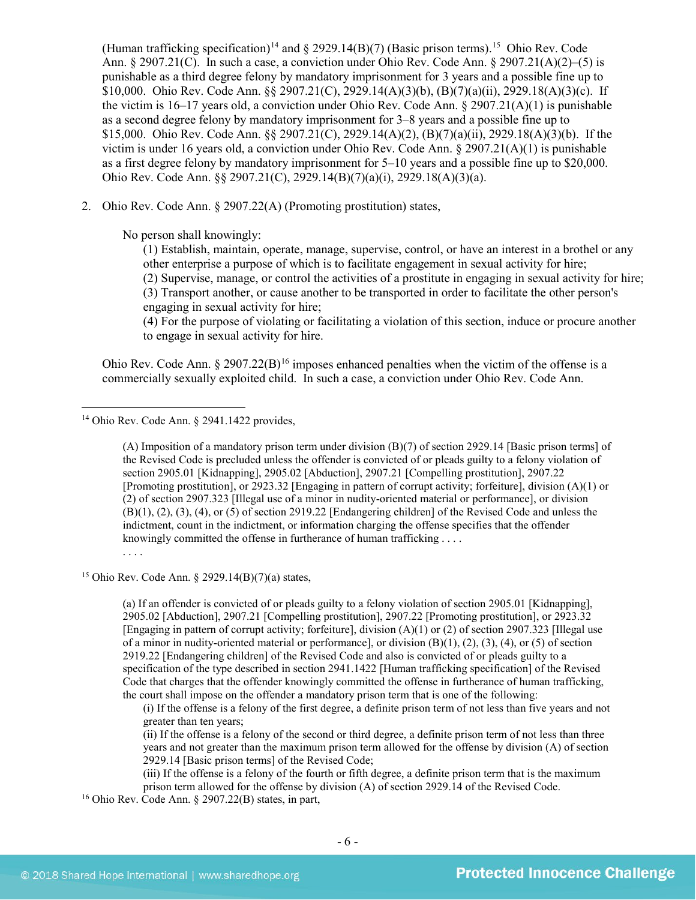(Human trafficking specification)[14] and § 2929.14(B)(7) (Basic prison terms).[15] Ohio Rev. Code Ann. § 2907.21(C). In such a case, a conviction under Ohio Rev. Code Ann. § 2907.21(A)(2)–(5) is punishable as a third degree felony by mandatory imprisonment for 3 years and a possible fine up to $10,000. Ohio Rev. Code Ann. §§ 2907.21(C), 2929.14(A)(3)(b), (B)(7)(a)(ii), 2929.18(A)(3)(c). If the victim is 16–17 years old, a conviction under Ohio Rev. Code Ann. § 2907.21(A)(1) is punishable as a second degree felony by mandatory imprisonment for 3–8 years and a possible fine up to $15,000. Ohio Rev. Code Ann. §§ 2907.21(C), 2929.14(A)(2), (B)(7)(a)(ii), 2929.18(A)(3)(b). If the victim is under 16 years old, a conviction under Ohio Rev. Code Ann. § 2907.21(A)(1) is punishable as a first degree felony by mandatory imprisonment for 5–10 years and a possible fine up to $20,000. Ohio Rev. Code Ann. §§ 2907.21(C), 2929.14(B)(7)(a)(i), 2929.18(A)(3)(a).

2. Ohio Rev. Code Ann. § 2907.22(A) (Promoting prostitution) states,

> No person shall knowingly:
>
> (1) Establish, maintain, operate, manage, supervise, control, or have an interest in a brothel or any other enterprise a purpose of which is to facilitate engagement in sexual activity for hire;
>
> (2) Supervise, manage, or control the activities of a prostitute in engaging in sexual activity for hire;
>
> (3) Transport another, or cause another to be transported in order to facilitate the other person's engaging in sexual activity for hire;
>
> (4) For the purpose of violating or facilitating a violation of this section, induce or procure another to engage in sexual activity for hire.

Ohio Rev. Code Ann. § 2907.22(B)[16] imposes enhanced penalties when the victim of the offense is a commercially sexually exploited child. In such a case, a conviction under Ohio Rev. Code Ann.

---

[14] Ohio Rev. Code Ann. § 2941.1422 provides,

> (A) Imposition of a mandatory prison term under division (B)(7) of section 2929.14 [Basic prison terms] of the Revised Code is precluded unless the offender is convicted of or pleads guilty to a felony violation of section 2905.01 [Kidnapping], 2905.02 [Abduction], 2907.21 [Compelling prostitution], 2907.22 [Promoting prostitution], or 2923.32 [Engaging in pattern of corrupt activity; forfeiture], division (A)(1) or (2) of section 2907.323 [Illegal use of a minor in nudity-oriented material or performance], or division (B)(1), (2), (3), (4), or (5) of section 2919.22 [Endangering children] of the Revised Code and unless the indictment, count in the indictment, or information charging the offense specifies that the offender knowingly committed the offense in furtherance of human trafficking . . . .
>
> . . . .

[15] Ohio Rev. Code Ann. § 2929.14(B)(7)(a) states,

> (a) If an offender is convicted of or pleads guilty to a felony violation of section 2905.01 [Kidnapping], 2905.02 [Abduction], 2907.21 [Compelling prostitution], 2907.22 [Promoting prostitution], or 2923.32 [Engaging in pattern of corrupt activity; forfeiture], division (A)(1) or (2) of section 2907.323 [Illegal use of a minor in nudity-oriented material or performance], or division (B)(1), (2), (3), (4), or (5) of section 2919.22 [Endangering children] of the Revised Code and also is convicted of or pleads guilty to a specification of the type described in section 2941.1422 [Human trafficking specification] of the Revised Code that charges that the offender knowingly committed the offense in furtherance of human trafficking, the court shall impose on the offender a mandatory prison term that is one of the following:
>
> (i) If the offense is a felony of the first degree, a definite prison term of not less than five years and not greater than ten years;
>
> (ii) If the offense is a felony of the second or third degree, a definite prison term of not less than three years and not greater than the maximum prison term allowed for the offense by division (A) of section 2929.14 [Basic prison terms] of the Revised Code;
>
> (iii) If the offense is a felony of the fourth or fifth degree, a definite prison term that is the maximum prison term allowed for the offense by division (A) of section 2929.14 of the Revised Code.

[16] Ohio Rev. Code Ann. § 2907.22(B) states, in part,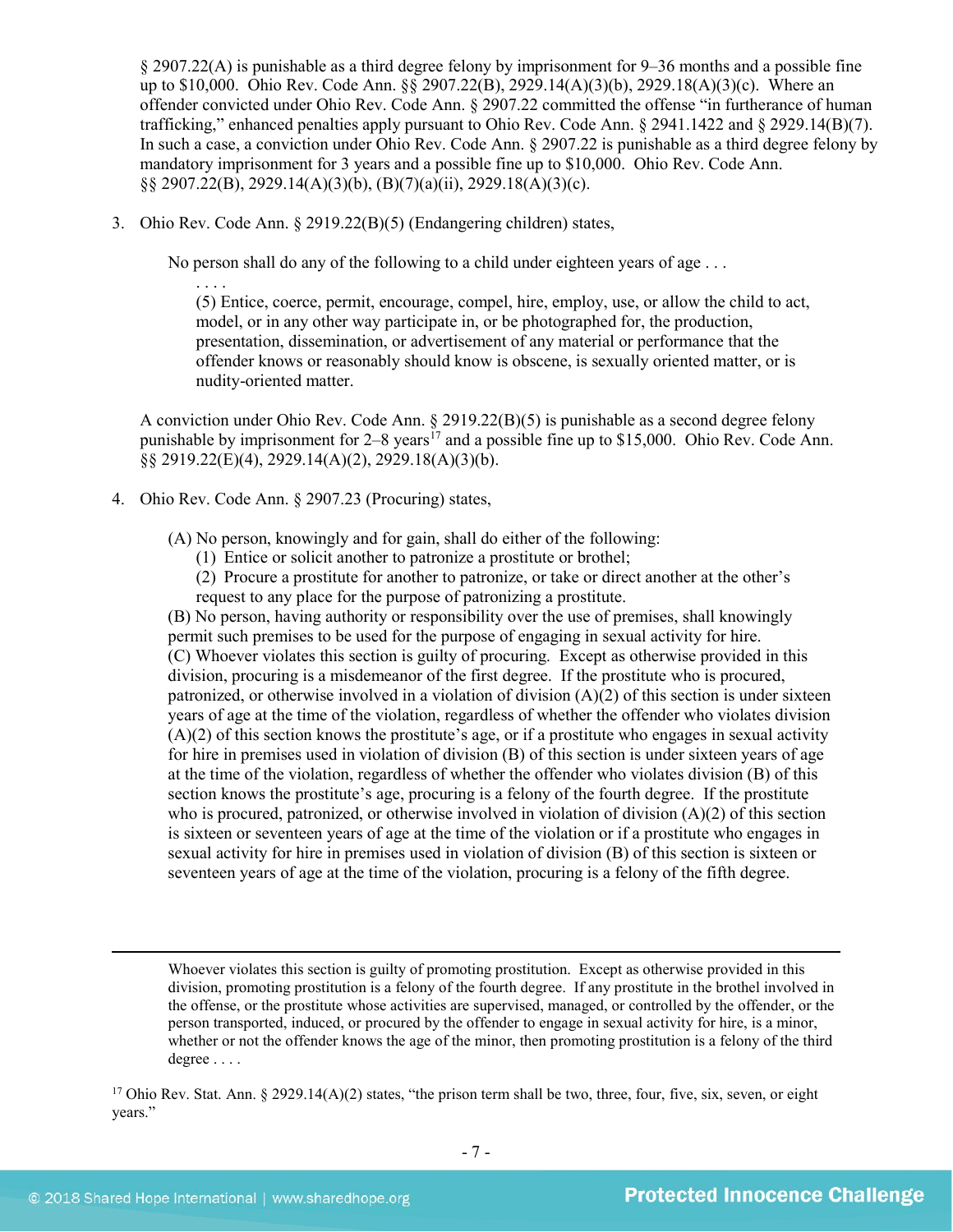§ 2907.22(A) is punishable as a third degree felony by imprisonment for 9–36 months and a possible fine up to $10,000. Ohio Rev. Code Ann. §§ 2907.22(B), 2929.14(A)(3)(b), 2929.18(A)(3)(c). Where an offender convicted under Ohio Rev. Code Ann. § 2907.22 committed the offense "in furtherance of human trafficking," enhanced penalties apply pursuant to Ohio Rev. Code Ann. § 2941.1422 and § 2929.14(B)(7). In such a case, a conviction under Ohio Rev. Code Ann. § 2907.22 is punishable as a third degree felony by mandatory imprisonment for 3 years and a possible fine up to $10,000. Ohio Rev. Code Ann. §§ 2907.22(B), 2929.14(A)(3)(b), (B)(7)(a)(ii), 2929.18(A)(3)(c).

3. Ohio Rev. Code Ann. § 2919.22(B)(5) (Endangering children) states,

   > No person shall do any of the following to a child under eighteen years of age . . .
   >
   > . . . .
   >
   > (5) Entice, coerce, permit, encourage, compel, hire, employ, use, or allow the child to act, model, or in any other way participate in, or be photographed for, the production, presentation, dissemination, or advertisement of any material or performance that the offender knows or reasonably should know is obscene, is sexually oriented matter, or is nudity-oriented matter.

   A conviction under Ohio Rev. Code Ann. § 2919.22(B)(5) is punishable as a second degree felony punishable by imprisonment for 2–8 years[17] and a possible fine up to $15,000. Ohio Rev. Code Ann. §§ 2919.22(E)(4), 2929.14(A)(2), 2929.18(A)(3)(b).

4. Ohio Rev. Code Ann. § 2907.23 (Procuring) states,

   > (A) No person, knowingly and for gain, shall do either of the following:
   >
   > (1) Entice or solicit another to patronize a prostitute or brothel;
   >
   > (2) Procure a prostitute for another to patronize, or take or direct another at the other's request to any place for the purpose of patronizing a prostitute.
   >
   > (B) No person, having authority or responsibility over the use of premises, shall knowingly permit such premises to be used for the purpose of engaging in sexual activity for hire.
   >
   > (C) Whoever violates this section is guilty of procuring. Except as otherwise provided in this division, procuring is a misdemeanor of the first degree. If the prostitute who is procured, patronized, or otherwise involved in a violation of division (A)(2) of this section is under sixteen years of age at the time of the violation, regardless of whether the offender who violates division (A)(2) of this section knows the prostitute's age, or if a prostitute who engages in sexual activity for hire in premises used in violation of division (B) of this section is under sixteen years of age at the time of the violation, regardless of whether the offender who violates division (B) of this section knows the prostitute's age, procuring is a felony of the fourth degree. If the prostitute who is procured, patronized, or otherwise involved in violation of division (A)(2) of this section is sixteen or seventeen years of age at the time of the violation or if a prostitute who engages in sexual activity for hire in premises used in violation of division (B) of this section is sixteen or seventeen years of age at the time of the violation, procuring is a felony of the fifth degree.

---

> Whoever violates this section is guilty of promoting prostitution. Except as otherwise provided in this division, promoting prostitution is a felony of the fourth degree. If any prostitute in the brothel involved in the offense, or the prostitute whose activities are supervised, managed, or controlled by the offender, or the person transported, induced, or procured by the offender to engage in sexual activity for hire, is a minor, whether or not the offender knows the age of the minor, then promoting prostitution is a felony of the third degree . . . .

[17] Ohio Rev. Stat. Ann. § 2929.14(A)(2) states, "the prison term shall be two, three, four, five, six, seven, or eight years."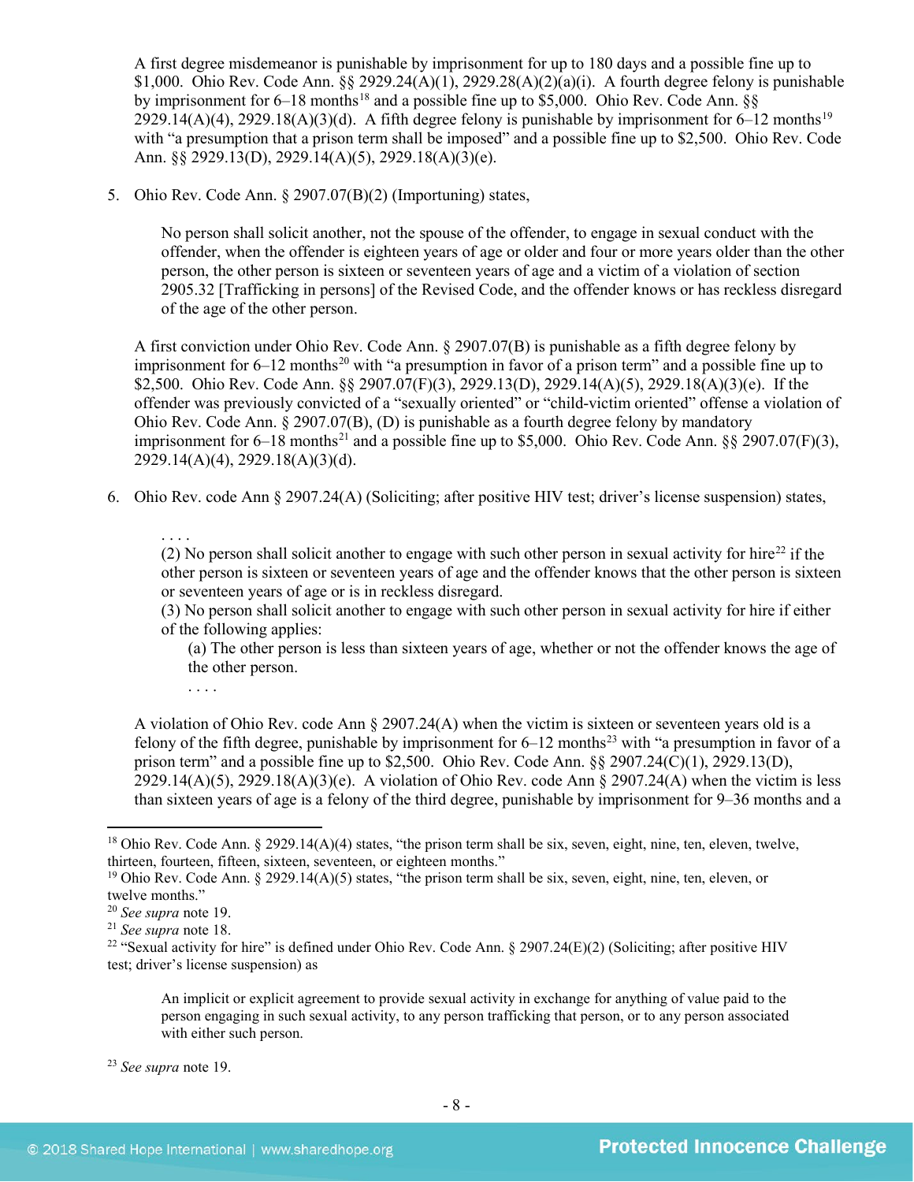A first degree misdemeanor is punishable by imprisonment for up to 180 days and a possible fine up to $1,000. Ohio Rev. Code Ann. §§ 2929.24(A)(1), 2929.28(A)(2)(a)(i). A fourth degree felony is punishable by imprisonment for 6–18 months[18] and a possible fine up to $5,000. Ohio Rev. Code Ann. §§ 2929.14(A)(4), 2929.18(A)(3)(d). A fifth degree felony is punishable by imprisonment for 6–12 months[19] with "a presumption that a prison term shall be imposed" and a possible fine up to $2,500. Ohio Rev. Code Ann. §§ 2929.13(D), 2929.14(A)(5), 2929.18(A)(3)(e).

5. Ohio Rev. Code Ann. § 2907.07(B)(2) (Importuning) states,

> No person shall solicit another, not the spouse of the offender, to engage in sexual conduct with the offender, when the offender is eighteen years of age or older and four or more years older than the other person, the other person is sixteen or seventeen years of age and a victim of a violation of section 2905.32 [Trafficking in persons] of the Revised Code, and the offender knows or has reckless disregard of the age of the other person.

A first conviction under Ohio Rev. Code Ann. § 2907.07(B) is punishable as a fifth degree felony by imprisonment for 6–12 months[20] with "a presumption in favor of a prison term" and a possible fine up to $2,500. Ohio Rev. Code Ann. §§ 2907.07(F)(3), 2929.13(D), 2929.14(A)(5), 2929.18(A)(3)(e). If the offender was previously convicted of a "sexually oriented" or "child-victim oriented" offense a violation of Ohio Rev. Code Ann. § 2907.07(B), (D) is punishable as a fourth degree felony by mandatory imprisonment for 6–18 months[21] and a possible fine up to $5,000. Ohio Rev. Code Ann. §§ 2907.07(F)(3), 2929.14(A)(4), 2929.18(A)(3)(d).

6. Ohio Rev. code Ann § 2907.24(A) (Soliciting; after positive HIV test; driver's license suspension) states,

> . . . .
> (2) No person shall solicit another to engage with such other person in sexual activity for hire[22] if the other person is sixteen or seventeen years of age and the offender knows that the other person is sixteen or seventeen years of age or is in reckless disregard.
> (3) No person shall solicit another to engage with such other person in sexual activity for hire if either of the following applies:
>
> (a) The other person is less than sixteen years of age, whether or not the offender knows the age of the other person.
>
> . . . .

A violation of Ohio Rev. code Ann § 2907.24(A) when the victim is sixteen or seventeen years old is a felony of the fifth degree, punishable by imprisonment for 6–12 months[23] with "a presumption in favor of a prison term" and a possible fine up to $2,500. Ohio Rev. Code Ann. §§ 2907.24(C)(1), 2929.13(D), 2929.14(A)(5), 2929.18(A)(3)(e). A violation of Ohio Rev. code Ann § 2907.24(A) when the victim is less than sixteen years of age is a felony of the third degree, punishable by imprisonment for 9–36 months and a

---

[18] Ohio Rev. Code Ann. § 2929.14(A)(4) states, "the prison term shall be six, seven, eight, nine, ten, eleven, twelve, thirteen, fourteen, fifteen, sixteen, seventeen, or eighteen months."

[19] Ohio Rev. Code Ann. § 2929.14(A)(5) states, "the prison term shall be six, seven, eight, nine, ten, eleven, or twelve months."

[20] *See supra* note 19.

[21] *See supra* note 18.

[22] "Sexual activity for hire" is defined under Ohio Rev. Code Ann. § 2907.24(E)(2) (Soliciting; after positive HIV test; driver's license suspension) as

> An implicit or explicit agreement to provide sexual activity in exchange for anything of value paid to the person engaging in such sexual activity, to any person trafficking that person, or to any person associated with either such person.

[23] *See supra* note 19.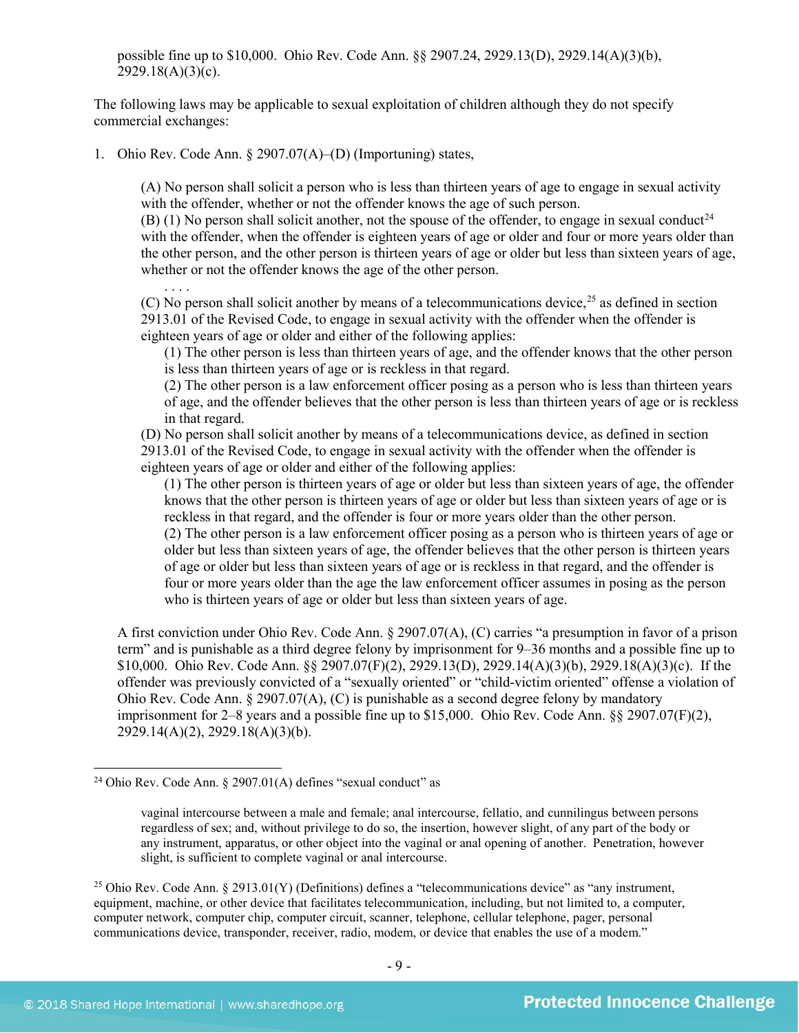possible fine up to $10,000. Ohio Rev. Code Ann. §§ 2907.24, 2929.13(D), 2929.14(A)(3)(b), 2929.18(A)(3)(c).

The following laws may be applicable to sexual exploitation of children although they do not specify commercial exchanges:

1. Ohio Rev. Code Ann. § 2907.07(A)–(D) (Importuning) states,

> (A) No person shall solicit a person who is less than thirteen years of age to engage in sexual activity with the offender, whether or not the offender knows the age of such person.
> (B) (1) No person shall solicit another, not the spouse of the offender, to engage in sexual conduct[24] with the offender, when the offender is eighteen years of age or older and four or more years older than the other person, and the other person is thirteen years of age or older but less than sixteen years of age, whether or not the offender knows the age of the other person.
> . . . .
> (C) No person shall solicit another by means of a telecommunications device,[25] as defined in section 2913.01 of the Revised Code, to engage in sexual activity with the offender when the offender is eighteen years of age or older and either of the following applies:
>> (1) The other person is less than thirteen years of age, and the offender knows that the other person is less than thirteen years of age or is reckless in that regard.
>> (2) The other person is a law enforcement officer posing as a person who is less than thirteen years of age, and the offender believes that the other person is less than thirteen years of age or is reckless in that regard.
>
> (D) No person shall solicit another by means of a telecommunications device, as defined in section 2913.01 of the Revised Code, to engage in sexual activity with the offender when the offender is eighteen years of age or older and either of the following applies:
>> (1) The other person is thirteen years of age or older but less than sixteen years of age, the offender knows that the other person is thirteen years of age or older but less than sixteen years of age or is reckless in that regard, and the offender is four or more years older than the other person.
>> (2) The other person is a law enforcement officer posing as a person who is thirteen years of age or older but less than sixteen years of age, the offender believes that the other person is thirteen years of age or older but less than sixteen years of age or is reckless in that regard, and the offender is four or more years older than the age the law enforcement officer assumes in posing as the person who is thirteen years of age or older but less than sixteen years of age.

A first conviction under Ohio Rev. Code Ann. § 2907.07(A), (C) carries "a presumption in favor of a prison term" and is punishable as a third degree felony by imprisonment for 9–36 months and a possible fine up to $10,000. Ohio Rev. Code Ann. §§ 2907.07(F)(2), 2929.13(D), 2929.14(A)(3)(b), 2929.18(A)(3)(c). If the offender was previously convicted of a "sexually oriented" or "child-victim oriented" offense a violation of Ohio Rev. Code Ann. § 2907.07(A), (C) is punishable as a second degree felony by mandatory imprisonment for 2–8 years and a possible fine up to $15,000. Ohio Rev. Code Ann. §§ 2907.07(F)(2), 2929.14(A)(2), 2929.18(A)(3)(b).

---

[24] Ohio Rev. Code Ann. § 2907.01(A) defines "sexual conduct" as

> vaginal intercourse between a male and female; anal intercourse, fellatio, and cunnilingus between persons regardless of sex; and, without privilege to do so, the insertion, however slight, of any part of the body or any instrument, apparatus, or other object into the vaginal or anal opening of another. Penetration, however slight, is sufficient to complete vaginal or anal intercourse.

[25] Ohio Rev. Code Ann. § 2913.01(Y) (Definitions) defines a "telecommunications device" as "any instrument, equipment, machine, or other device that facilitates telecommunication, including, but not limited to, a computer, computer network, computer chip, computer circuit, scanner, telephone, cellular telephone, pager, personal communications device, transponder, receiver, radio, modem, or device that enables the use of a modem."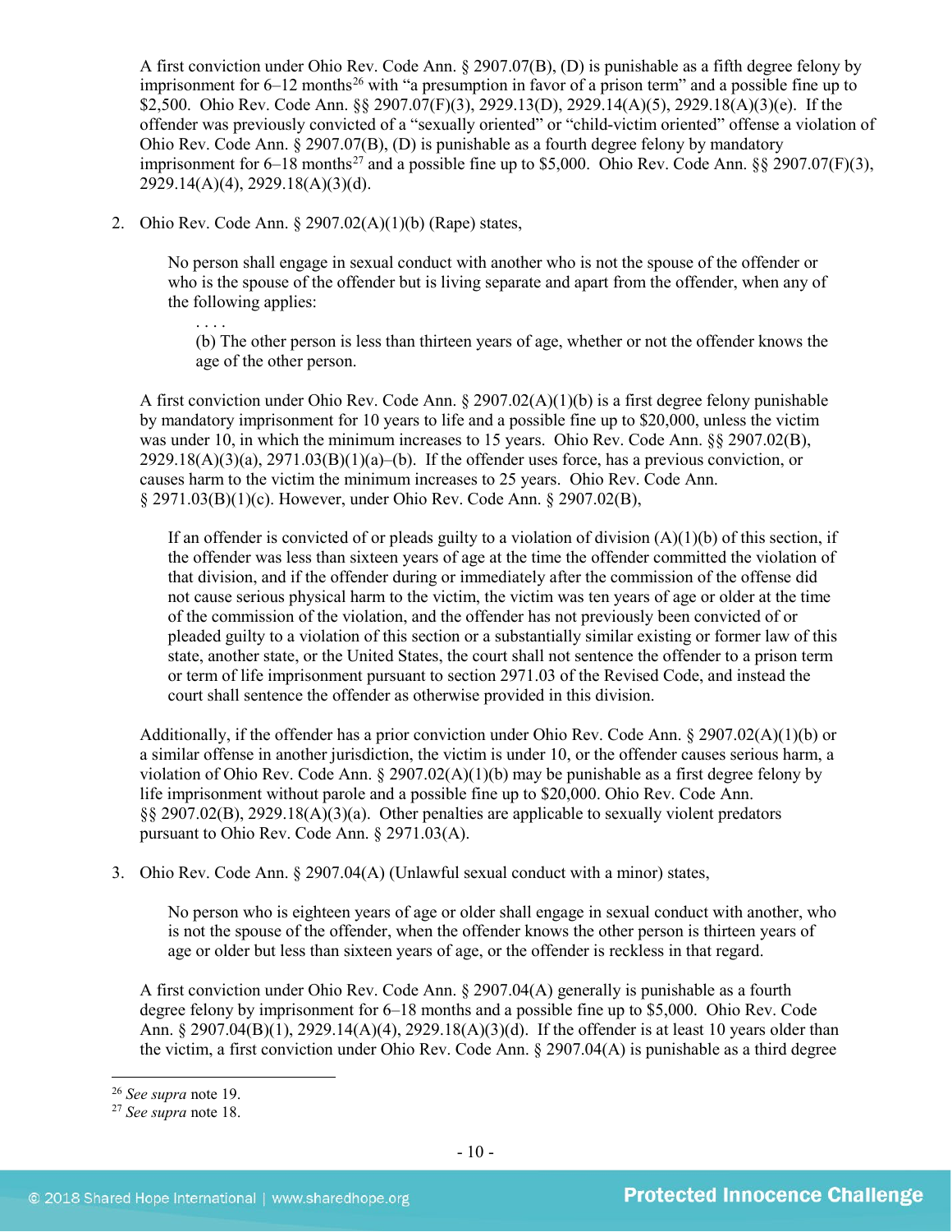A first conviction under Ohio Rev. Code Ann. § 2907.07(B), (D) is punishable as a fifth degree felony by imprisonment for 6–12 months[26] with "a presumption in favor of a prison term" and a possible fine up to $2,500. Ohio Rev. Code Ann. §§ 2907.07(F)(3), 2929.13(D), 2929.14(A)(5), 2929.18(A)(3)(e). If the offender was previously convicted of a "sexually oriented" or "child-victim oriented" offense a violation of Ohio Rev. Code Ann. § 2907.07(B), (D) is punishable as a fourth degree felony by mandatory imprisonment for 6–18 months[27] and a possible fine up to $5,000. Ohio Rev. Code Ann. §§ 2907.07(F)(3), 2929.14(A)(4), 2929.18(A)(3)(d).

2. Ohio Rev. Code Ann. § 2907.02(A)(1)(b) (Rape) states,

> No person shall engage in sexual conduct with another who is not the spouse of the offender or who is the spouse of the offender but is living separate and apart from the offender, when any of the following applies:
>
> . . . .
>
> (b) The other person is less than thirteen years of age, whether or not the offender knows the age of the other person.

A first conviction under Ohio Rev. Code Ann. § 2907.02(A)(1)(b) is a first degree felony punishable by mandatory imprisonment for 10 years to life and a possible fine up to $20,000, unless the victim was under 10, in which the minimum increases to 15 years. Ohio Rev. Code Ann. §§ 2907.02(B), 2929.18(A)(3)(a), 2971.03(B)(1)(a)–(b). If the offender uses force, has a previous conviction, or causes harm to the victim the minimum increases to 25 years. Ohio Rev. Code Ann. § 2971.03(B)(1)(c). However, under Ohio Rev. Code Ann. § 2907.02(B),

> If an offender is convicted of or pleads guilty to a violation of division (A)(1)(b) of this section, if the offender was less than sixteen years of age at the time the offender committed the violation of that division, and if the offender during or immediately after the commission of the offense did not cause serious physical harm to the victim, the victim was ten years of age or older at the time of the commission of the violation, and the offender has not previously been convicted of or pleaded guilty to a violation of this section or a substantially similar existing or former law of this state, another state, or the United States, the court shall not sentence the offender to a prison term or term of life imprisonment pursuant to section 2971.03 of the Revised Code, and instead the court shall sentence the offender as otherwise provided in this division.

Additionally, if the offender has a prior conviction under Ohio Rev. Code Ann. § 2907.02(A)(1)(b) or a similar offense in another jurisdiction, the victim is under 10, or the offender causes serious harm, a violation of Ohio Rev. Code Ann. § 2907.02(A)(1)(b) may be punishable as a first degree felony by life imprisonment without parole and a possible fine up to $20,000. Ohio Rev. Code Ann. §§ 2907.02(B), 2929.18(A)(3)(a). Other penalties are applicable to sexually violent predators pursuant to Ohio Rev. Code Ann. § 2971.03(A).

3. Ohio Rev. Code Ann. § 2907.04(A) (Unlawful sexual conduct with a minor) states,

> No person who is eighteen years of age or older shall engage in sexual conduct with another, who is not the spouse of the offender, when the offender knows the other person is thirteen years of age or older but less than sixteen years of age, or the offender is reckless in that regard.

A first conviction under Ohio Rev. Code Ann. § 2907.04(A) generally is punishable as a fourth degree felony by imprisonment for 6–18 months and a possible fine up to $5,000. Ohio Rev. Code Ann. § 2907.04(B)(1), 2929.14(A)(4), 2929.18(A)(3)(d). If the offender is at least 10 years older than the victim, a first conviction under Ohio Rev. Code Ann. § 2907.04(A) is punishable as a third degree

---

[26] *See supra* note 19.

[27] *See supra* note 18.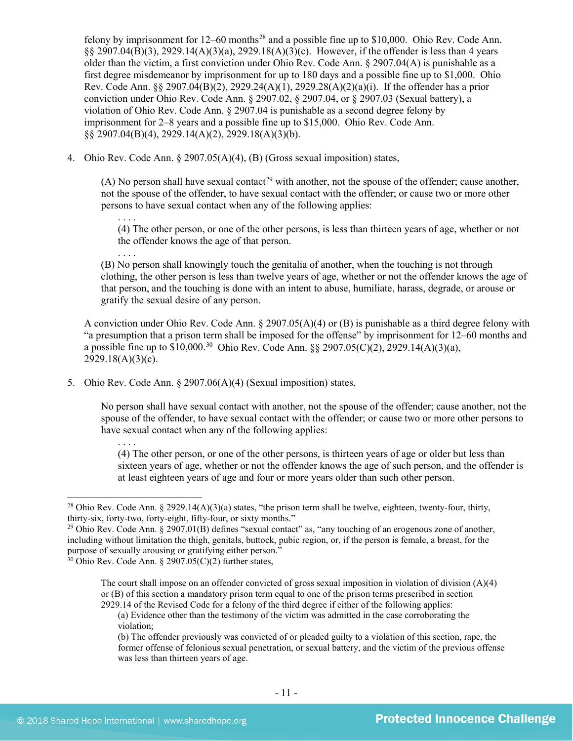felony by imprisonment for 12–60 months[28] and a possible fine up to $10,000. Ohio Rev. Code Ann. §§ 2907.04(B)(3), 2929.14(A)(3)(a), 2929.18(A)(3)(c). However, if the offender is less than 4 years older than the victim, a first conviction under Ohio Rev. Code Ann. § 2907.04(A) is punishable as a first degree misdemeanor by imprisonment for up to 180 days and a possible fine up to $1,000. Ohio Rev. Code Ann. §§ 2907.04(B)(2), 2929.24(A)(1), 2929.28(A)(2)(a)(i). If the offender has a prior conviction under Ohio Rev. Code Ann. § 2907.02, § 2907.04, or § 2907.03 (Sexual battery), a violation of Ohio Rev. Code Ann. § 2907.04 is punishable as a second degree felony by imprisonment for 2–8 years and a possible fine up to $15,000. Ohio Rev. Code Ann. §§ 2907.04(B)(4), 2929.14(A)(2), 2929.18(A)(3)(b).

4. Ohio Rev. Code Ann. § 2907.05(A)(4), (B) (Gross sexual imposition) states,

   (A) No person shall have sexual contact[29] with another, not the spouse of the offender; cause another, not the spouse of the offender, to have sexual contact with the offender; or cause two or more other persons to have sexual contact when any of the following applies:

   > . . . .
   > (4) The other person, or one of the other persons, is less than thirteen years of age, whether or not the offender knows the age of that person.
   > . . . .

   (B) No person shall knowingly touch the genitalia of another, when the touching is not through clothing, the other person is less than twelve years of age, whether or not the offender knows the age of that person, and the touching is done with an intent to abuse, humiliate, harass, degrade, or arouse or gratify the sexual desire of any person.

   A conviction under Ohio Rev. Code Ann. § 2907.05(A)(4) or (B) is punishable as a third degree felony with "a presumption that a prison term shall be imposed for the offense" by imprisonment for 12–60 months and a possible fine up to $10,000.[30] Ohio Rev. Code Ann. §§ 2907.05(C)(2), 2929.14(A)(3)(a), 2929.18(A)(3)(c).

5. Ohio Rev. Code Ann. § 2907.06(A)(4) (Sexual imposition) states,

   No person shall have sexual contact with another, not the spouse of the offender; cause another, not the spouse of the offender, to have sexual contact with the offender; or cause two or more other persons to have sexual contact when any of the following applies:

   > . . . .
   > (4) The other person, or one of the other persons, is thirteen years of age or older but less than sixteen years of age, whether or not the offender knows the age of such person, and the offender is at least eighteen years of age and four or more years older than such other person.

---

[28] Ohio Rev. Code Ann. § 2929.14(A)(3)(a) states, "the prison term shall be twelve, eighteen, twenty-four, thirty, thirty-six, forty-two, forty-eight, fifty-four, or sixty months."

[29] Ohio Rev. Code Ann. § 2907.01(B) defines "sexual contact" as, "any touching of an erogenous zone of another, including without limitation the thigh, genitals, buttock, pubic region, or, if the person is female, a breast, for the purpose of sexually arousing or gratifying either person."

[30] Ohio Rev. Code Ann. § 2907.05(C)(2) further states,

> The court shall impose on an offender convicted of gross sexual imposition in violation of division (A)(4) or (B) of this section a mandatory prison term equal to one of the prison terms prescribed in section 2929.14 of the Revised Code for a felony of the third degree if either of the following applies:
> (a) Evidence other than the testimony of the victim was admitted in the case corroborating the violation;
> (b) The offender previously was convicted of or pleaded guilty to a violation of this section, rape, the former offense of felonious sexual penetration, or sexual battery, and the victim of the previous offense was less than thirteen years of age.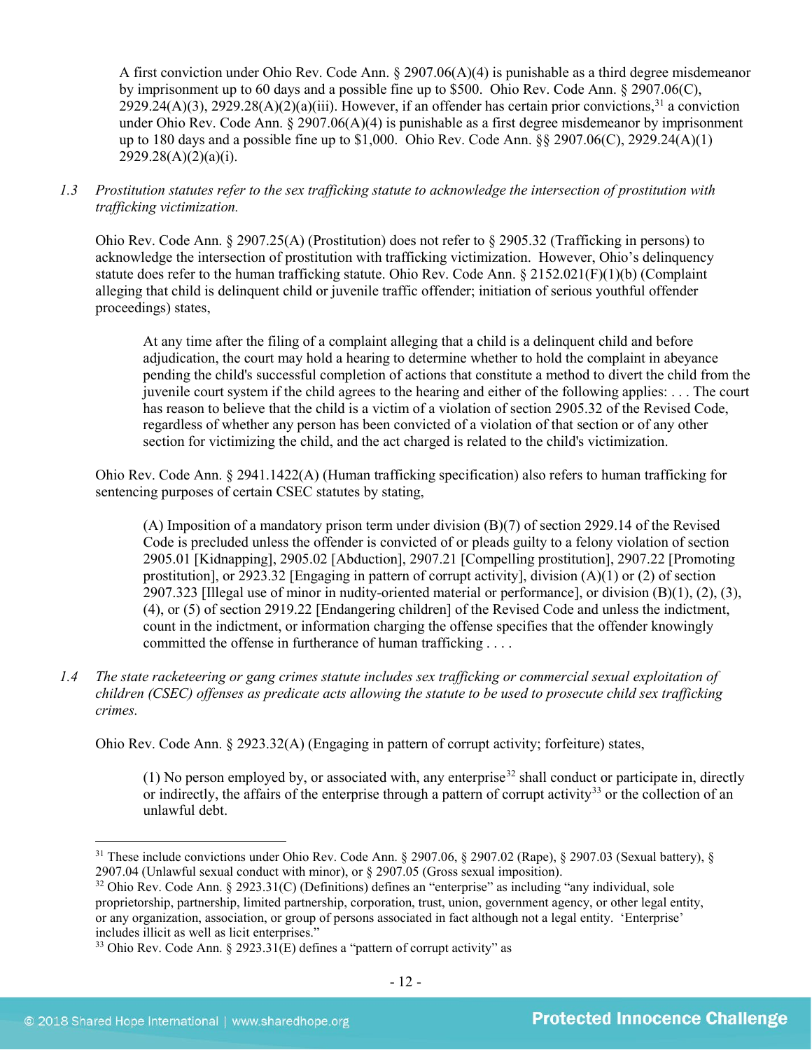A first conviction under Ohio Rev. Code Ann. § 2907.06(A)(4) is punishable as a third degree misdemeanor by imprisonment up to 60 days and a possible fine up to $500. Ohio Rev. Code Ann. § 2907.06(C), 2929.24(A)(3), 2929.28(A)(2)(a)(iii). However, if an offender has certain prior convictions,[31] a conviction under Ohio Rev. Code Ann. § 2907.06(A)(4) is punishable as a first degree misdemeanor by imprisonment up to 180 days and a possible fine up to $1,000. Ohio Rev. Code Ann. §§ 2907.06(C), 2929.24(A)(1) 2929.28(A)(2)(a)(i).

*1.3 Prostitution statutes refer to the sex trafficking statute to acknowledge the intersection of prostitution with trafficking victimization.*

Ohio Rev. Code Ann. § 2907.25(A) (Prostitution) does not refer to § 2905.32 (Trafficking in persons) to acknowledge the intersection of prostitution with trafficking victimization. However, Ohio's delinquency statute does refer to the human trafficking statute. Ohio Rev. Code Ann. § 2152.021(F)(1)(b) (Complaint alleging that child is delinquent child or juvenile traffic offender; initiation of serious youthful offender proceedings) states,

> At any time after the filing of a complaint alleging that a child is a delinquent child and before adjudication, the court may hold a hearing to determine whether to hold the complaint in abeyance pending the child's successful completion of actions that constitute a method to divert the child from the juvenile court system if the child agrees to the hearing and either of the following applies: . . . The court has reason to believe that the child is a victim of a violation of section 2905.32 of the Revised Code, regardless of whether any person has been convicted of a violation of that section or of any other section for victimizing the child, and the act charged is related to the child's victimization.

Ohio Rev. Code Ann. § 2941.1422(A) (Human trafficking specification) also refers to human trafficking for sentencing purposes of certain CSEC statutes by stating,

> (A) Imposition of a mandatory prison term under division (B)(7) of section 2929.14 of the Revised Code is precluded unless the offender is convicted of or pleads guilty to a felony violation of section 2905.01 [Kidnapping], 2905.02 [Abduction], 2907.21 [Compelling prostitution], 2907.22 [Promoting prostitution], or 2923.32 [Engaging in pattern of corrupt activity], division (A)(1) or (2) of section 2907.323 [Illegal use of minor in nudity-oriented material or performance], or division (B)(1), (2), (3), (4), or (5) of section 2919.22 [Endangering children] of the Revised Code and unless the indictment, count in the indictment, or information charging the offense specifies that the offender knowingly committed the offense in furtherance of human trafficking . . . .

*1.4 The state racketeering or gang crimes statute includes sex trafficking or commercial sexual exploitation of children (CSEC) offenses as predicate acts allowing the statute to be used to prosecute child sex trafficking crimes.*

Ohio Rev. Code Ann. § 2923.32(A) (Engaging in pattern of corrupt activity; forfeiture) states,

> (1) No person employed by, or associated with, any enterprise[32] shall conduct or participate in, directly or indirectly, the affairs of the enterprise through a pattern of corrupt activity[33] or the collection of an unlawful debt.

---

[31] These include convictions under Ohio Rev. Code Ann. § 2907.06, § 2907.02 (Rape), § 2907.03 (Sexual battery), § 2907.04 (Unlawful sexual conduct with minor), or § 2907.05 (Gross sexual imposition).

[32] Ohio Rev. Code Ann. § 2923.31(C) (Definitions) defines an "enterprise" as including "any individual, sole proprietorship, partnership, limited partnership, corporation, trust, union, government agency, or other legal entity, or any organization, association, or group of persons associated in fact although not a legal entity. 'Enterprise' includes illicit as well as licit enterprises."

[33] Ohio Rev. Code Ann. § 2923.31(E) defines a "pattern of corrupt activity" as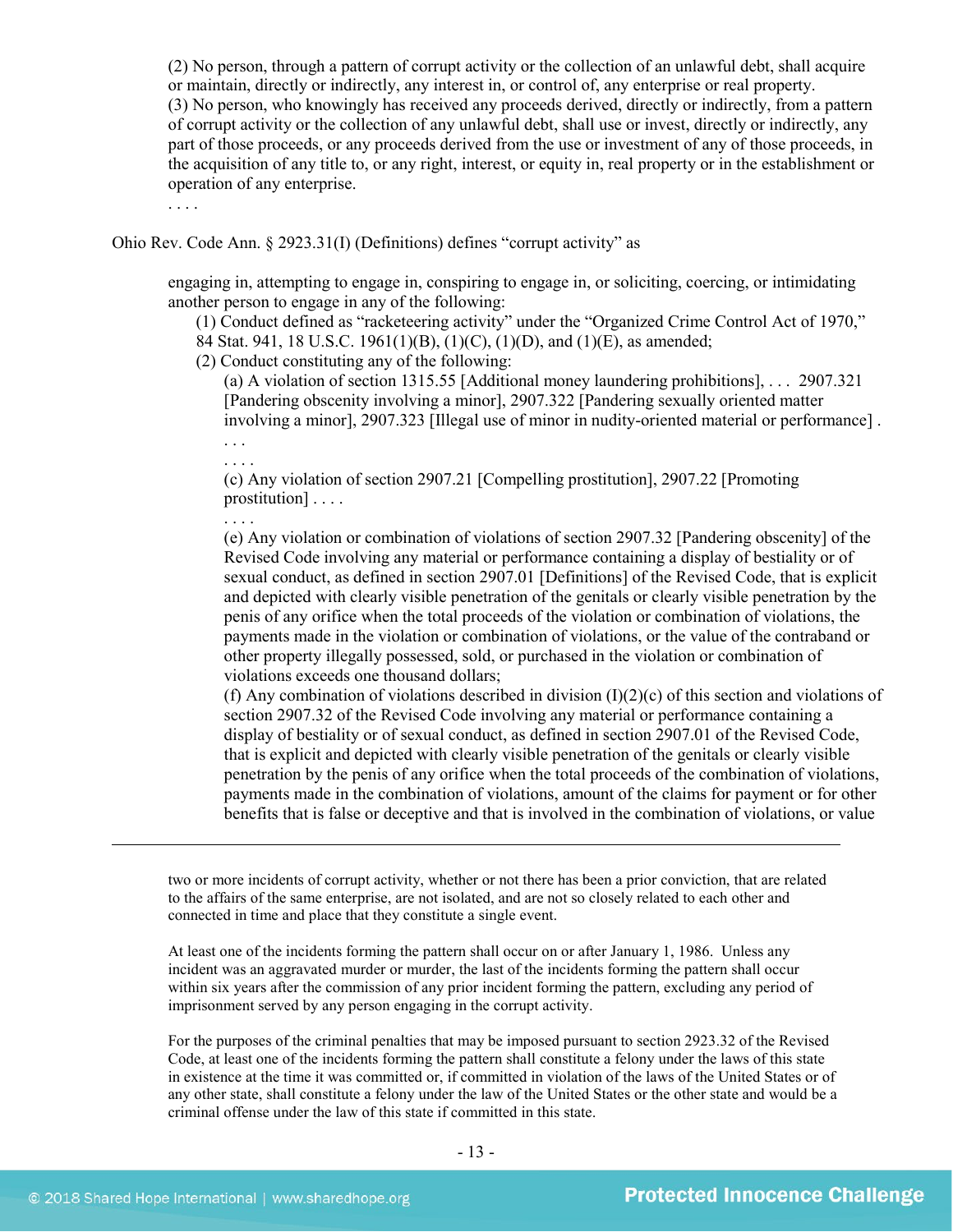(2) No person, through a pattern of corrupt activity or the collection of an unlawful debt, shall acquire or maintain, directly or indirectly, any interest in, or control of, any enterprise or real property.
(3) No person, who knowingly has received any proceeds derived, directly or indirectly, from a pattern of corrupt activity or the collection of any unlawful debt, shall use or invest, directly or indirectly, any part of those proceeds, or any proceeds derived from the use or investment of any of those proceeds, in the acquisition of any title to, or any right, interest, or equity in, real property or in the establishment or operation of any enterprise.
. . . .

Ohio Rev. Code Ann. § 2923.31(I) (Definitions) defines "corrupt activity" as

> engaging in, attempting to engage in, conspiring to engage in, or soliciting, coercing, or intimidating another person to engage in any of the following:
> (1) Conduct defined as "racketeering activity" under the "Organized Crime Control Act of 1970," 84 Stat. 941, 18 U.S.C. 1961(1)(B), (1)(C), (1)(D), and (1)(E), as amended;
> (2) Conduct constituting any of the following:
> (a) A violation of section 1315.55 [Additional money laundering prohibitions], . . . 2907.321 [Pandering obscenity involving a minor], 2907.322 [Pandering sexually oriented matter involving a minor], 2907.323 [Illegal use of minor in nudity-oriented material or performance] . . . .
> . . . .
> (c) Any violation of section 2907.21 [Compelling prostitution], 2907.22 [Promoting prostitution] . . . .
> . . . .
> (e) Any violation or combination of violations of section 2907.32 [Pandering obscenity] of the Revised Code involving any material or performance containing a display of bestiality or of sexual conduct, as defined in section 2907.01 [Definitions] of the Revised Code, that is explicit and depicted with clearly visible penetration of the genitals or clearly visible penetration by the penis of any orifice when the total proceeds of the violation or combination of violations, the payments made in the violation or combination of violations, or the value of the contraband or other property illegally possessed, sold, or purchased in the violation or combination of violations exceeds one thousand dollars;
> (f) Any combination of violations described in division (I)(2)(c) of this section and violations of section 2907.32 of the Revised Code involving any material or performance containing a display of bestiality or of sexual conduct, as defined in section 2907.01 of the Revised Code, that is explicit and depicted with clearly visible penetration of the genitals or clearly visible penetration by the penis of any orifice when the total proceeds of the combination of violations, payments made in the combination of violations, amount of the claims for payment or for other benefits that is false or deceptive and that is involved in the combination of violations, or value

---

two or more incidents of corrupt activity, whether or not there has been a prior conviction, that are related to the affairs of the same enterprise, are not isolated, and are not so closely related to each other and connected in time and place that they constitute a single event.

At least one of the incidents forming the pattern shall occur on or after January 1, 1986. Unless any incident was an aggravated murder or murder, the last of the incidents forming the pattern shall occur within six years after the commission of any prior incident forming the pattern, excluding any period of imprisonment served by any person engaging in the corrupt activity.

For the purposes of the criminal penalties that may be imposed pursuant to section 2923.32 of the Revised Code, at least one of the incidents forming the pattern shall constitute a felony under the laws of this state in existence at the time it was committed or, if committed in violation of the laws of the United States or of any other state, shall constitute a felony under the law of the United States or the other state and would be a criminal offense under the law of this state if committed in this state.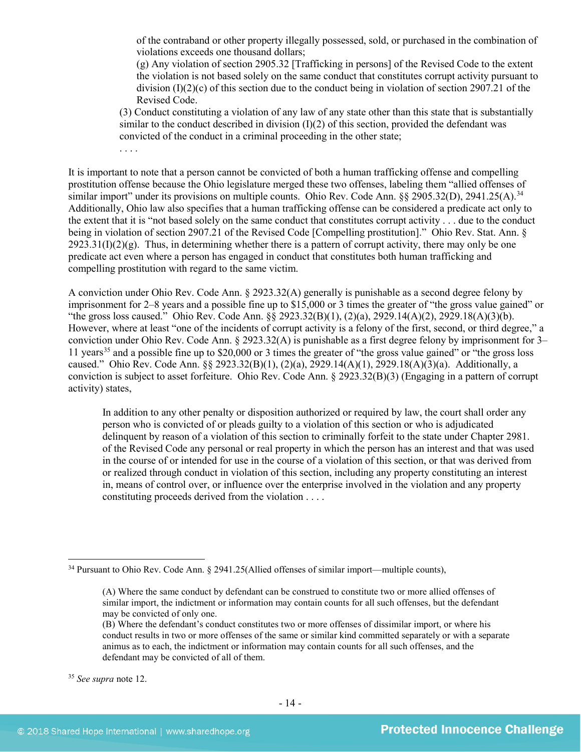of the contraband or other property illegally possessed, sold, or purchased in the combination of violations exceeds one thousand dollars;

(g) Any violation of section 2905.32 [Trafficking in persons] of the Revised Code to the extent the violation is not based solely on the same conduct that constitutes corrupt activity pursuant to division (I)(2)(c) of this section due to the conduct being in violation of section 2907.21 of the Revised Code.

(3) Conduct constituting a violation of any law of any state other than this state that is substantially similar to the conduct described in division (I)(2) of this section, provided the defendant was convicted of the conduct in a criminal proceeding in the other state;

. . . .

It is important to note that a person cannot be convicted of both a human trafficking offense and compelling prostitution offense because the Ohio legislature merged these two offenses, labeling them "allied offenses of similar import" under its provisions on multiple counts. Ohio Rev. Code Ann. §§ 2905.32(D), 2941.25(A).[34] Additionally, Ohio law also specifies that a human trafficking offense can be considered a predicate act only to the extent that it is "not based solely on the same conduct that constitutes corrupt activity . . . due to the conduct being in violation of section 2907.21 of the Revised Code [Compelling prostitution]." Ohio Rev. Stat. Ann. § 2923.31(I)(2)(g). Thus, in determining whether there is a pattern of corrupt activity, there may only be one predicate act even where a person has engaged in conduct that constitutes both human trafficking and compelling prostitution with regard to the same victim.

A conviction under Ohio Rev. Code Ann. § 2923.32(A) generally is punishable as a second degree felony by imprisonment for 2–8 years and a possible fine up to $15,000 or 3 times the greater of "the gross value gained" or "the gross loss caused." Ohio Rev. Code Ann. §§ 2923.32(B)(1), (2)(a), 2929.14(A)(2), 2929.18(A)(3)(b). However, where at least "one of the incidents of corrupt activity is a felony of the first, second, or third degree," a conviction under Ohio Rev. Code Ann. § 2923.32(A) is punishable as a first degree felony by imprisonment for 3–11 years[35] and a possible fine up to $20,000 or 3 times the greater of "the gross value gained" or "the gross loss caused." Ohio Rev. Code Ann. §§ 2923.32(B)(1), (2)(a), 2929.14(A)(1), 2929.18(A)(3)(a). Additionally, a conviction is subject to asset forfeiture. Ohio Rev. Code Ann. § 2923.32(B)(3) (Engaging in a pattern of corrupt activity) states,

> In addition to any other penalty or disposition authorized or required by law, the court shall order any person who is convicted of or pleads guilty to a violation of this section or who is adjudicated delinquent by reason of a violation of this section to criminally forfeit to the state under Chapter 2981. of the Revised Code any personal or real property in which the person has an interest and that was used in the course of or intended for use in the course of a violation of this section, or that was derived from or realized through conduct in violation of this section, including any property constituting an interest in, means of control over, or influence over the enterprise involved in the violation and any property constituting proceeds derived from the violation . . . .

---

[34] Pursuant to Ohio Rev. Code Ann. § 2941.25(Allied offenses of similar import—multiple counts),

> (A) Where the same conduct by defendant can be construed to constitute two or more allied offenses of similar import, the indictment or information may contain counts for all such offenses, but the defendant may be convicted of only one.
> (B) Where the defendant's conduct constitutes two or more offenses of dissimilar import, or where his conduct results in two or more offenses of the same or similar kind committed separately or with a separate animus as to each, the indictment or information may contain counts for all such offenses, and the defendant may be convicted of all of them.

[35] *See supra* note 12.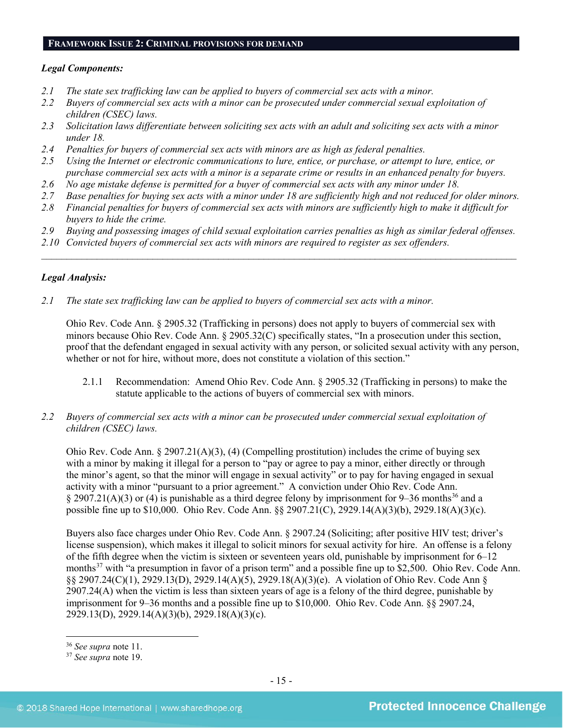## Framework Issue 2: Criminal provisions for demand

***Legal Components:***

*2.1 The state sex trafficking law can be applied to buyers of commercial sex acts with a minor.*
*2.2 Buyers of commercial sex acts with a minor can be prosecuted under commercial sexual exploitation of children (CSEC) laws.*
*2.3 Solicitation laws differentiate between soliciting sex acts with an adult and soliciting sex acts with a minor under 18.*
*2.4 Penalties for buyers of commercial sex acts with minors are as high as federal penalties.*
*2.5 Using the Internet or electronic communications to lure, entice, or purchase, or attempt to lure, entice, or purchase commercial sex acts with a minor is a separate crime or results in an enhanced penalty for buyers.*
*2.6 No age mistake defense is permitted for a buyer of commercial sex acts with any minor under 18.*
*2.7 Base penalties for buying sex acts with a minor under 18 are sufficiently high and not reduced for older minors.*
*2.8 Financial penalties for buyers of commercial sex acts with minors are sufficiently high to make it difficult for buyers to hide the crime.*
*2.9 Buying and possessing images of child sexual exploitation carries penalties as high as similar federal offenses.*
*2.10 Convicted buyers of commercial sex acts with minors are required to register as sex offenders.*

---

***Legal Analysis:***

*2.1 The state sex trafficking law can be applied to buyers of commercial sex acts with a minor.*

Ohio Rev. Code Ann. § 2905.32 (Trafficking in persons) does not apply to buyers of commercial sex with minors because Ohio Rev. Code Ann. § 2905.32(C) specifically states, "In a prosecution under this section, proof that the defendant engaged in sexual activity with any person, or solicited sexual activity with any person, whether or not for hire, without more, does not constitute a violation of this section."

2.1.1 Recommendation: Amend Ohio Rev. Code Ann. § 2905.32 (Trafficking in persons) to make the statute applicable to the actions of buyers of commercial sex with minors.

*2.2 Buyers of commercial sex acts with a minor can be prosecuted under commercial sexual exploitation of children (CSEC) laws.*

Ohio Rev. Code Ann. § 2907.21(A)(3), (4) (Compelling prostitution) includes the crime of buying sex with a minor by making it illegal for a person to "pay or agree to pay a minor, either directly or through the minor's agent, so that the minor will engage in sexual activity" or to pay for having engaged in sexual activity with a minor "pursuant to a prior agreement." A conviction under Ohio Rev. Code Ann. § 2907.21(A)(3) or (4) is punishable as a third degree felony by imprisonment for 9–36 months[36] and a possible fine up to $10,000. Ohio Rev. Code Ann. §§ 2907.21(C), 2929.14(A)(3)(b), 2929.18(A)(3)(c).

Buyers also face charges under Ohio Rev. Code Ann. § 2907.24 (Soliciting; after positive HIV test; driver's license suspension), which makes it illegal to solicit minors for sexual activity for hire. An offense is a felony of the fifth degree when the victim is sixteen or seventeen years old, punishable by imprisonment for 6–12 months[37] with "a presumption in favor of a prison term" and a possible fine up to $2,500. Ohio Rev. Code Ann. §§ 2907.24(C)(1), 2929.13(D), 2929.14(A)(5), 2929.18(A)(3)(e). A violation of Ohio Rev. Code Ann § 2907.24(A) when the victim is less than sixteen years of age is a felony of the third degree, punishable by imprisonment for 9–36 months and a possible fine up to $10,000. Ohio Rev. Code Ann. §§ 2907.24, 2929.13(D), 2929.14(A)(3)(b), 2929.18(A)(3)(c).

---

[36] *See supra* note 11.
[37] *See supra* note 19.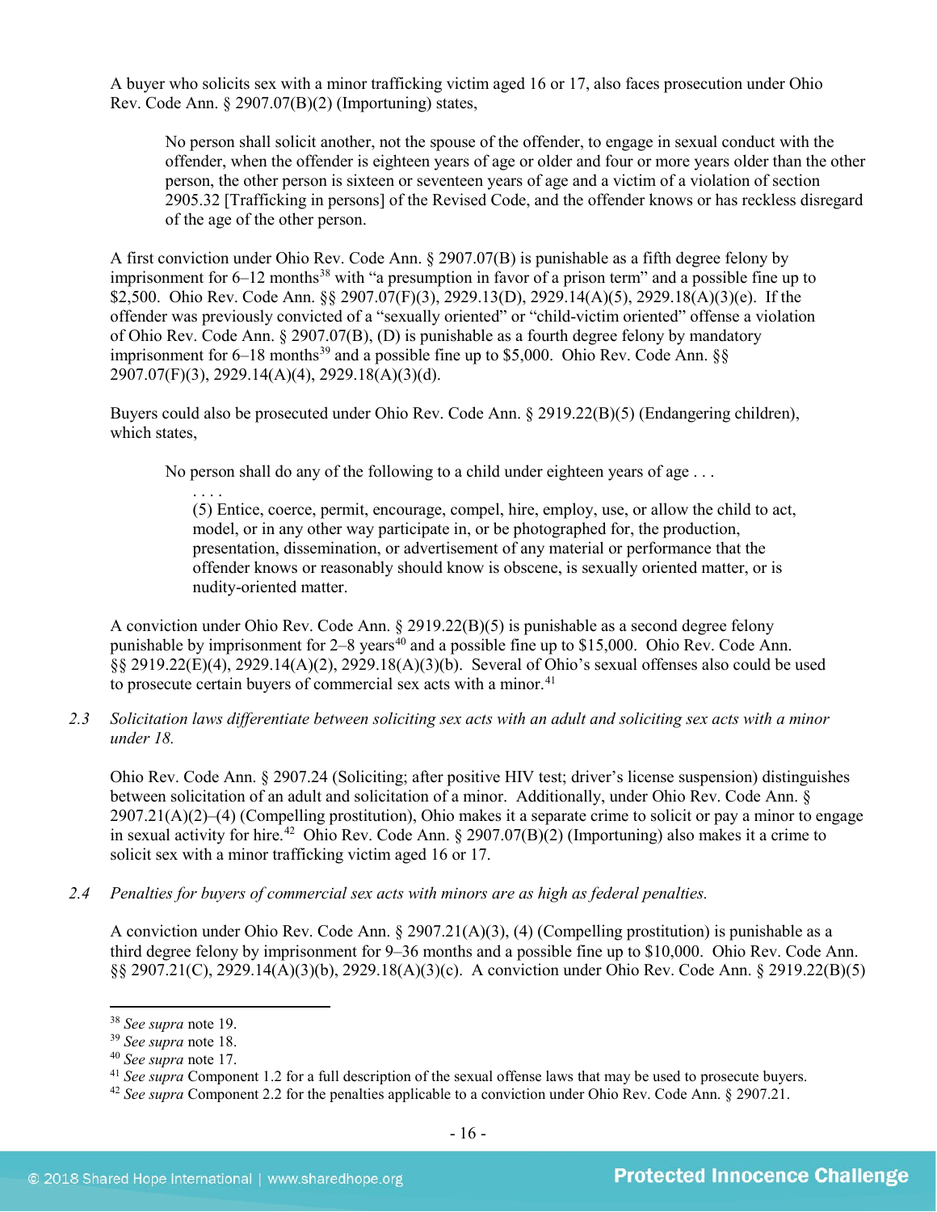A buyer who solicits sex with a minor trafficking victim aged 16 or 17, also faces prosecution under Ohio Rev. Code Ann. § 2907.07(B)(2) (Importuning) states,

> No person shall solicit another, not the spouse of the offender, to engage in sexual conduct with the offender, when the offender is eighteen years of age or older and four or more years older than the other person, the other person is sixteen or seventeen years of age and a victim of a violation of section 2905.32 [Trafficking in persons] of the Revised Code, and the offender knows or has reckless disregard of the age of the other person.

A first conviction under Ohio Rev. Code Ann. § 2907.07(B) is punishable as a fifth degree felony by imprisonment for 6–12 months[38] with "a presumption in favor of a prison term" and a possible fine up to $2,500. Ohio Rev. Code Ann. §§ 2907.07(F)(3), 2929.13(D), 2929.14(A)(5), 2929.18(A)(3)(e). If the offender was previously convicted of a "sexually oriented" or "child-victim oriented" offense a violation of Ohio Rev. Code Ann. § 2907.07(B), (D) is punishable as a fourth degree felony by mandatory imprisonment for 6–18 months[39] and a possible fine up to $5,000. Ohio Rev. Code Ann. §§ 2907.07(F)(3), 2929.14(A)(4), 2929.18(A)(3)(d).

Buyers could also be prosecuted under Ohio Rev. Code Ann. § 2919.22(B)(5) (Endangering children), which states,

> No person shall do any of the following to a child under eighteen years of age . . .
>
> . . . .
>
> (5) Entice, coerce, permit, encourage, compel, hire, employ, use, or allow the child to act, model, or in any other way participate in, or be photographed for, the production, presentation, dissemination, or advertisement of any material or performance that the offender knows or reasonably should know is obscene, is sexually oriented matter, or is nudity-oriented matter.

A conviction under Ohio Rev. Code Ann. § 2919.22(B)(5) is punishable as a second degree felony punishable by imprisonment for 2–8 years[40] and a possible fine up to $15,000. Ohio Rev. Code Ann. §§ 2919.22(E)(4), 2929.14(A)(2), 2929.18(A)(3)(b). Several of Ohio's sexual offenses also could be used to prosecute certain buyers of commercial sex acts with a minor.[41]

*2.3 Solicitation laws differentiate between soliciting sex acts with an adult and soliciting sex acts with a minor under 18.*

Ohio Rev. Code Ann. § 2907.24 (Soliciting; after positive HIV test; driver's license suspension) distinguishes between solicitation of an adult and solicitation of a minor. Additionally, under Ohio Rev. Code Ann. § 2907.21(A)(2)–(4) (Compelling prostitution), Ohio makes it a separate crime to solicit or pay a minor to engage in sexual activity for hire.[42] Ohio Rev. Code Ann. § 2907.07(B)(2) (Importuning) also makes it a crime to solicit sex with a minor trafficking victim aged 16 or 17.

*2.4 Penalties for buyers of commercial sex acts with minors are as high as federal penalties.*

A conviction under Ohio Rev. Code Ann. § 2907.21(A)(3), (4) (Compelling prostitution) is punishable as a third degree felony by imprisonment for 9–36 months and a possible fine up to $10,000. Ohio Rev. Code Ann. §§ 2907.21(C), 2929.14(A)(3)(b), 2929.18(A)(3)(c). A conviction under Ohio Rev. Code Ann. § 2919.22(B)(5)

---

[38] *See supra* note 19.

[39] *See supra* note 18.

[40] *See supra* note 17.

[41] *See supra* Component 1.2 for a full description of the sexual offense laws that may be used to prosecute buyers.

[42] *See supra* Component 2.2 for the penalties applicable to a conviction under Ohio Rev. Code Ann. § 2907.21.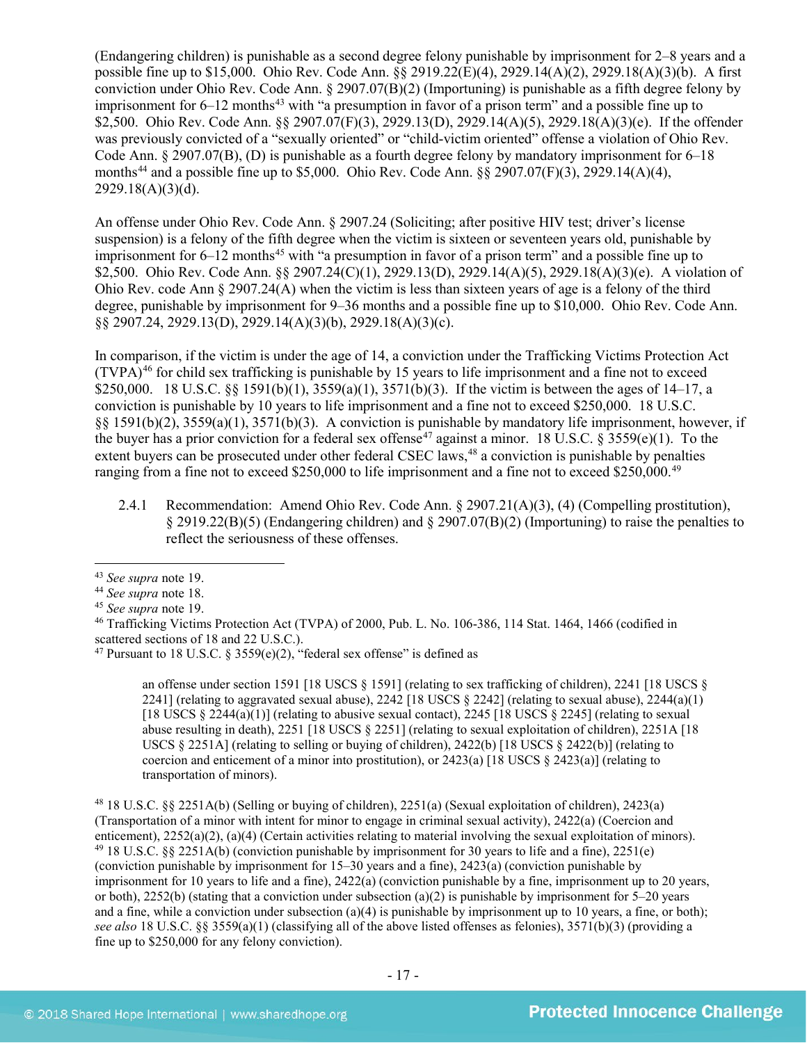(Endangering children) is punishable as a second degree felony punishable by imprisonment for 2–8 years and a possible fine up to $15,000. Ohio Rev. Code Ann. §§ 2919.22(E)(4), 2929.14(A)(2), 2929.18(A)(3)(b). A first conviction under Ohio Rev. Code Ann. § 2907.07(B)(2) (Importuning) is punishable as a fifth degree felony by imprisonment for 6–12 months[43] with "a presumption in favor of a prison term" and a possible fine up to $2,500. Ohio Rev. Code Ann. §§ 2907.07(F)(3), 2929.13(D), 2929.14(A)(5), 2929.18(A)(3)(e). If the offender was previously convicted of a "sexually oriented" or "child-victim oriented" offense a violation of Ohio Rev. Code Ann. § 2907.07(B), (D) is punishable as a fourth degree felony by mandatory imprisonment for 6–18 months[44] and a possible fine up to $5,000. Ohio Rev. Code Ann. §§ 2907.07(F)(3), 2929.14(A)(4), 2929.18(A)(3)(d).

An offense under Ohio Rev. Code Ann. § 2907.24 (Soliciting; after positive HIV test; driver's license suspension) is a felony of the fifth degree when the victim is sixteen or seventeen years old, punishable by imprisonment for 6–12 months[45] with "a presumption in favor of a prison term" and a possible fine up to $2,500. Ohio Rev. Code Ann. §§ 2907.24(C)(1), 2929.13(D), 2929.14(A)(5), 2929.18(A)(3)(e). A violation of Ohio Rev. code Ann § 2907.24(A) when the victim is less than sixteen years of age is a felony of the third degree, punishable by imprisonment for 9–36 months and a possible fine up to $10,000. Ohio Rev. Code Ann. §§ 2907.24, 2929.13(D), 2929.14(A)(3)(b), 2929.18(A)(3)(c).

In comparison, if the victim is under the age of 14, a conviction under the Trafficking Victims Protection Act (TVPA)[46] for child sex trafficking is punishable by 15 years to life imprisonment and a fine not to exceed $250,000. 18 U.S.C. §§ 1591(b)(1), 3559(a)(1), 3571(b)(3). If the victim is between the ages of 14–17, a conviction is punishable by 10 years to life imprisonment and a fine not to exceed $250,000. 18 U.S.C. §§ 1591(b)(2), 3559(a)(1), 3571(b)(3). A conviction is punishable by mandatory life imprisonment, however, if the buyer has a prior conviction for a federal sex offense[47] against a minor. 18 U.S.C. § 3559(e)(1). To the extent buyers can be prosecuted under other federal CSEC laws,[48] a conviction is punishable by penalties ranging from a fine not to exceed $250,000 to life imprisonment and a fine not to exceed $250,000.[49]

2.4.1 Recommendation: Amend Ohio Rev. Code Ann. § 2907.21(A)(3), (4) (Compelling prostitution), § 2919.22(B)(5) (Endangering children) and § 2907.07(B)(2) (Importuning) to raise the penalties to reflect the seriousness of these offenses.

---

[43] *See supra* note 19.

[44] *See supra* note 18.

[45] *See supra* note 19.

[46] Trafficking Victims Protection Act (TVPA) of 2000, Pub. L. No. 106-386, 114 Stat. 1464, 1466 (codified in scattered sections of 18 and 22 U.S.C.).

[47] Pursuant to 18 U.S.C. § 3559(e)(2), "federal sex offense" is defined as

> an offense under section 1591 [18 USCS § 1591] (relating to sex trafficking of children), 2241 [18 USCS § 2241] (relating to aggravated sexual abuse), 2242 [18 USCS § 2242] (relating to sexual abuse), 2244(a)(1) [18 USCS § 2244(a)(1)] (relating to abusive sexual contact), 2245 [18 USCS § 2245] (relating to sexual abuse resulting in death), 2251 [18 USCS § 2251] (relating to sexual exploitation of children), 2251A [18 USCS § 2251A] (relating to selling or buying of children), 2422(b) [18 USCS § 2422(b)] (relating to coercion and enticement of a minor into prostitution), or 2423(a) [18 USCS § 2423(a)] (relating to transportation of minors).

[48] 18 U.S.C. §§ 2251A(b) (Selling or buying of children), 2251(a) (Sexual exploitation of children), 2423(a) (Transportation of a minor with intent for minor to engage in criminal sexual activity), 2422(a) (Coercion and enticement), 2252(a)(2), (a)(4) (Certain activities relating to material involving the sexual exploitation of minors).

[49] 18 U.S.C. §§ 2251A(b) (conviction punishable by imprisonment for 30 years to life and a fine), 2251(e) (conviction punishable by imprisonment for 15–30 years and a fine), 2423(a) (conviction punishable by imprisonment for 10 years to life and a fine), 2422(a) (conviction punishable by a fine, imprisonment up to 20 years, or both), 2252(b) (stating that a conviction under subsection (a)(2) is punishable by imprisonment for 5–20 years and a fine, while a conviction under subsection (a)(4) is punishable by imprisonment up to 10 years, a fine, or both); *see also* 18 U.S.C. §§ 3559(a)(1) (classifying all of the above listed offenses as felonies), 3571(b)(3) (providing a fine up to $250,000 for any felony conviction).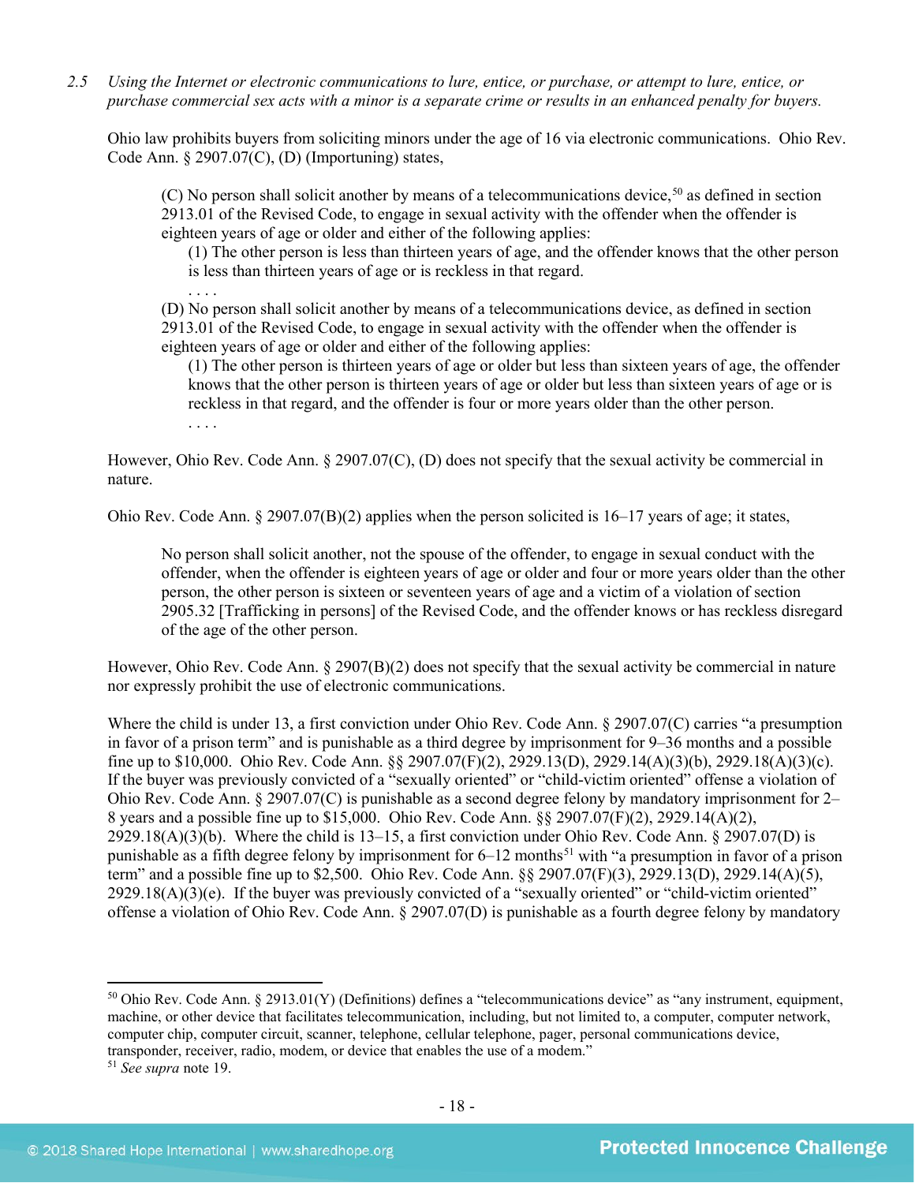*2.5 Using the Internet or electronic communications to lure, entice, or purchase, or attempt to lure, entice, or purchase commercial sex acts with a minor is a separate crime or results in an enhanced penalty for buyers.*

Ohio law prohibits buyers from soliciting minors under the age of 16 via electronic communications. Ohio Rev. Code Ann. § 2907.07(C), (D) (Importuning) states,

> (C) No person shall solicit another by means of a telecommunications device,[50] as defined in section 2913.01 of the Revised Code, to engage in sexual activity with the offender when the offender is eighteen years of age or older and either of the following applies:
>
> (1) The other person is less than thirteen years of age, and the offender knows that the other person is less than thirteen years of age or is reckless in that regard.
>
> . . . .
>
> (D) No person shall solicit another by means of a telecommunications device, as defined in section 2913.01 of the Revised Code, to engage in sexual activity with the offender when the offender is eighteen years of age or older and either of the following applies:
>
> (1) The other person is thirteen years of age or older but less than sixteen years of age, the offender knows that the other person is thirteen years of age or older but less than sixteen years of age or is reckless in that regard, and the offender is four or more years older than the other person.
>
> . . . .

However, Ohio Rev. Code Ann. § 2907.07(C), (D) does not specify that the sexual activity be commercial in nature.

Ohio Rev. Code Ann. § 2907.07(B)(2) applies when the person solicited is 16–17 years of age; it states,

> No person shall solicit another, not the spouse of the offender, to engage in sexual conduct with the offender, when the offender is eighteen years of age or older and four or more years older than the other person, the other person is sixteen or seventeen years of age and a victim of a violation of section 2905.32 [Trafficking in persons] of the Revised Code, and the offender knows or has reckless disregard of the age of the other person.

However, Ohio Rev. Code Ann. § 2907(B)(2) does not specify that the sexual activity be commercial in nature nor expressly prohibit the use of electronic communications.

Where the child is under 13, a first conviction under Ohio Rev. Code Ann. § 2907.07(C) carries "a presumption in favor of a prison term" and is punishable as a third degree by imprisonment for 9–36 months and a possible fine up to $10,000. Ohio Rev. Code Ann. §§ 2907.07(F)(2), 2929.13(D), 2929.14(A)(3)(b), 2929.18(A)(3)(c). If the buyer was previously convicted of a "sexually oriented" or "child-victim oriented" offense a violation of Ohio Rev. Code Ann. § 2907.07(C) is punishable as a second degree felony by mandatory imprisonment for 2–8 years and a possible fine up to $15,000. Ohio Rev. Code Ann. §§ 2907.07(F)(2), 2929.14(A)(2), 2929.18(A)(3)(b). Where the child is 13–15, a first conviction under Ohio Rev. Code Ann. § 2907.07(D) is punishable as a fifth degree felony by imprisonment for 6–12 months[51] with "a presumption in favor of a prison term" and a possible fine up to $2,500. Ohio Rev. Code Ann. §§ 2907.07(F)(3), 2929.13(D), 2929.14(A)(5), 2929.18(A)(3)(e). If the buyer was previously convicted of a "sexually oriented" or "child-victim oriented" offense a violation of Ohio Rev. Code Ann. § 2907.07(D) is punishable as a fourth degree felony by mandatory

---

[50] Ohio Rev. Code Ann. § 2913.01(Y) (Definitions) defines a "telecommunications device" as "any instrument, equipment, machine, or other device that facilitates telecommunication, including, but not limited to, a computer, computer network, computer chip, computer circuit, scanner, telephone, cellular telephone, pager, personal communications device, transponder, receiver, radio, modem, or device that enables the use of a modem."

[51] *See supra* note 19.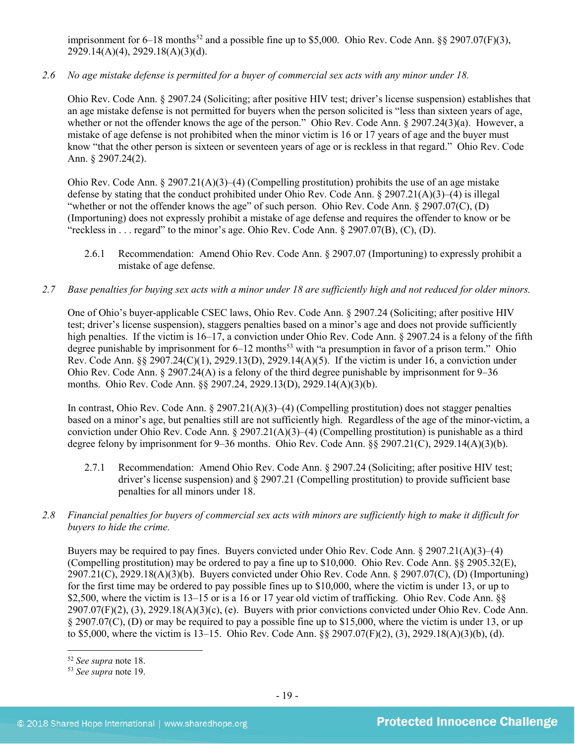imprisonment for 6–18 months[52] and a possible fine up to $5,000. Ohio Rev. Code Ann. §§ 2907.07(F)(3), 2929.14(A)(4), 2929.18(A)(3)(d).

*2.6 No age mistake defense is permitted for a buyer of commercial sex acts with any minor under 18.*

Ohio Rev. Code Ann. § 2907.24 (Soliciting; after positive HIV test; driver's license suspension) establishes that an age mistake defense is not permitted for buyers when the person solicited is "less than sixteen years of age, whether or not the offender knows the age of the person." Ohio Rev. Code Ann. § 2907.24(3)(a). However, a mistake of age defense is not prohibited when the minor victim is 16 or 17 years of age and the buyer must know "that the other person is sixteen or seventeen years of age or is reckless in that regard." Ohio Rev. Code Ann. § 2907.24(2).

Ohio Rev. Code Ann. § 2907.21(A)(3)–(4) (Compelling prostitution) prohibits the use of an age mistake defense by stating that the conduct prohibited under Ohio Rev. Code Ann. § 2907.21(A)(3)–(4) is illegal "whether or not the offender knows the age" of such person. Ohio Rev. Code Ann. § 2907.07(C), (D) (Importuning) does not expressly prohibit a mistake of age defense and requires the offender to know or be "reckless in . . . regard" to the minor's age. Ohio Rev. Code Ann. § 2907.07(B), (C), (D).

2.6.1 Recommendation: Amend Ohio Rev. Code Ann. § 2907.07 (Importuning) to expressly prohibit a mistake of age defense.

*2.7 Base penalties for buying sex acts with a minor under 18 are sufficiently high and not reduced for older minors.*

One of Ohio's buyer-applicable CSEC laws, Ohio Rev. Code Ann. § 2907.24 (Soliciting; after positive HIV test; driver's license suspension), staggers penalties based on a minor's age and does not provide sufficiently high penalties. If the victim is 16–17, a conviction under Ohio Rev. Code Ann. § 2907.24 is a felony of the fifth degree punishable by imprisonment for 6–12 months[53] with "a presumption in favor of a prison term." Ohio Rev. Code Ann. §§ 2907.24(C)(1), 2929.13(D), 2929.14(A)(5). If the victim is under 16, a conviction under Ohio Rev. Code Ann. § 2907.24(A) is a felony of the third degree punishable by imprisonment for 9–36 months. Ohio Rev. Code Ann. §§ 2907.24, 2929.13(D), 2929.14(A)(3)(b).

In contrast, Ohio Rev. Code Ann. § 2907.21(A)(3)–(4) (Compelling prostitution) does not stagger penalties based on a minor's age, but penalties still are not sufficiently high. Regardless of the age of the minor-victim, a conviction under Ohio Rev. Code Ann. § 2907.21(A)(3)–(4) (Compelling prostitution) is punishable as a third degree felony by imprisonment for 9–36 months. Ohio Rev. Code Ann. §§ 2907.21(C), 2929.14(A)(3)(b).

2.7.1 Recommendation: Amend Ohio Rev. Code Ann. § 2907.24 (Soliciting; after positive HIV test; driver's license suspension) and § 2907.21 (Compelling prostitution) to provide sufficient base penalties for all minors under 18.

*2.8 Financial penalties for buyers of commercial sex acts with minors are sufficiently high to make it difficult for buyers to hide the crime.*

Buyers may be required to pay fines. Buyers convicted under Ohio Rev. Code Ann. § 2907.21(A)(3)–(4) (Compelling prostitution) may be ordered to pay a fine up to $10,000. Ohio Rev. Code Ann. §§ 2905.32(E), 2907.21(C), 2929.18(A)(3)(b). Buyers convicted under Ohio Rev. Code Ann. § 2907.07(C), (D) (Importuning) for the first time may be ordered to pay possible fines up to $10,000, where the victim is under 13, or up to $2,500, where the victim is 13–15 or is a 16 or 17 year old victim of trafficking. Ohio Rev. Code Ann. §§ 2907.07(F)(2), (3), 2929.18(A)(3)(c), (e). Buyers with prior convictions convicted under Ohio Rev. Code Ann. § 2907.07(C), (D) or may be required to pay a possible fine up to $15,000, where the victim is under 13, or up to $5,000, where the victim is 13–15. Ohio Rev. Code Ann. §§ 2907.07(F)(2), (3), 2929.18(A)(3)(b), (d).

---

[52] *See supra* note 18.
[53] *See supra* note 19.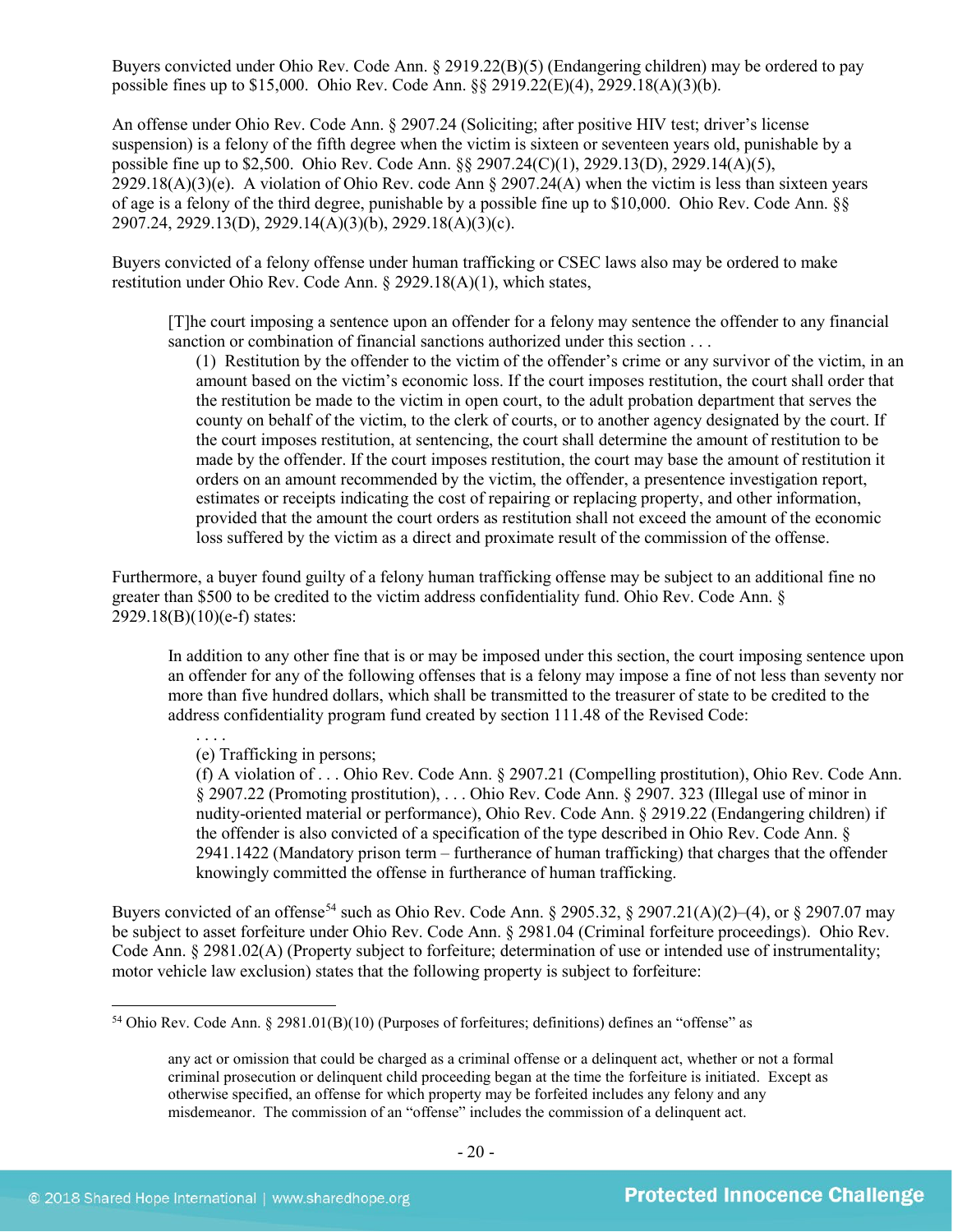Buyers convicted under Ohio Rev. Code Ann. § 2919.22(B)(5) (Endangering children) may be ordered to pay possible fines up to $15,000. Ohio Rev. Code Ann. §§ 2919.22(E)(4), 2929.18(A)(3)(b).

An offense under Ohio Rev. Code Ann. § 2907.24 (Soliciting; after positive HIV test; driver's license suspension) is a felony of the fifth degree when the victim is sixteen or seventeen years old, punishable by a possible fine up to $2,500. Ohio Rev. Code Ann. §§ 2907.24(C)(1), 2929.13(D), 2929.14(A)(5), 2929.18(A)(3)(e). A violation of Ohio Rev. code Ann § 2907.24(A) when the victim is less than sixteen years of age is a felony of the third degree, punishable by a possible fine up to $10,000. Ohio Rev. Code Ann. §§ 2907.24, 2929.13(D), 2929.14(A)(3)(b), 2929.18(A)(3)(c).

Buyers convicted of a felony offense under human trafficking or CSEC laws also may be ordered to make restitution under Ohio Rev. Code Ann. § 2929.18(A)(1), which states,

> [T]he court imposing a sentence upon an offender for a felony may sentence the offender to any financial sanction or combination of financial sanctions authorized under this section . . .
>
> (1) Restitution by the offender to the victim of the offender's crime or any survivor of the victim, in an amount based on the victim's economic loss. If the court imposes restitution, the court shall order that the restitution be made to the victim in open court, to the adult probation department that serves the county on behalf of the victim, to the clerk of courts, or to another agency designated by the court. If the court imposes restitution, at sentencing, the court shall determine the amount of restitution to be made by the offender. If the court imposes restitution, the court may base the amount of restitution it orders on an amount recommended by the victim, the offender, a presentence investigation report, estimates or receipts indicating the cost of repairing or replacing property, and other information, provided that the amount the court orders as restitution shall not exceed the amount of the economic loss suffered by the victim as a direct and proximate result of the commission of the offense.

Furthermore, a buyer found guilty of a felony human trafficking offense may be subject to an additional fine no greater than $500 to be credited to the victim address confidentiality fund. Ohio Rev. Code Ann. § 2929.18(B)(10)(e-f) states:

> In addition to any other fine that is or may be imposed under this section, the court imposing sentence upon an offender for any of the following offenses that is a felony may impose a fine of not less than seventy nor more than five hundred dollars, which shall be transmitted to the treasurer of state to be credited to the address confidentiality program fund created by section 111.48 of the Revised Code:
>
> . . . .
>
> (e) Trafficking in persons;
>
> (f) A violation of . . . Ohio Rev. Code Ann. § 2907.21 (Compelling prostitution), Ohio Rev. Code Ann. § 2907.22 (Promoting prostitution), . . . Ohio Rev. Code Ann. § 2907. 323 (Illegal use of minor in nudity-oriented material or performance), Ohio Rev. Code Ann. § 2919.22 (Endangering children) if the offender is also convicted of a specification of the type described in Ohio Rev. Code Ann. § 2941.1422 (Mandatory prison term – furtherance of human trafficking) that charges that the offender knowingly committed the offense in furtherance of human trafficking.

Buyers convicted of an offense[54] such as Ohio Rev. Code Ann. § 2905.32, § 2907.21(A)(2)–(4), or § 2907.07 may be subject to asset forfeiture under Ohio Rev. Code Ann. § 2981.04 (Criminal forfeiture proceedings). Ohio Rev. Code Ann. § 2981.02(A) (Property subject to forfeiture; determination of use or intended use of instrumentality; motor vehicle law exclusion) states that the following property is subject to forfeiture:

---

[54] Ohio Rev. Code Ann. § 2981.01(B)(10) (Purposes of forfeitures; definitions) defines an "offense" as

> any act or omission that could be charged as a criminal offense or a delinquent act, whether or not a formal criminal prosecution or delinquent child proceeding began at the time the forfeiture is initiated. Except as otherwise specified, an offense for which property may be forfeited includes any felony and any misdemeanor. The commission of an "offense" includes the commission of a delinquent act.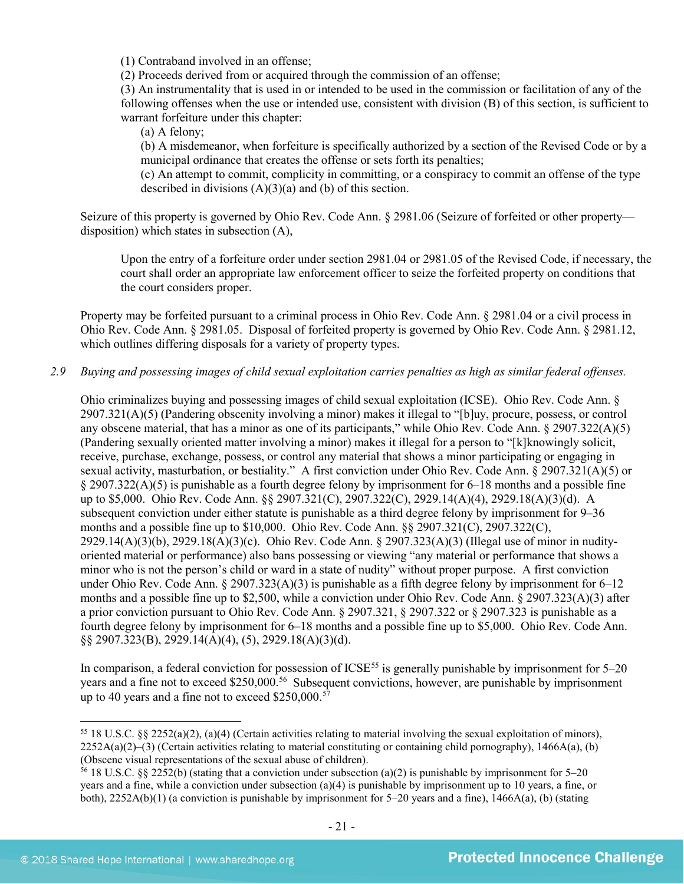(1) Contraband involved in an offense;
(2) Proceeds derived from or acquired through the commission of an offense;
(3) An instrumentality that is used in or intended to be used in the commission or facilitation of any of the following offenses when the use or intended use, consistent with division (B) of this section, is sufficient to warrant forfeiture under this chapter:
(a) A felony;
(b) A misdemeanor, when forfeiture is specifically authorized by a section of the Revised Code or by a municipal ordinance that creates the offense or sets forth its penalties;
(c) An attempt to commit, complicity in committing, or a conspiracy to commit an offense of the type described in divisions (A)(3)(a) and (b) of this section.

Seizure of this property is governed by Ohio Rev. Code Ann. § 2981.06 (Seizure of forfeited or other property—disposition) which states in subsection (A),

> Upon the entry of a forfeiture order under section 2981.04 or 2981.05 of the Revised Code, if necessary, the court shall order an appropriate law enforcement officer to seize the forfeited property on conditions that the court considers proper.

Property may be forfeited pursuant to a criminal process in Ohio Rev. Code Ann. § 2981.04 or a civil process in Ohio Rev. Code Ann. § 2981.05. Disposal of forfeited property is governed by Ohio Rev. Code Ann. § 2981.12, which outlines differing disposals for a variety of property types.

*2.9 Buying and possessing images of child sexual exploitation carries penalties as high as similar federal offenses.*

Ohio criminalizes buying and possessing images of child sexual exploitation (ICSE). Ohio Rev. Code Ann. § 2907.321(A)(5) (Pandering obscenity involving a minor) makes it illegal to "[b]uy, procure, possess, or control any obscene material, that has a minor as one of its participants," while Ohio Rev. Code Ann. § 2907.322(A)(5) (Pandering sexually oriented matter involving a minor) makes it illegal for a person to "[k]nowingly solicit, receive, purchase, exchange, possess, or control any material that shows a minor participating or engaging in sexual activity, masturbation, or bestiality." A first conviction under Ohio Rev. Code Ann. § 2907.321(A)(5) or § 2907.322(A)(5) is punishable as a fourth degree felony by imprisonment for 6–18 months and a possible fine up to $5,000. Ohio Rev. Code Ann. §§ 2907.321(C), 2907.322(C), 2929.14(A)(4), 2929.18(A)(3)(d). A subsequent conviction under either statute is punishable as a third degree felony by imprisonment for 9–36 months and a possible fine up to $10,000. Ohio Rev. Code Ann. §§ 2907.321(C), 2907.322(C), 2929.14(A)(3)(b), 2929.18(A)(3)(c). Ohio Rev. Code Ann. § 2907.323(A)(3) (Illegal use of minor in nudity-oriented material or performance) also bans possessing or viewing "any material or performance that shows a minor who is not the person's child or ward in a state of nudity" without proper purpose. A first conviction under Ohio Rev. Code Ann. § 2907.323(A)(3) is punishable as a fifth degree felony by imprisonment for 6–12 months and a possible fine up to $2,500, while a conviction under Ohio Rev. Code Ann. § 2907.323(A)(3) after a prior conviction pursuant to Ohio Rev. Code Ann. § 2907.321, § 2907.322 or § 2907.323 is punishable as a fourth degree felony by imprisonment for 6–18 months and a possible fine up to $5,000. Ohio Rev. Code Ann. §§ 2907.323(B), 2929.14(A)(4), (5), 2929.18(A)(3)(d).

In comparison, a federal conviction for possession of ICSE[55] is generally punishable by imprisonment for 5–20 years and a fine not to exceed $250,000.[56] Subsequent convictions, however, are punishable by imprisonment up to 40 years and a fine not to exceed $250,000.[57]

---

[55] 18 U.S.C. §§ 2252(a)(2), (a)(4) (Certain activities relating to material involving the sexual exploitation of minors), 2252A(a)(2)–(3) (Certain activities relating to material constituting or containing child pornography), 1466A(a), (b) (Obscene visual representations of the sexual abuse of children).

[56] 18 U.S.C. §§ 2252(b) (stating that a conviction under subsection (a)(2) is punishable by imprisonment for 5–20 years and a fine, while a conviction under subsection (a)(4) is punishable by imprisonment up to 10 years, a fine, or both), 2252A(b)(1) (a conviction is punishable by imprisonment for 5–20 years and a fine), 1466A(a), (b) (stating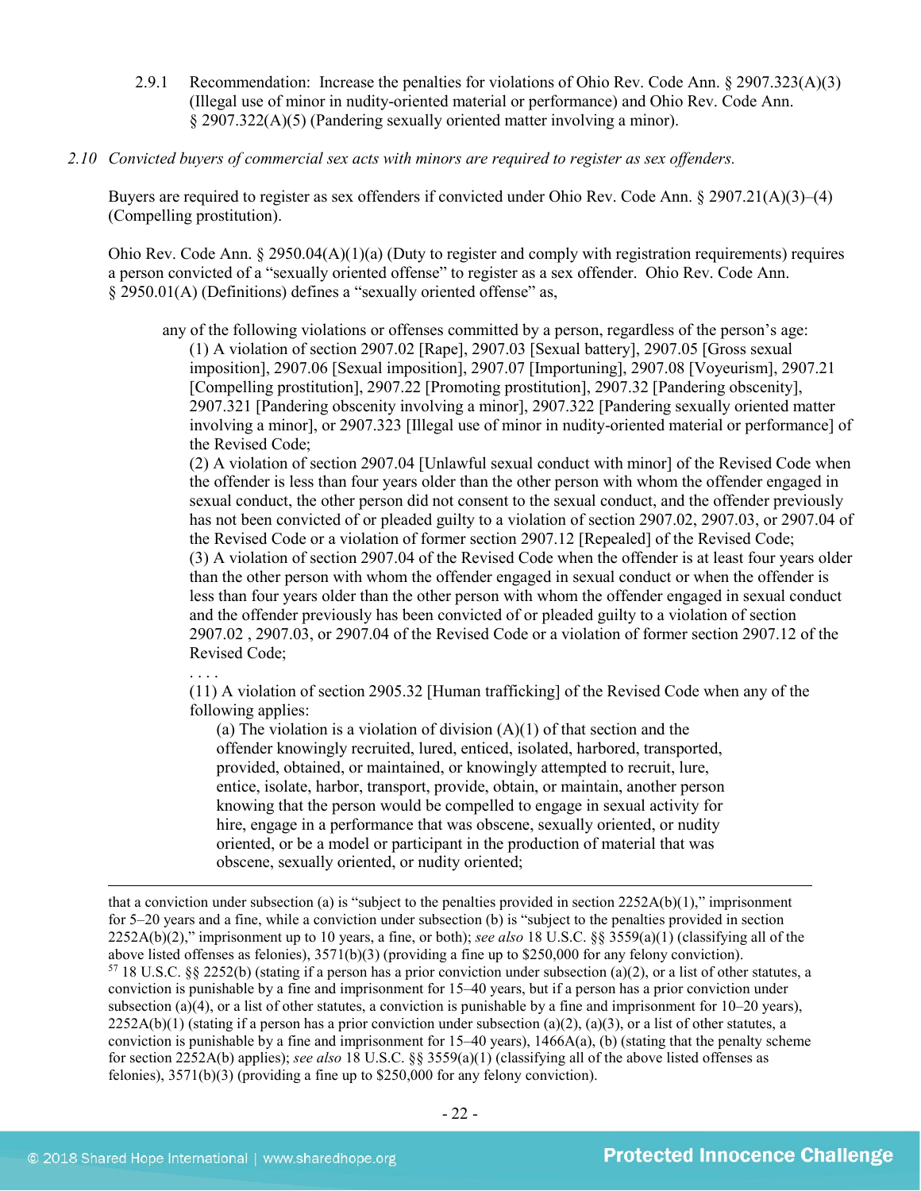2.9.1 Recommendation: Increase the penalties for violations of Ohio Rev. Code Ann. § 2907.323(A)(3) (Illegal use of minor in nudity-oriented material or performance) and Ohio Rev. Code Ann. § 2907.322(A)(5) (Pandering sexually oriented matter involving a minor).

*2.10 Convicted buyers of commercial sex acts with minors are required to register as sex offenders.*

Buyers are required to register as sex offenders if convicted under Ohio Rev. Code Ann. § 2907.21(A)(3)–(4) (Compelling prostitution).

Ohio Rev. Code Ann. § 2950.04(A)(1)(a) (Duty to register and comply with registration requirements) requires a person convicted of a "sexually oriented offense" to register as a sex offender. Ohio Rev. Code Ann. § 2950.01(A) (Definitions) defines a "sexually oriented offense" as,

> any of the following violations or offenses committed by a person, regardless of the person's age:
>
> (1) A violation of section 2907.02 [Rape], 2907.03 [Sexual battery], 2907.05 [Gross sexual imposition], 2907.06 [Sexual imposition], 2907.07 [Importuning], 2907.08 [Voyeurism], 2907.21 [Compelling prostitution], 2907.22 [Promoting prostitution], 2907.32 [Pandering obscenity], 2907.321 [Pandering obscenity involving a minor], 2907.322 [Pandering sexually oriented matter involving a minor], or 2907.323 [Illegal use of minor in nudity-oriented material or performance] of the Revised Code;
>
> (2) A violation of section 2907.04 [Unlawful sexual conduct with minor] of the Revised Code when the offender is less than four years older than the other person with whom the offender engaged in sexual conduct, the other person did not consent to the sexual conduct, and the offender previously has not been convicted of or pleaded guilty to a violation of section 2907.02, 2907.03, or 2907.04 of the Revised Code or a violation of former section 2907.12 [Repealed] of the Revised Code;
>
> (3) A violation of section 2907.04 of the Revised Code when the offender is at least four years older than the other person with whom the offender engaged in sexual conduct or when the offender is less than four years older than the other person with whom the offender engaged in sexual conduct and the offender previously has been convicted of or pleaded guilty to a violation of section 2907.02 , 2907.03, or 2907.04 of the Revised Code or a violation of former section 2907.12 of the Revised Code;
>
> . . . .
>
> (11) A violation of section 2905.32 [Human trafficking] of the Revised Code when any of the following applies:
>
> (a) The violation is a violation of division (A)(1) of that section and the offender knowingly recruited, lured, enticed, isolated, harbored, transported, provided, obtained, or maintained, or knowingly attempted to recruit, lure, entice, isolate, harbor, transport, provide, obtain, or maintain, another person knowing that the person would be compelled to engage in sexual activity for hire, engage in a performance that was obscene, sexually oriented, or nudity oriented, or be a model or participant in the production of material that was obscene, sexually oriented, or nudity oriented;

---

that a conviction under subsection (a) is "subject to the penalties provided in section 2252A(b)(1)," imprisonment for 5–20 years and a fine, while a conviction under subsection (b) is "subject to the penalties provided in section 2252A(b)(2)," imprisonment up to 10 years, a fine, or both); *see also* 18 U.S.C. §§ 3559(a)(1) (classifying all of the above listed offenses as felonies), 3571(b)(3) (providing a fine up to $250,000 for any felony conviction).

[57] 18 U.S.C. §§ 2252(b) (stating if a person has a prior conviction under subsection (a)(2), or a list of other statutes, a conviction is punishable by a fine and imprisonment for 15–40 years, but if a person has a prior conviction under subsection (a)(4), or a list of other statutes, a conviction is punishable by a fine and imprisonment for 10–20 years), 2252A(b)(1) (stating if a person has a prior conviction under subsection (a)(2), (a)(3), or a list of other statutes, a conviction is punishable by a fine and imprisonment for 15–40 years), 1466A(a), (b) (stating that the penalty scheme for section 2252A(b) applies); *see also* 18 U.S.C. §§ 3559(a)(1) (classifying all of the above listed offenses as felonies), 3571(b)(3) (providing a fine up to $250,000 for any felony conviction).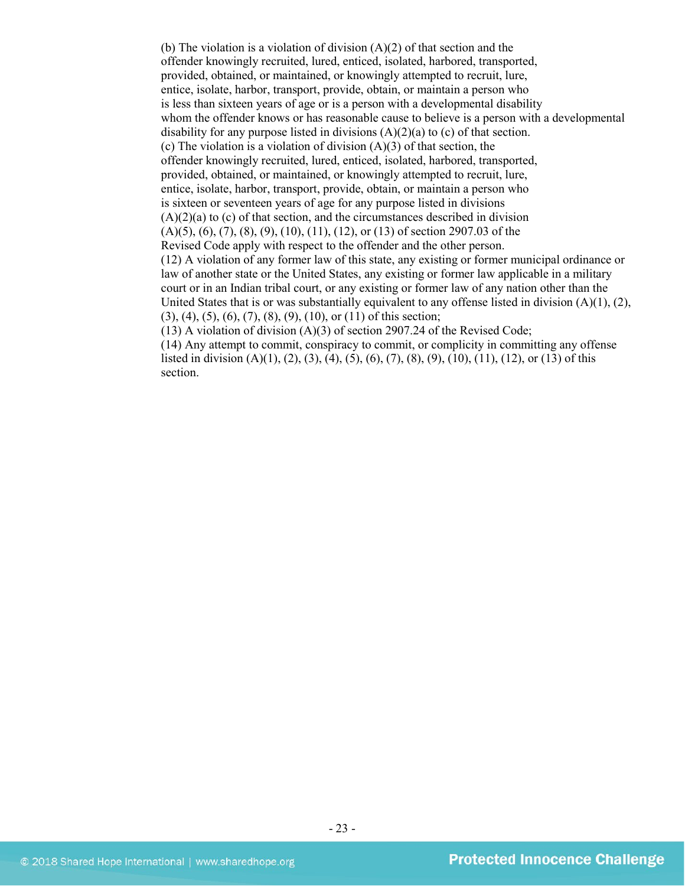(b) The violation is a violation of division (A)(2) of that section and the offender knowingly recruited, lured, enticed, isolated, harbored, transported, provided, obtained, or maintained, or knowingly attempted to recruit, lure, entice, isolate, harbor, transport, provide, obtain, or maintain a person who is less than sixteen years of age or is a person with a developmental disability whom the offender knows or has reasonable cause to believe is a person with a developmental disability for any purpose listed in divisions (A)(2)(a) to (c) of that section.
(c) The violation is a violation of division (A)(3) of that section, the offender knowingly recruited, lured, enticed, isolated, harbored, transported, provided, obtained, or maintained, or knowingly attempted to recruit, lure, entice, isolate, harbor, transport, provide, obtain, or maintain a person who is sixteen or seventeen years of age for any purpose listed in divisions (A)(2)(a) to (c) of that section, and the circumstances described in division (A)(5), (6), (7), (8), (9), (10), (11), (12), or (13) of section 2907.03 of the Revised Code apply with respect to the offender and the other person.
(12) A violation of any former law of this state, any existing or former municipal ordinance or law of another state or the United States, any existing or former law applicable in a military court or in an Indian tribal court, or any existing or former law of any nation other than the United States that is or was substantially equivalent to any offense listed in division (A)(1), (2), (3), (4), (5), (6), (7), (8), (9), (10), or (11) of this section;
(13) A violation of division (A)(3) of section 2907.24 of the Revised Code;
(14) Any attempt to commit, conspiracy to commit, or complicity in committing any offense listed in division (A)(1), (2), (3), (4), (5), (6), (7), (8), (9), (10), (11), (12), or (13) of this section.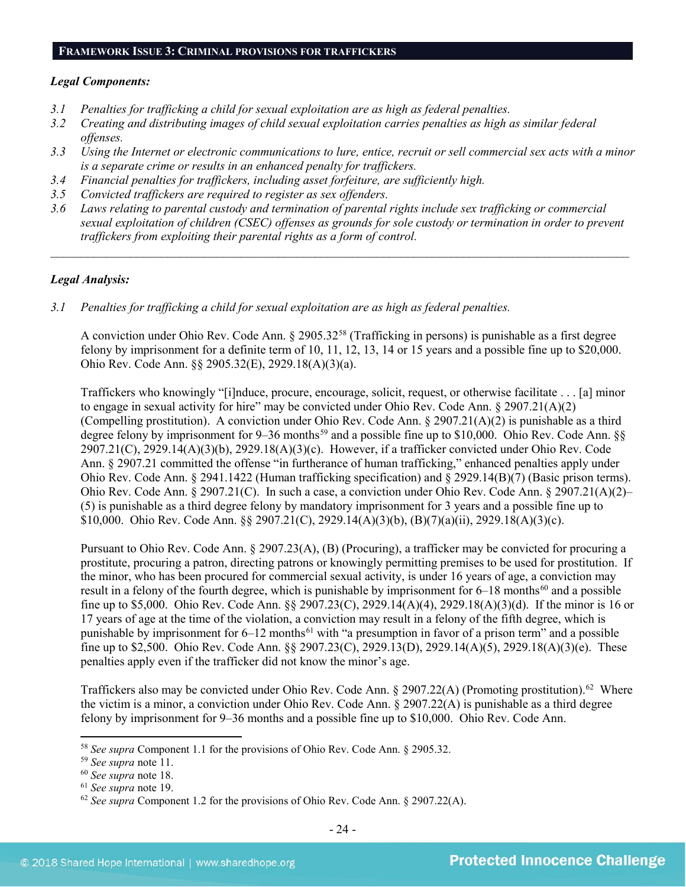## FRAMEWORK ISSUE 3: CRIMINAL PROVISIONS FOR TRAFFICKERS

***Legal Components:***

*3.1 Penalties for trafficking a child for sexual exploitation are as high as federal penalties.*

*3.2 Creating and distributing images of child sexual exploitation carries penalties as high as similar federal offenses.*

*3.3 Using the Internet or electronic communications to lure, entice, recruit or sell commercial sex acts with a minor is a separate crime or results in an enhanced penalty for traffickers.*

*3.4 Financial penalties for traffickers, including asset forfeiture, are sufficiently high.*

*3.5 Convicted traffickers are required to register as sex offenders.*

*3.6 Laws relating to parental custody and termination of parental rights include sex trafficking or commercial sexual exploitation of children (CSEC) offenses as grounds for sole custody or termination in order to prevent traffickers from exploiting their parental rights as a form of control.*

---

***Legal Analysis:***

*3.1 Penalties for trafficking a child for sexual exploitation are as high as federal penalties.*

A conviction under Ohio Rev. Code Ann. § 2905.32[58] (Trafficking in persons) is punishable as a first degree felony by imprisonment for a definite term of 10, 11, 12, 13, 14 or 15 years and a possible fine up to $20,000. Ohio Rev. Code Ann. §§ 2905.32(E), 2929.18(A)(3)(a).

Traffickers who knowingly "[i]nduce, procure, encourage, solicit, request, or otherwise facilitate . . . [a] minor to engage in sexual activity for hire" may be convicted under Ohio Rev. Code Ann. § 2907.21(A)(2) (Compelling prostitution). A conviction under Ohio Rev. Code Ann. § 2907.21(A)(2) is punishable as a third degree felony by imprisonment for 9–36 months[59] and a possible fine up to $10,000. Ohio Rev. Code Ann. §§ 2907.21(C), 2929.14(A)(3)(b), 2929.18(A)(3)(c). However, if a trafficker convicted under Ohio Rev. Code Ann. § 2907.21 committed the offense "in furtherance of human trafficking," enhanced penalties apply under Ohio Rev. Code Ann. § 2941.1422 (Human trafficking specification) and § 2929.14(B)(7) (Basic prison terms). Ohio Rev. Code Ann. § 2907.21(C). In such a case, a conviction under Ohio Rev. Code Ann. § 2907.21(A)(2)–(5) is punishable as a third degree felony by mandatory imprisonment for 3 years and a possible fine up to $10,000. Ohio Rev. Code Ann. §§ 2907.21(C), 2929.14(A)(3)(b), (B)(7)(a)(ii), 2929.18(A)(3)(c).

Pursuant to Ohio Rev. Code Ann. § 2907.23(A), (B) (Procuring), a trafficker may be convicted for procuring a prostitute, procuring a patron, directing patrons or knowingly permitting premises to be used for prostitution. If the minor, who has been procured for commercial sexual activity, is under 16 years of age, a conviction may result in a felony of the fourth degree, which is punishable by imprisonment for 6–18 months[60] and a possible fine up to $5,000. Ohio Rev. Code Ann. §§ 2907.23(C), 2929.14(A)(4), 2929.18(A)(3)(d). If the minor is 16 or 17 years of age at the time of the violation, a conviction may result in a felony of the fifth degree, which is punishable by imprisonment for 6–12 months[61] with "a presumption in favor of a prison term" and a possible fine up to $2,500. Ohio Rev. Code Ann. §§ 2907.23(C), 2929.13(D), 2929.14(A)(5), 2929.18(A)(3)(e). These penalties apply even if the trafficker did not know the minor's age.

Traffickers also may be convicted under Ohio Rev. Code Ann. § 2907.22(A) (Promoting prostitution).[62] Where the victim is a minor, a conviction under Ohio Rev. Code Ann. § 2907.22(A) is punishable as a third degree felony by imprisonment for 9–36 months and a possible fine up to $10,000. Ohio Rev. Code Ann.

---

[58] *See supra* Component 1.1 for the provisions of Ohio Rev. Code Ann. § 2905.32.

[59] *See supra* note 11.

[60] *See supra* note 18.

[61] *See supra* note 19.

[62] *See supra* Component 1.2 for the provisions of Ohio Rev. Code Ann. § 2907.22(A).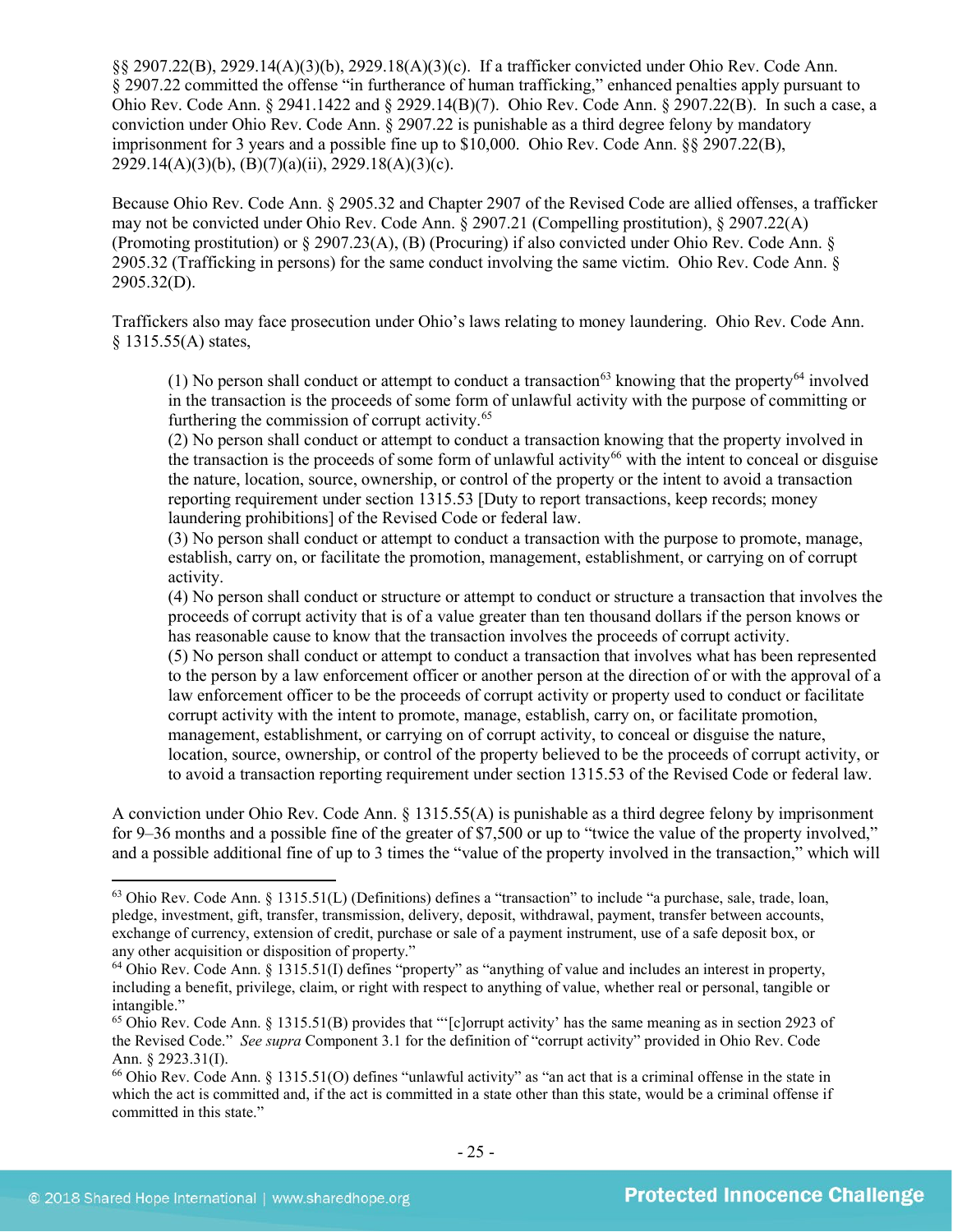§§ 2907.22(B), 2929.14(A)(3)(b), 2929.18(A)(3)(c). If a trafficker convicted under Ohio Rev. Code Ann. § 2907.22 committed the offense "in furtherance of human trafficking," enhanced penalties apply pursuant to Ohio Rev. Code Ann. § 2941.1422 and § 2929.14(B)(7). Ohio Rev. Code Ann. § 2907.22(B). In such a case, a conviction under Ohio Rev. Code Ann. § 2907.22 is punishable as a third degree felony by mandatory imprisonment for 3 years and a possible fine up to $10,000. Ohio Rev. Code Ann. §§ 2907.22(B), 2929.14(A)(3)(b), (B)(7)(a)(ii), 2929.18(A)(3)(c).

Because Ohio Rev. Code Ann. § 2905.32 and Chapter 2907 of the Revised Code are allied offenses, a trafficker may not be convicted under Ohio Rev. Code Ann. § 2907.21 (Compelling prostitution), § 2907.22(A) (Promoting prostitution) or § 2907.23(A), (B) (Procuring) if also convicted under Ohio Rev. Code Ann. § 2905.32 (Trafficking in persons) for the same conduct involving the same victim. Ohio Rev. Code Ann. § 2905.32(D).

Traffickers also may face prosecution under Ohio's laws relating to money laundering. Ohio Rev. Code Ann. § 1315.55(A) states,

> (1) No person shall conduct or attempt to conduct a transaction[63] knowing that the property[64] involved in the transaction is the proceeds of some form of unlawful activity with the purpose of committing or furthering the commission of corrupt activity.[65]
> (2) No person shall conduct or attempt to conduct a transaction knowing that the property involved in the transaction is the proceeds of some form of unlawful activity[66] with the intent to conceal or disguise the nature, location, source, ownership, or control of the property or the intent to avoid a transaction reporting requirement under section 1315.53 [Duty to report transactions, keep records; money laundering prohibitions] of the Revised Code or federal law.
> (3) No person shall conduct or attempt to conduct a transaction with the purpose to promote, manage, establish, carry on, or facilitate the promotion, management, establishment, or carrying on of corrupt activity.
> (4) No person shall conduct or structure or attempt to conduct or structure a transaction that involves the proceeds of corrupt activity that is of a value greater than ten thousand dollars if the person knows or has reasonable cause to know that the transaction involves the proceeds of corrupt activity.
> (5) No person shall conduct or attempt to conduct a transaction that involves what has been represented to the person by a law enforcement officer or another person at the direction of or with the approval of a law enforcement officer to be the proceeds of corrupt activity or property used to conduct or facilitate corrupt activity with the intent to promote, manage, establish, carry on, or facilitate promotion, management, establishment, or carrying on of corrupt activity, to conceal or disguise the nature, location, source, ownership, or control of the property believed to be the proceeds of corrupt activity, or to avoid a transaction reporting requirement under section 1315.53 of the Revised Code or federal law.

A conviction under Ohio Rev. Code Ann. § 1315.55(A) is punishable as a third degree felony by imprisonment for 9–36 months and a possible fine of the greater of $7,500 or up to "twice the value of the property involved," and a possible additional fine of up to 3 times the "value of the property involved in the transaction," which will

---

[63] Ohio Rev. Code Ann. § 1315.51(L) (Definitions) defines a "transaction" to include "a purchase, sale, trade, loan, pledge, investment, gift, transfer, transmission, delivery, deposit, withdrawal, payment, transfer between accounts, exchange of currency, extension of credit, purchase or sale of a payment instrument, use of a safe deposit box, or any other acquisition or disposition of property."

[64] Ohio Rev. Code Ann. § 1315.51(I) defines "property" as "anything of value and includes an interest in property, including a benefit, privilege, claim, or right with respect to anything of value, whether real or personal, tangible or intangible."

[65] Ohio Rev. Code Ann. § 1315.51(B) provides that "'[c]orrupt activity' has the same meaning as in section 2923 of the Revised Code." *See supra* Component 3.1 for the definition of "corrupt activity" provided in Ohio Rev. Code Ann. § 2923.31(I).

[66] Ohio Rev. Code Ann. § 1315.51(O) defines "unlawful activity" as "an act that is a criminal offense in the state in which the act is committed and, if the act is committed in a state other than this state, would be a criminal offense if committed in this state."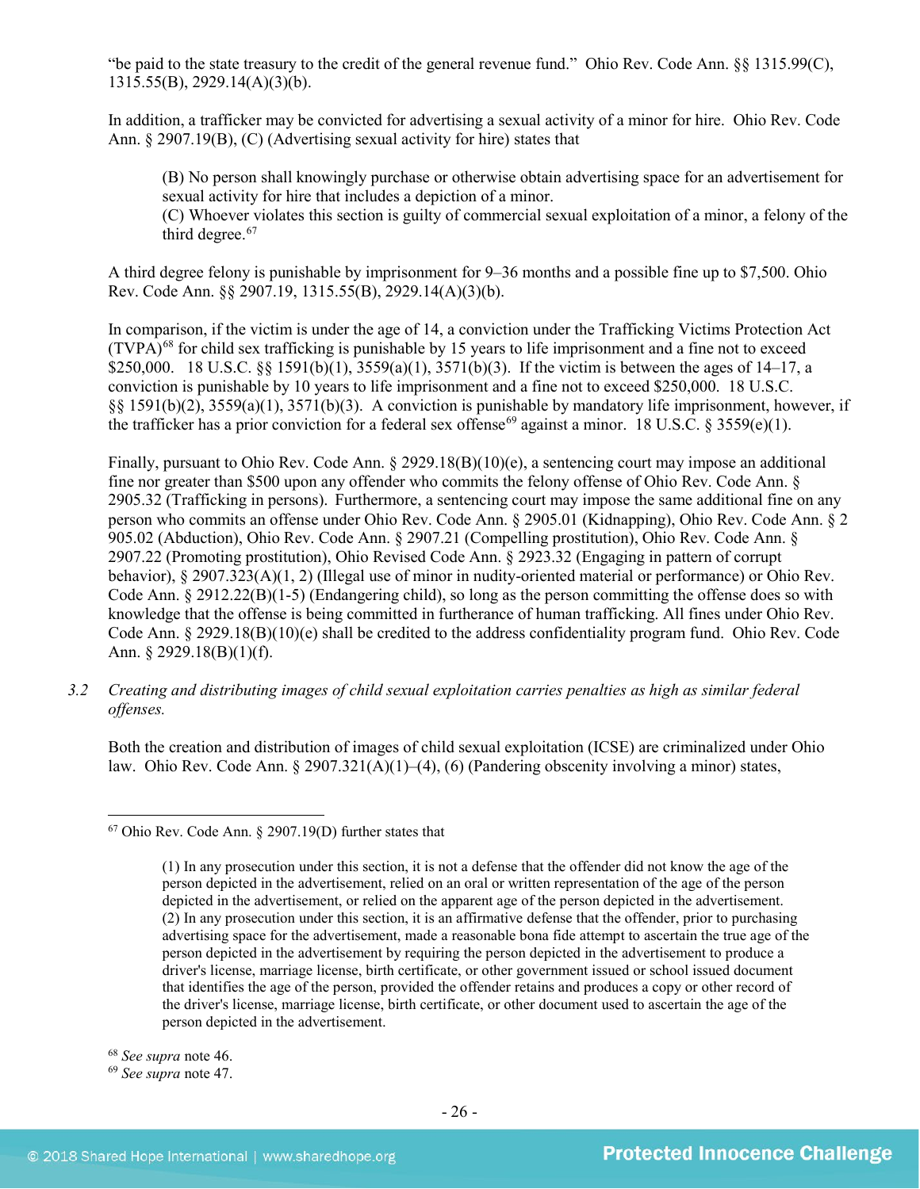"be paid to the state treasury to the credit of the general revenue fund." Ohio Rev. Code Ann. §§ 1315.99(C), 1315.55(B), 2929.14(A)(3)(b).

In addition, a trafficker may be convicted for advertising a sexual activity of a minor for hire. Ohio Rev. Code Ann. § 2907.19(B), (C) (Advertising sexual activity for hire) states that

> (B) No person shall knowingly purchase or otherwise obtain advertising space for an advertisement for sexual activity for hire that includes a depiction of a minor.
> (C) Whoever violates this section is guilty of commercial sexual exploitation of a minor, a felony of the third degree.[67]

A third degree felony is punishable by imprisonment for 9–36 months and a possible fine up to $7,500. Ohio Rev. Code Ann. §§ 2907.19, 1315.55(B), 2929.14(A)(3)(b).

In comparison, if the victim is under the age of 14, a conviction under the Trafficking Victims Protection Act (TVPA)[68] for child sex trafficking is punishable by 15 years to life imprisonment and a fine not to exceed $250,000. 18 U.S.C. §§ 1591(b)(1), 3559(a)(1), 3571(b)(3). If the victim is between the ages of 14–17, a conviction is punishable by 10 years to life imprisonment and a fine not to exceed $250,000. 18 U.S.C. §§ 1591(b)(2), 3559(a)(1), 3571(b)(3). A conviction is punishable by mandatory life imprisonment, however, if the trafficker has a prior conviction for a federal sex offense[69] against a minor. 18 U.S.C. § 3559(e)(1).

Finally, pursuant to Ohio Rev. Code Ann. § 2929.18(B)(10)(e), a sentencing court may impose an additional fine nor greater than $500 upon any offender who commits the felony offense of Ohio Rev. Code Ann. § 2905.32 (Trafficking in persons). Furthermore, a sentencing court may impose the same additional fine on any person who commits an offense under Ohio Rev. Code Ann. § 2905.01 (Kidnapping), Ohio Rev. Code Ann. § 2 905.02 (Abduction), Ohio Rev. Code Ann. § 2907.21 (Compelling prostitution), Ohio Rev. Code Ann. § 2907.22 (Promoting prostitution), Ohio Revised Code Ann. § 2923.32 (Engaging in pattern of corrupt behavior), § 2907.323(A)(1, 2) (Illegal use of minor in nudity-oriented material or performance) or Ohio Rev. Code Ann. § 2912.22(B)(1-5) (Endangering child), so long as the person committing the offense does so with knowledge that the offense is being committed in furtherance of human trafficking. All fines under Ohio Rev. Code Ann. § 2929.18(B)(10)(e) shall be credited to the address confidentiality program fund. Ohio Rev. Code Ann. § 2929.18(B)(1)(f).

3.2 *Creating and distributing images of child sexual exploitation carries penalties as high as similar federal offenses.*

Both the creation and distribution of images of child sexual exploitation (ICSE) are criminalized under Ohio law. Ohio Rev. Code Ann. § 2907.321(A)(1)–(4), (6) (Pandering obscenity involving a minor) states,

---

[67] Ohio Rev. Code Ann. § 2907.19(D) further states that

> (1) In any prosecution under this section, it is not a defense that the offender did not know the age of the person depicted in the advertisement, relied on an oral or written representation of the age of the person depicted in the advertisement, or relied on the apparent age of the person depicted in the advertisement.
> (2) In any prosecution under this section, it is an affirmative defense that the offender, prior to purchasing advertising space for the advertisement, made a reasonable bona fide attempt to ascertain the true age of the person depicted in the advertisement by requiring the person depicted in the advertisement to produce a driver's license, marriage license, birth certificate, or other government issued or school issued document that identifies the age of the person, provided the offender retains and produces a copy or other record of the driver's license, marriage license, birth certificate, or other document used to ascertain the age of the person depicted in the advertisement.

[68] *See supra* note 46.

[69] *See supra* note 47.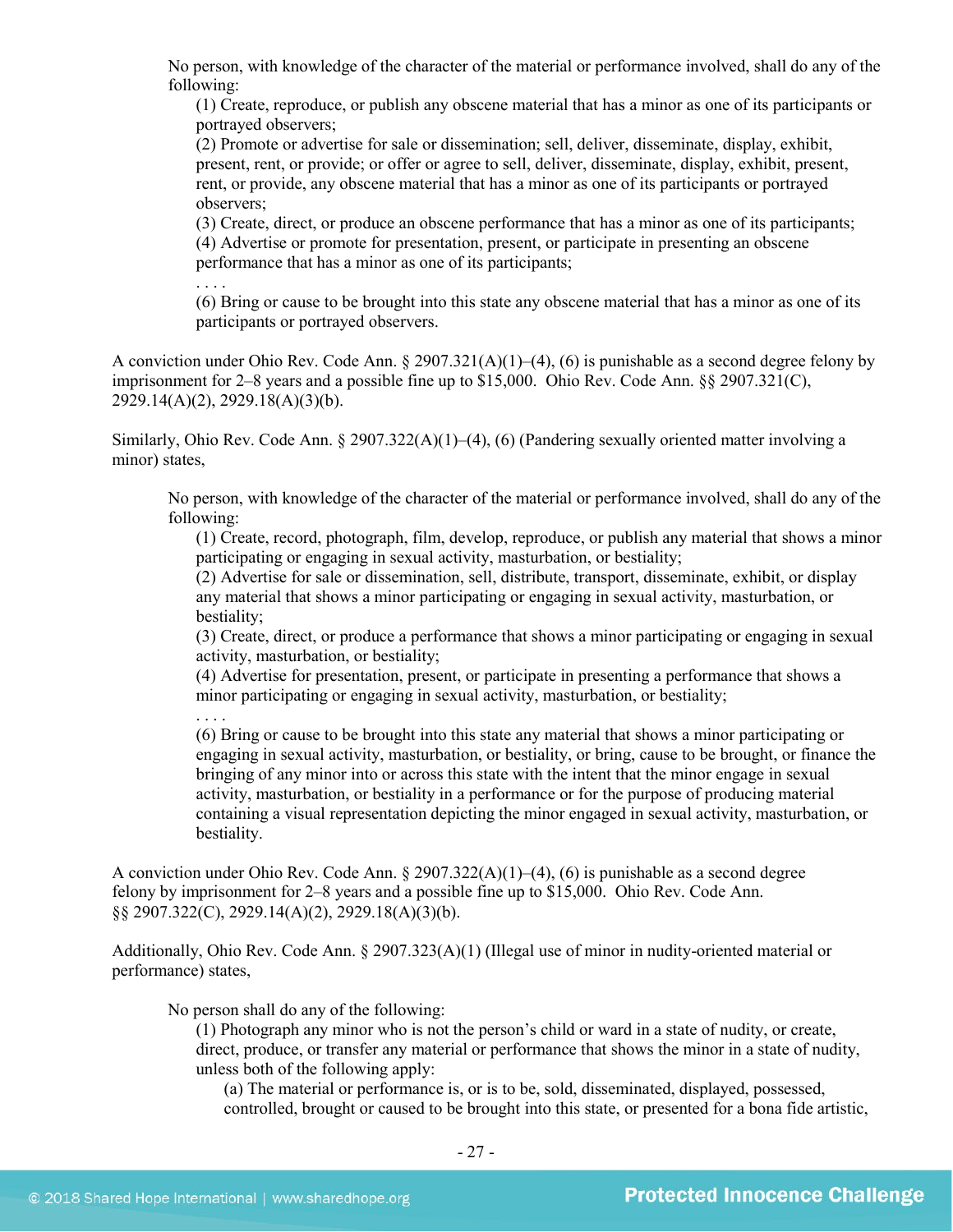> No person, with knowledge of the character of the material or performance involved, shall do any of the following:
>
> (1) Create, reproduce, or publish any obscene material that has a minor as one of its participants or portrayed observers;
>
> (2) Promote or advertise for sale or dissemination; sell, deliver, disseminate, display, exhibit, present, rent, or provide; or offer or agree to sell, deliver, disseminate, display, exhibit, present, rent, or provide, any obscene material that has a minor as one of its participants or portrayed observers;
>
> (3) Create, direct, or produce an obscene performance that has a minor as one of its participants;
>
> (4) Advertise or promote for presentation, present, or participate in presenting an obscene performance that has a minor as one of its participants;
>
> . . . .
>
> (6) Bring or cause to be brought into this state any obscene material that has a minor as one of its participants or portrayed observers.

A conviction under Ohio Rev. Code Ann. § 2907.321(A)(1)–(4), (6) is punishable as a second degree felony by imprisonment for 2–8 years and a possible fine up to $15,000. Ohio Rev. Code Ann. §§ 2907.321(C), 2929.14(A)(2), 2929.18(A)(3)(b).

Similarly, Ohio Rev. Code Ann. § 2907.322(A)(1)–(4), (6) (Pandering sexually oriented matter involving a minor) states,

> No person, with knowledge of the character of the material or performance involved, shall do any of the following:
>
> (1) Create, record, photograph, film, develop, reproduce, or publish any material that shows a minor participating or engaging in sexual activity, masturbation, or bestiality;
>
> (2) Advertise for sale or dissemination, sell, distribute, transport, disseminate, exhibit, or display any material that shows a minor participating or engaging in sexual activity, masturbation, or bestiality;
>
> (3) Create, direct, or produce a performance that shows a minor participating or engaging in sexual activity, masturbation, or bestiality;
>
> (4) Advertise for presentation, present, or participate in presenting a performance that shows a minor participating or engaging in sexual activity, masturbation, or bestiality;
>
> . . . .
>
> (6) Bring or cause to be brought into this state any material that shows a minor participating or engaging in sexual activity, masturbation, or bestiality, or bring, cause to be brought, or finance the bringing of any minor into or across this state with the intent that the minor engage in sexual activity, masturbation, or bestiality in a performance or for the purpose of producing material containing a visual representation depicting the minor engaged in sexual activity, masturbation, or bestiality.

A conviction under Ohio Rev. Code Ann. § 2907.322(A)(1)–(4), (6) is punishable as a second degree felony by imprisonment for 2–8 years and a possible fine up to $15,000. Ohio Rev. Code Ann. §§ 2907.322(C), 2929.14(A)(2), 2929.18(A)(3)(b).

Additionally, Ohio Rev. Code Ann. § 2907.323(A)(1) (Illegal use of minor in nudity-oriented material or performance) states,

> No person shall do any of the following:
>
> (1) Photograph any minor who is not the person's child or ward in a state of nudity, or create, direct, produce, or transfer any material or performance that shows the minor in a state of nudity, unless both of the following apply:
>
> (a) The material or performance is, or is to be, sold, disseminated, displayed, possessed, controlled, brought or caused to be brought into this state, or presented for a bona fide artistic,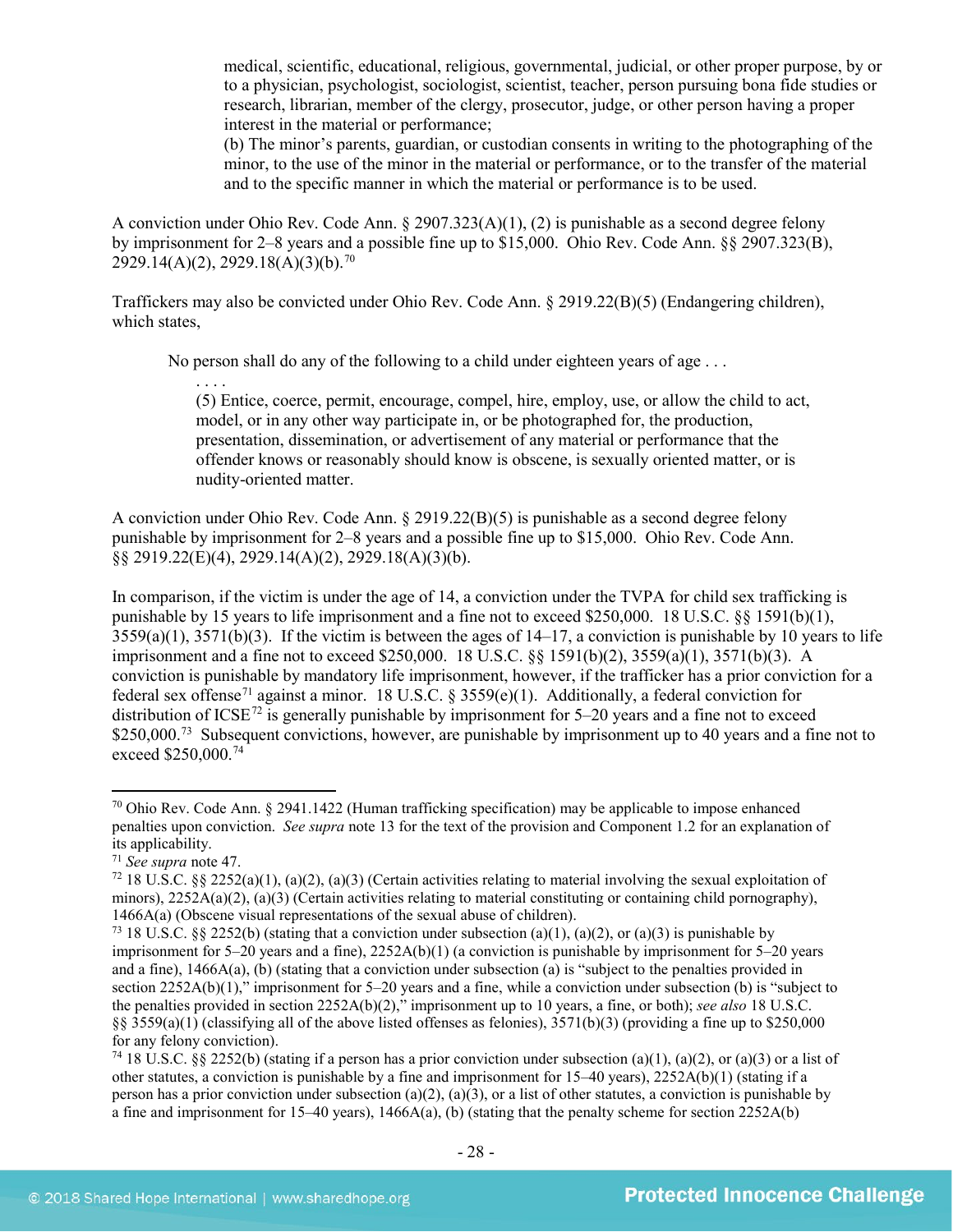> medical, scientific, educational, religious, governmental, judicial, or other proper purpose, by or to a physician, psychologist, sociologist, scientist, teacher, person pursuing bona fide studies or research, librarian, member of the clergy, prosecutor, judge, or other person having a proper interest in the material or performance;
> (b) The minor's parents, guardian, or custodian consents in writing to the photographing of the minor, to the use of the minor in the material or performance, or to the transfer of the material and to the specific manner in which the material or performance is to be used.

A conviction under Ohio Rev. Code Ann. § 2907.323(A)(1), (2) is punishable as a second degree felony by imprisonment for 2–8 years and a possible fine up to $15,000. Ohio Rev. Code Ann. §§ 2907.323(B), 2929.14(A)(2), 2929.18(A)(3)(b).[70]

Traffickers may also be convicted under Ohio Rev. Code Ann. § 2919.22(B)(5) (Endangering children), which states,

> No person shall do any of the following to a child under eighteen years of age . . .
> . . . .
> (5) Entice, coerce, permit, encourage, compel, hire, employ, use, or allow the child to act, model, or in any other way participate in, or be photographed for, the production, presentation, dissemination, or advertisement of any material or performance that the offender knows or reasonably should know is obscene, is sexually oriented matter, or is nudity-oriented matter.

A conviction under Ohio Rev. Code Ann. § 2919.22(B)(5) is punishable as a second degree felony punishable by imprisonment for 2–8 years and a possible fine up to $15,000. Ohio Rev. Code Ann. §§ 2919.22(E)(4), 2929.14(A)(2), 2929.18(A)(3)(b).

In comparison, if the victim is under the age of 14, a conviction under the TVPA for child sex trafficking is punishable by 15 years to life imprisonment and a fine not to exceed $250,000. 18 U.S.C. §§ 1591(b)(1), 3559(a)(1), 3571(b)(3). If the victim is between the ages of 14–17, a conviction is punishable by 10 years to life imprisonment and a fine not to exceed $250,000. 18 U.S.C. §§ 1591(b)(2), 3559(a)(1), 3571(b)(3). A conviction is punishable by mandatory life imprisonment, however, if the trafficker has a prior conviction for a federal sex offense[71] against a minor. 18 U.S.C. § 3559(e)(1). Additionally, a federal conviction for distribution of ICSE[72] is generally punishable by imprisonment for 5–20 years and a fine not to exceed $250,000.[73] Subsequent convictions, however, are punishable by imprisonment up to 40 years and a fine not to exceed $250,000.[74]

---

[70] Ohio Rev. Code Ann. § 2941.1422 (Human trafficking specification) may be applicable to impose enhanced penalties upon conviction. *See supra* note 13 for the text of the provision and Component 1.2 for an explanation of its applicability.

[71] *See supra* note 47.

[72] 18 U.S.C. §§ 2252(a)(1), (a)(2), (a)(3) (Certain activities relating to material involving the sexual exploitation of minors), 2252A(a)(2), (a)(3) (Certain activities relating to material constituting or containing child pornography), 1466A(a) (Obscene visual representations of the sexual abuse of children).

[73] 18 U.S.C. §§ 2252(b) (stating that a conviction under subsection (a)(1), (a)(2), or (a)(3) is punishable by imprisonment for 5–20 years and a fine), 2252A(b)(1) (a conviction is punishable by imprisonment for 5–20 years and a fine), 1466A(a), (b) (stating that a conviction under subsection (a) is "subject to the penalties provided in section 2252A(b)(1)," imprisonment for 5–20 years and a fine, while a conviction under subsection (b) is "subject to the penalties provided in section 2252A(b)(2)," imprisonment up to 10 years, a fine, or both); *see also* 18 U.S.C. §§ 3559(a)(1) (classifying all of the above listed offenses as felonies), 3571(b)(3) (providing a fine up to $250,000 for any felony conviction).

[74] 18 U.S.C. §§ 2252(b) (stating if a person has a prior conviction under subsection (a)(1), (a)(2), or (a)(3) or a list of other statutes, a conviction is punishable by a fine and imprisonment for 15–40 years), 2252A(b)(1) (stating if a person has a prior conviction under subsection (a)(2), (a)(3), or a list of other statutes, a conviction is punishable by a fine and imprisonment for 15–40 years), 1466A(a), (b) (stating that the penalty scheme for section 2252A(b)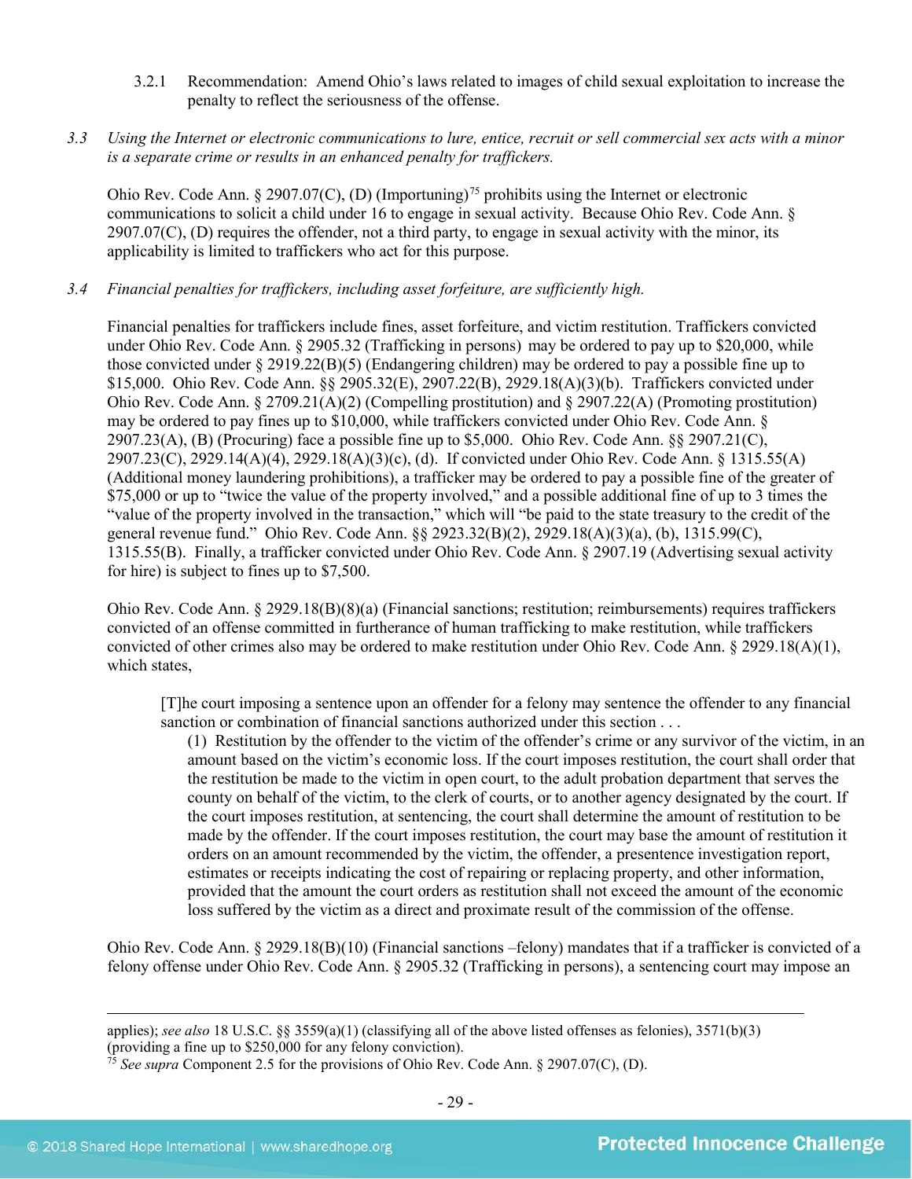3.2.1 Recommendation: Amend Ohio's laws related to images of child sexual exploitation to increase the penalty to reflect the seriousness of the offense.

*3.3 Using the Internet or electronic communications to lure, entice, recruit or sell commercial sex acts with a minor is a separate crime or results in an enhanced penalty for traffickers.*

Ohio Rev. Code Ann. § 2907.07(C), (D) (Importuning)[75] prohibits using the Internet or electronic communications to solicit a child under 16 to engage in sexual activity. Because Ohio Rev. Code Ann. § 2907.07(C), (D) requires the offender, not a third party, to engage in sexual activity with the minor, its applicability is limited to traffickers who act for this purpose.

*3.4 Financial penalties for traffickers, including asset forfeiture, are sufficiently high.*

Financial penalties for traffickers include fines, asset forfeiture, and victim restitution. Traffickers convicted under Ohio Rev. Code Ann. § 2905.32 (Trafficking in persons) may be ordered to pay up to $20,000, while those convicted under § 2919.22(B)(5) (Endangering children) may be ordered to pay a possible fine up to $15,000. Ohio Rev. Code Ann. §§ 2905.32(E), 2907.22(B), 2929.18(A)(3)(b). Traffickers convicted under Ohio Rev. Code Ann. § 2709.21(A)(2) (Compelling prostitution) and § 2907.22(A) (Promoting prostitution) may be ordered to pay fines up to $10,000, while traffickers convicted under Ohio Rev. Code Ann. § 2907.23(A), (B) (Procuring) face a possible fine up to $5,000. Ohio Rev. Code Ann. §§ 2907.21(C), 2907.23(C), 2929.14(A)(4), 2929.18(A)(3)(c), (d). If convicted under Ohio Rev. Code Ann. § 1315.55(A) (Additional money laundering prohibitions), a trafficker may be ordered to pay a possible fine of the greater of $75,000 or up to "twice the value of the property involved," and a possible additional fine of up to 3 times the "value of the property involved in the transaction," which will "be paid to the state treasury to the credit of the general revenue fund." Ohio Rev. Code Ann. §§ 2923.32(B)(2), 2929.18(A)(3)(a), (b), 1315.99(C), 1315.55(B). Finally, a trafficker convicted under Ohio Rev. Code Ann. § 2907.19 (Advertising sexual activity for hire) is subject to fines up to $7,500.

Ohio Rev. Code Ann. § 2929.18(B)(8)(a) (Financial sanctions; restitution; reimbursements) requires traffickers convicted of an offense committed in furtherance of human trafficking to make restitution, while traffickers convicted of other crimes also may be ordered to make restitution under Ohio Rev. Code Ann. § 2929.18(A)(1), which states,

> [T]he court imposing a sentence upon an offender for a felony may sentence the offender to any financial sanction or combination of financial sanctions authorized under this section . . .
>
> (1) Restitution by the offender to the victim of the offender's crime or any survivor of the victim, in an amount based on the victim's economic loss. If the court imposes restitution, the court shall order that the restitution be made to the victim in open court, to the adult probation department that serves the county on behalf of the victim, to the clerk of courts, or to another agency designated by the court. If the court imposes restitution, at sentencing, the court shall determine the amount of restitution to be made by the offender. If the court imposes restitution, the court may base the amount of restitution it orders on an amount recommended by the victim, the offender, a presentence investigation report, estimates or receipts indicating the cost of repairing or replacing property, and other information, provided that the amount the court orders as restitution shall not exceed the amount of the economic loss suffered by the victim as a direct and proximate result of the commission of the offense.

Ohio Rev. Code Ann. § 2929.18(B)(10) (Financial sanctions –felony) mandates that if a trafficker is convicted of a felony offense under Ohio Rev. Code Ann. § 2905.32 (Trafficking in persons), a sentencing court may impose an

---

applies); *see also* 18 U.S.C. §§ 3559(a)(1) (classifying all of the above listed offenses as felonies), 3571(b)(3) (providing a fine up to $250,000 for any felony conviction).

[75] *See supra* Component 2.5 for the provisions of Ohio Rev. Code Ann. § 2907.07(C), (D).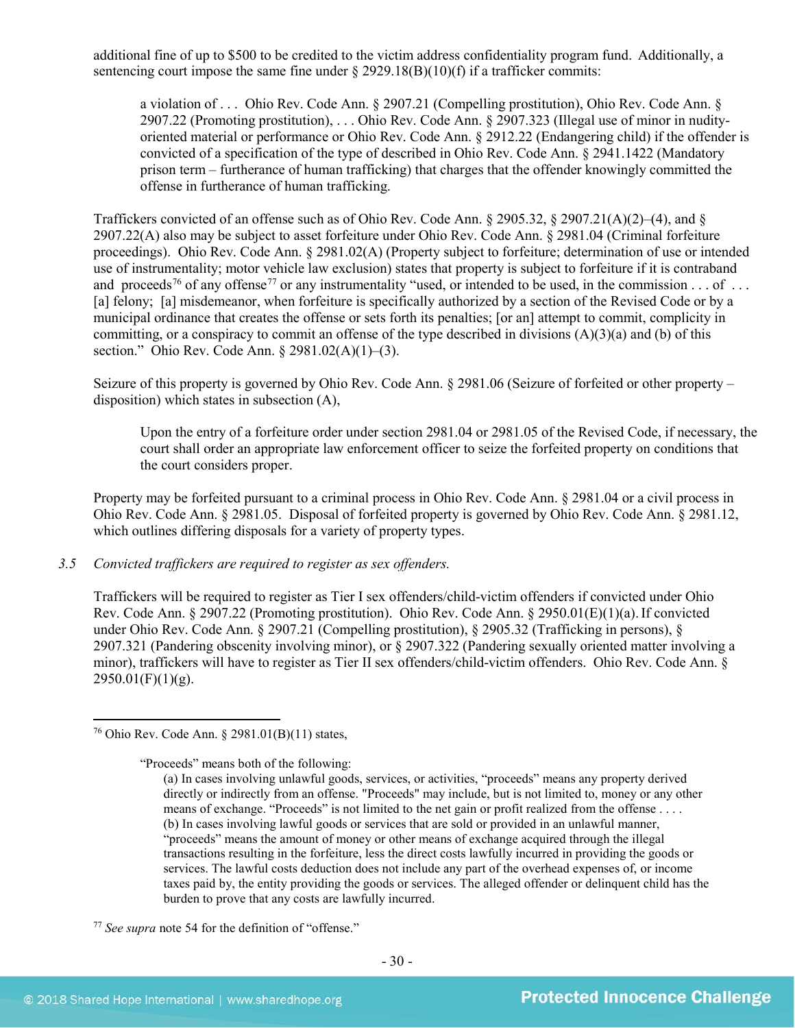additional fine of up to $500 to be credited to the victim address confidentiality program fund. Additionally, a sentencing court impose the same fine under § 2929.18(B)(10)(f) if a trafficker commits:

> a violation of . . . Ohio Rev. Code Ann. § 2907.21 (Compelling prostitution), Ohio Rev. Code Ann. § 2907.22 (Promoting prostitution), . . . Ohio Rev. Code Ann. § 2907.323 (Illegal use of minor in nudity-oriented material or performance or Ohio Rev. Code Ann. § 2912.22 (Endangering child) if the offender is convicted of a specification of the type of described in Ohio Rev. Code Ann. § 2941.1422 (Mandatory prison term – furtherance of human trafficking) that charges that the offender knowingly committed the offense in furtherance of human trafficking.

Traffickers convicted of an offense such as of Ohio Rev. Code Ann. § 2905.32, § 2907.21(A)(2)–(4), and § 2907.22(A) also may be subject to asset forfeiture under Ohio Rev. Code Ann. § 2981.04 (Criminal forfeiture proceedings). Ohio Rev. Code Ann. § 2981.02(A) (Property subject to forfeiture; determination of use or intended use of instrumentality; motor vehicle law exclusion) states that property is subject to forfeiture if it is contraband and proceeds[76] of any offense[77] or any instrumentality "used, or intended to be used, in the commission . . . of . . . [a] felony; [a] misdemeanor, when forfeiture is specifically authorized by a section of the Revised Code or by a municipal ordinance that creates the offense or sets forth its penalties; [or an] attempt to commit, complicity in committing, or a conspiracy to commit an offense of the type described in divisions (A)(3)(a) and (b) of this section." Ohio Rev. Code Ann. § 2981.02(A)(1)–(3).

Seizure of this property is governed by Ohio Rev. Code Ann. § 2981.06 (Seizure of forfeited or other property – disposition) which states in subsection (A),

> Upon the entry of a forfeiture order under section 2981.04 or 2981.05 of the Revised Code, if necessary, the court shall order an appropriate law enforcement officer to seize the forfeited property on conditions that the court considers proper.

Property may be forfeited pursuant to a criminal process in Ohio Rev. Code Ann. § 2981.04 or a civil process in Ohio Rev. Code Ann. § 2981.05. Disposal of forfeited property is governed by Ohio Rev. Code Ann. § 2981.12, which outlines differing disposals for a variety of property types.

*3.5 Convicted traffickers are required to register as sex offenders.*

Traffickers will be required to register as Tier I sex offenders/child-victim offenders if convicted under Ohio Rev. Code Ann. § 2907.22 (Promoting prostitution). Ohio Rev. Code Ann. § 2950.01(E)(1)(a). If convicted under Ohio Rev. Code Ann. § 2907.21 (Compelling prostitution), § 2905.32 (Trafficking in persons), § 2907.321 (Pandering obscenity involving minor), or § 2907.322 (Pandering sexually oriented matter involving a minor), traffickers will have to register as Tier II sex offenders/child-victim offenders. Ohio Rev. Code Ann. § 2950.01(F)(1)(g).

---

[76] Ohio Rev. Code Ann. § 2981.01(B)(11) states,

> "Proceeds" means both of the following:
>
> (a) In cases involving unlawful goods, services, or activities, "proceeds" means any property derived directly or indirectly from an offense. "Proceeds" may include, but is not limited to, money or any other means of exchange. "Proceeds" is not limited to the net gain or profit realized from the offense . . . .
>
> (b) In cases involving lawful goods or services that are sold or provided in an unlawful manner, "proceeds" means the amount of money or other means of exchange acquired through the illegal transactions resulting in the forfeiture, less the direct costs lawfully incurred in providing the goods or services. The lawful costs deduction does not include any part of the overhead expenses of, or income taxes paid by, the entity providing the goods or services. The alleged offender or delinquent child has the burden to prove that any costs are lawfully incurred.

[77] *See supra* note 54 for the definition of "offense."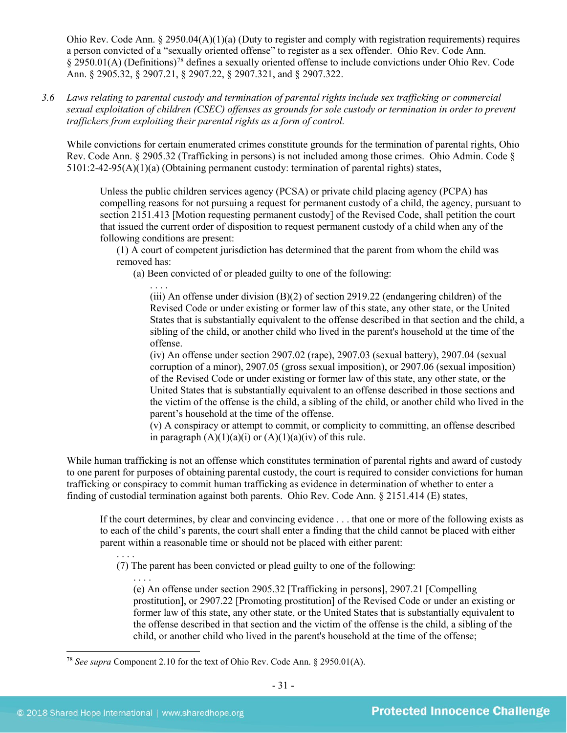Ohio Rev. Code Ann. § 2950.04(A)(1)(a) (Duty to register and comply with registration requirements) requires a person convicted of a "sexually oriented offense" to register as a sex offender. Ohio Rev. Code Ann. § 2950.01(A) (Definitions)[78] defines a sexually oriented offense to include convictions under Ohio Rev. Code Ann. § 2905.32, § 2907.21, § 2907.22, § 2907.321, and § 2907.322.

3.6 *Laws relating to parental custody and termination of parental rights include sex trafficking or commercial sexual exploitation of children (CSEC) offenses as grounds for sole custody or termination in order to prevent traffickers from exploiting their parental rights as a form of control.*

While convictions for certain enumerated crimes constitute grounds for the termination of parental rights, Ohio Rev. Code Ann. § 2905.32 (Trafficking in persons) is not included among those crimes. Ohio Admin. Code § 5101:2-42-95(A)(1)(a) (Obtaining permanent custody: termination of parental rights) states,

> Unless the public children services agency (PCSA) or private child placing agency (PCPA) has compelling reasons for not pursuing a request for permanent custody of a child, the agency, pursuant to section 2151.413 [Motion requesting permanent custody] of the Revised Code, shall petition the court that issued the current order of disposition to request permanent custody of a child when any of the following conditions are present:
>
> (1) A court of competent jurisdiction has determined that the parent from whom the child was removed has:
>
> (a) Been convicted of or pleaded guilty to one of the following:
>
> . . . .
>
> (iii) An offense under division (B)(2) of section 2919.22 (endangering children) of the Revised Code or under existing or former law of this state, any other state, or the United States that is substantially equivalent to the offense described in that section and the child, a sibling of the child, or another child who lived in the parent's household at the time of the offense.
>
> (iv) An offense under section 2907.02 (rape), 2907.03 (sexual battery), 2907.04 (sexual corruption of a minor), 2907.05 (gross sexual imposition), or 2907.06 (sexual imposition) of the Revised Code or under existing or former law of this state, any other state, or the United States that is substantially equivalent to an offense described in those sections and the victim of the offense is the child, a sibling of the child, or another child who lived in the parent's household at the time of the offense.
>
> (v) A conspiracy or attempt to commit, or complicity to committing, an offense described in paragraph (A)(1)(a)(i) or (A)(1)(a)(iv) of this rule.

While human trafficking is not an offense which constitutes termination of parental rights and award of custody to one parent for purposes of obtaining parental custody, the court is required to consider convictions for human trafficking or conspiracy to commit human trafficking as evidence in determination of whether to enter a finding of custodial termination against both parents. Ohio Rev. Code Ann. § 2151.414 (E) states,

> If the court determines, by clear and convincing evidence . . . that one or more of the following exists as to each of the child's parents, the court shall enter a finding that the child cannot be placed with either parent within a reasonable time or should not be placed with either parent:
>
> . . . .
>
> (7) The parent has been convicted or plead guilty to one of the following:
>
> . . . .
>
> (e) An offense under section 2905.32 [Trafficking in persons], 2907.21 [Compelling prostitution], or 2907.22 [Promoting prostitution] of the Revised Code or under an existing or former law of this state, any other state, or the United States that is substantially equivalent to the offense described in that section and the victim of the offense is the child, a sibling of the child, or another child who lived in the parent's household at the time of the offense;

[78] *See supra* Component 2.10 for the text of Ohio Rev. Code Ann. § 2950.01(A).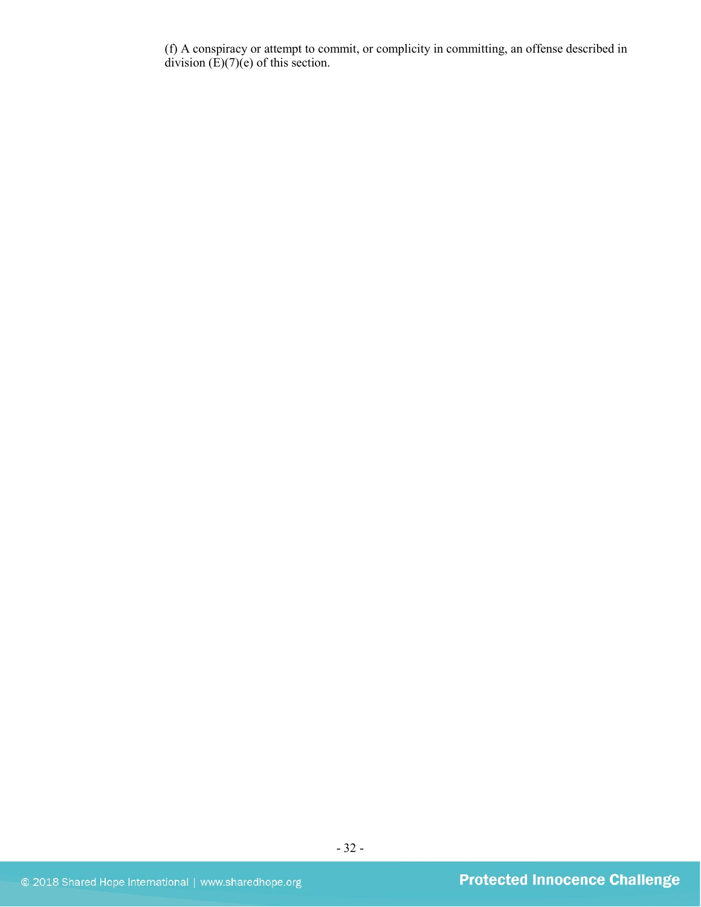(f) A conspiracy or attempt to commit, or complicity in committing, an offense described in division (E)(7)(e) of this section.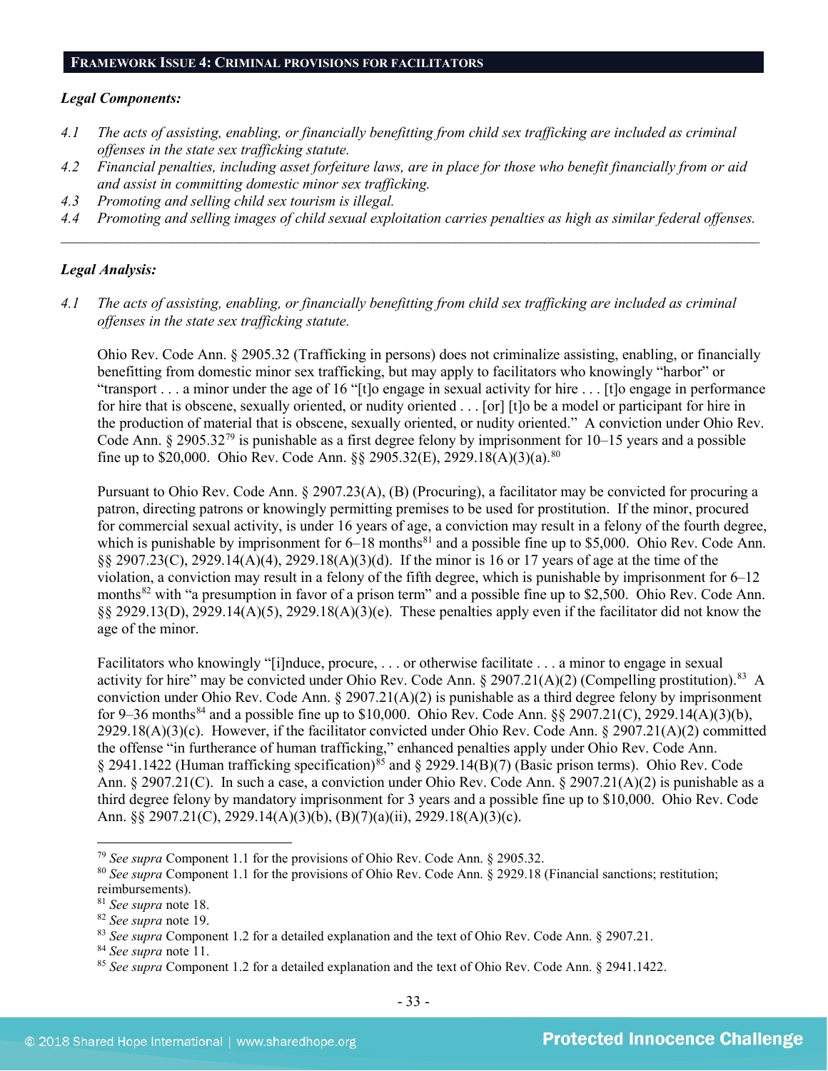## **Framework Issue 4: Criminal provisions for facilitators**

***Legal Components:***

*4.1 The acts of assisting, enabling, or financially benefitting from child sex trafficking are included as criminal offenses in the state sex trafficking statute.*

*4.2 Financial penalties, including asset forfeiture laws, are in place for those who benefit financially from or aid and assist in committing domestic minor sex trafficking.*

*4.3 Promoting and selling child sex tourism is illegal.*

*4.4 Promoting and selling images of child sexual exploitation carries penalties as high as similar federal offenses.*

---

***Legal Analysis:***

*4.1 The acts of assisting, enabling, or financially benefitting from child sex trafficking are included as criminal offenses in the state sex trafficking statute.*

Ohio Rev. Code Ann. § 2905.32 (Trafficking in persons) does not criminalize assisting, enabling, or financially benefitting from domestic minor sex trafficking, but may apply to facilitators who knowingly "harbor" or "transport . . . a minor under the age of 16 "[t]o engage in sexual activity for hire . . . [t]o engage in performance for hire that is obscene, sexually oriented, or nudity oriented . . . [or] [t]o be a model or participant for hire in the production of material that is obscene, sexually oriented, or nudity oriented." A conviction under Ohio Rev. Code Ann. § 2905.32[79] is punishable as a first degree felony by imprisonment for 10–15 years and a possible fine up to $20,000. Ohio Rev. Code Ann. §§ 2905.32(E), 2929.18(A)(3)(a).[80]

Pursuant to Ohio Rev. Code Ann. § 2907.23(A), (B) (Procuring), a facilitator may be convicted for procuring a patron, directing patrons or knowingly permitting premises to be used for prostitution. If the minor, procured for commercial sexual activity, is under 16 years of age, a conviction may result in a felony of the fourth degree, which is punishable by imprisonment for 6–18 months[81] and a possible fine up to $5,000. Ohio Rev. Code Ann. §§ 2907.23(C), 2929.14(A)(4), 2929.18(A)(3)(d). If the minor is 16 or 17 years of age at the time of the violation, a conviction may result in a felony of the fifth degree, which is punishable by imprisonment for 6–12 months[82] with "a presumption in favor of a prison term" and a possible fine up to $2,500. Ohio Rev. Code Ann. §§ 2929.13(D), 2929.14(A)(5), 2929.18(A)(3)(e). These penalties apply even if the facilitator did not know the age of the minor.

Facilitators who knowingly "[i]nduce, procure, . . . or otherwise facilitate . . . a minor to engage in sexual activity for hire" may be convicted under Ohio Rev. Code Ann. § 2907.21(A)(2) (Compelling prostitution).[83] A conviction under Ohio Rev. Code Ann. § 2907.21(A)(2) is punishable as a third degree felony by imprisonment for 9–36 months[84] and a possible fine up to $10,000. Ohio Rev. Code Ann. §§ 2907.21(C), 2929.14(A)(3)(b), 2929.18(A)(3)(c). However, if the facilitator convicted under Ohio Rev. Code Ann. § 2907.21(A)(2) committed the offense "in furtherance of human trafficking," enhanced penalties apply under Ohio Rev. Code Ann. § 2941.1422 (Human trafficking specification)[85] and § 2929.14(B)(7) (Basic prison terms). Ohio Rev. Code Ann. § 2907.21(C). In such a case, a conviction under Ohio Rev. Code Ann. § 2907.21(A)(2) is punishable as a third degree felony by mandatory imprisonment for 3 years and a possible fine up to $10,000. Ohio Rev. Code Ann. §§ 2907.21(C), 2929.14(A)(3)(b), (B)(7)(a)(ii), 2929.18(A)(3)(c).

---

[79] *See supra* Component 1.1 for the provisions of Ohio Rev. Code Ann. § 2905.32.

[80] *See supra* Component 1.1 for the provisions of Ohio Rev. Code Ann. § 2929.18 (Financial sanctions; restitution; reimbursements).

[81] *See supra* note 18.

[82] *See supra* note 19.

[83] *See supra* Component 1.2 for a detailed explanation and the text of Ohio Rev. Code Ann. § 2907.21.

[84] *See supra* note 11.

[85] *See supra* Component 1.2 for a detailed explanation and the text of Ohio Rev. Code Ann. § 2941.1422.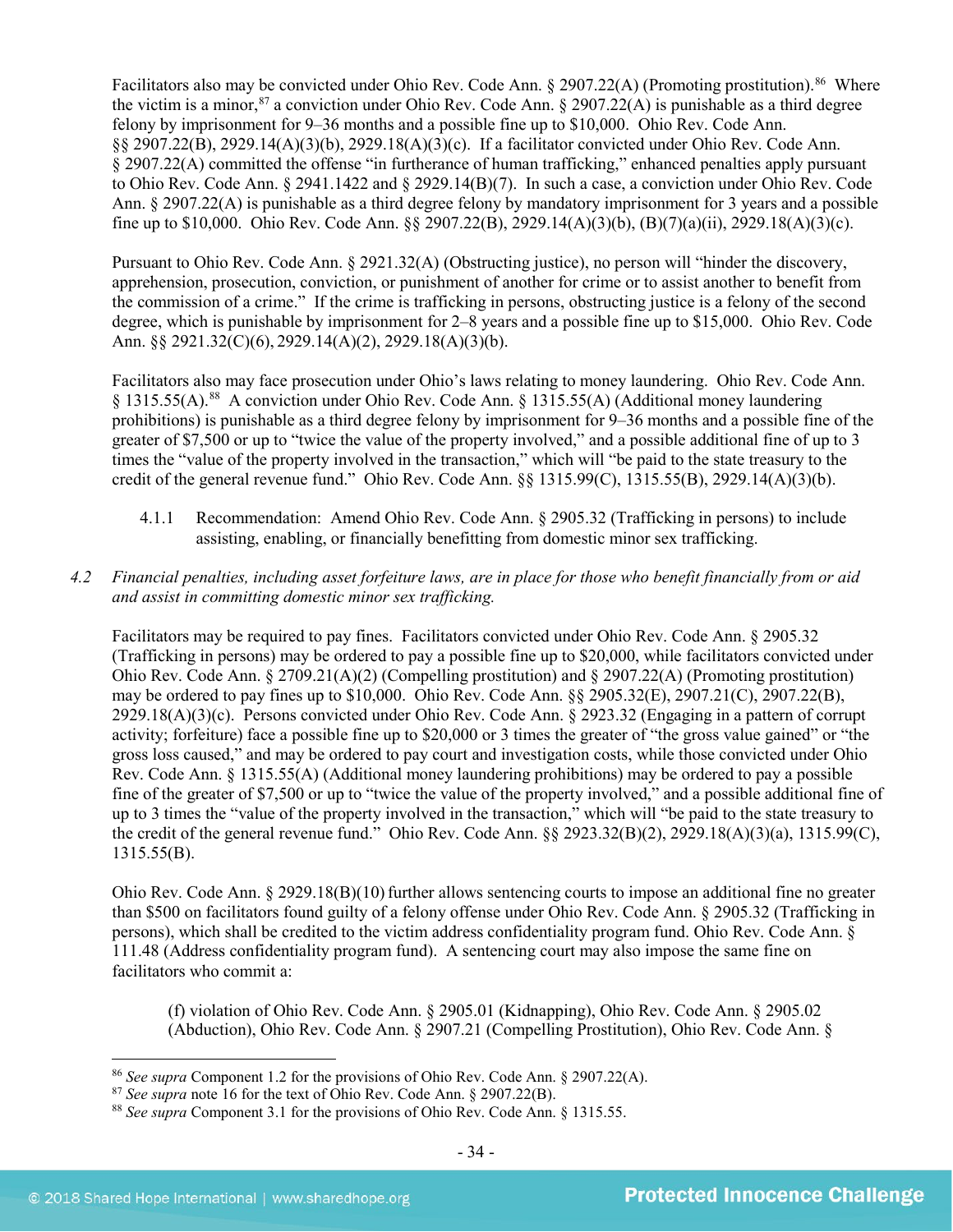Facilitators also may be convicted under Ohio Rev. Code Ann. § 2907.22(A) (Promoting prostitution).[86] Where the victim is a minor,[87] a conviction under Ohio Rev. Code Ann. § 2907.22(A) is punishable as a third degree felony by imprisonment for 9–36 months and a possible fine up to $10,000. Ohio Rev. Code Ann. §§ 2907.22(B), 2929.14(A)(3)(b), 2929.18(A)(3)(c). If a facilitator convicted under Ohio Rev. Code Ann. § 2907.22(A) committed the offense "in furtherance of human trafficking," enhanced penalties apply pursuant to Ohio Rev. Code Ann. § 2941.1422 and § 2929.14(B)(7). In such a case, a conviction under Ohio Rev. Code Ann. § 2907.22(A) is punishable as a third degree felony by mandatory imprisonment for 3 years and a possible fine up to $10,000. Ohio Rev. Code Ann. §§ 2907.22(B), 2929.14(A)(3)(b), (B)(7)(a)(ii), 2929.18(A)(3)(c).

Pursuant to Ohio Rev. Code Ann. § 2921.32(A) (Obstructing justice), no person will "hinder the discovery, apprehension, prosecution, conviction, or punishment of another for crime or to assist another to benefit from the commission of a crime." If the crime is trafficking in persons, obstructing justice is a felony of the second degree, which is punishable by imprisonment for 2–8 years and a possible fine up to $15,000. Ohio Rev. Code Ann. §§ 2921.32(C)(6), 2929.14(A)(2), 2929.18(A)(3)(b).

Facilitators also may face prosecution under Ohio's laws relating to money laundering. Ohio Rev. Code Ann. § 1315.55(A).[88] A conviction under Ohio Rev. Code Ann. § 1315.55(A) (Additional money laundering prohibitions) is punishable as a third degree felony by imprisonment for 9–36 months and a possible fine of the greater of $7,500 or up to "twice the value of the property involved," and a possible additional fine of up to 3 times the "value of the property involved in the transaction," which will "be paid to the state treasury to the credit of the general revenue fund." Ohio Rev. Code Ann. §§ 1315.99(C), 1315.55(B), 2929.14(A)(3)(b).

4.1.1 Recommendation: Amend Ohio Rev. Code Ann. § 2905.32 (Trafficking in persons) to include assisting, enabling, or financially benefitting from domestic minor sex trafficking.

*4.2 Financial penalties, including asset forfeiture laws, are in place for those who benefit financially from or aid and assist in committing domestic minor sex trafficking.*

Facilitators may be required to pay fines. Facilitators convicted under Ohio Rev. Code Ann. § 2905.32 (Trafficking in persons) may be ordered to pay a possible fine up to $20,000, while facilitators convicted under Ohio Rev. Code Ann. § 2709.21(A)(2) (Compelling prostitution) and § 2907.22(A) (Promoting prostitution) may be ordered to pay fines up to $10,000. Ohio Rev. Code Ann. §§ 2905.32(E), 2907.21(C), 2907.22(B), 2929.18(A)(3)(c). Persons convicted under Ohio Rev. Code Ann. § 2923.32 (Engaging in a pattern of corrupt activity; forfeiture) face a possible fine up to $20,000 or 3 times the greater of "the gross value gained" or "the gross loss caused," and may be ordered to pay court and investigation costs, while those convicted under Ohio Rev. Code Ann. § 1315.55(A) (Additional money laundering prohibitions) may be ordered to pay a possible fine of the greater of $7,500 or up to "twice the value of the property involved," and a possible additional fine of up to 3 times the "value of the property involved in the transaction," which will "be paid to the state treasury to the credit of the general revenue fund." Ohio Rev. Code Ann. §§ 2923.32(B)(2), 2929.18(A)(3)(a), 1315.99(C), 1315.55(B).

Ohio Rev. Code Ann. § 2929.18(B)(10) further allows sentencing courts to impose an additional fine no greater than $500 on facilitators found guilty of a felony offense under Ohio Rev. Code Ann. § 2905.32 (Trafficking in persons), which shall be credited to the victim address confidentiality program fund. Ohio Rev. Code Ann. § 111.48 (Address confidentiality program fund). A sentencing court may also impose the same fine on facilitators who commit a:

> (f) violation of Ohio Rev. Code Ann. § 2905.01 (Kidnapping), Ohio Rev. Code Ann. § 2905.02 (Abduction), Ohio Rev. Code Ann. § 2907.21 (Compelling Prostitution), Ohio Rev. Code Ann. §

---

[86] *See supra* Component 1.2 for the provisions of Ohio Rev. Code Ann. § 2907.22(A).

[87] *See supra* note 16 for the text of Ohio Rev. Code Ann. § 2907.22(B).

[88] *See supra* Component 3.1 for the provisions of Ohio Rev. Code Ann. § 1315.55.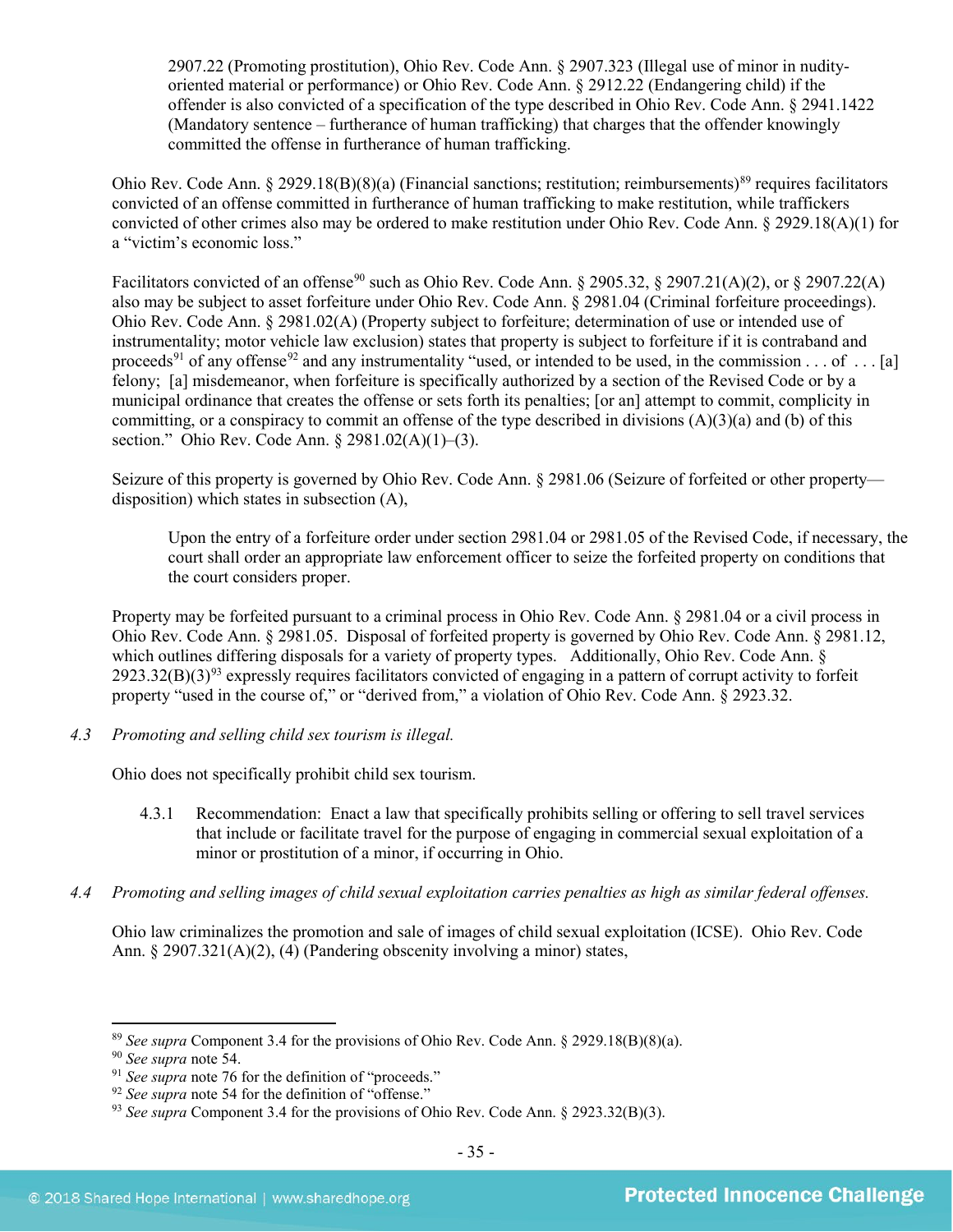2907.22 (Promoting prostitution), Ohio Rev. Code Ann. § 2907.323 (Illegal use of minor in nudity-oriented material or performance) or Ohio Rev. Code Ann. § 2912.22 (Endangering child) if the offender is also convicted of a specification of the type described in Ohio Rev. Code Ann. § 2941.1422 (Mandatory sentence – furtherance of human trafficking) that charges that the offender knowingly committed the offense in furtherance of human trafficking.

Ohio Rev. Code Ann. § 2929.18(B)(8)(a) (Financial sanctions; restitution; reimbursements)[89] requires facilitators convicted of an offense committed in furtherance of human trafficking to make restitution, while traffickers convicted of other crimes also may be ordered to make restitution under Ohio Rev. Code Ann. § 2929.18(A)(1) for a "victim's economic loss."

Facilitators convicted of an offense[90] such as Ohio Rev. Code Ann. § 2905.32, § 2907.21(A)(2), or § 2907.22(A) also may be subject to asset forfeiture under Ohio Rev. Code Ann. § 2981.04 (Criminal forfeiture proceedings). Ohio Rev. Code Ann. § 2981.02(A) (Property subject to forfeiture; determination of use or intended use of instrumentality; motor vehicle law exclusion) states that property is subject to forfeiture if it is contraband and proceeds[91] of any offense[92] and any instrumentality "used, or intended to be used, in the commission . . . of . . . [a] felony; [a] misdemeanor, when forfeiture is specifically authorized by a section of the Revised Code or by a municipal ordinance that creates the offense or sets forth its penalties; [or an] attempt to commit, complicity in committing, or a conspiracy to commit an offense of the type described in divisions (A)(3)(a) and (b) of this section." Ohio Rev. Code Ann. § 2981.02(A)(1)–(3).

Seizure of this property is governed by Ohio Rev. Code Ann. § 2981.06 (Seizure of forfeited or other property—disposition) which states in subsection (A),

> Upon the entry of a forfeiture order under section 2981.04 or 2981.05 of the Revised Code, if necessary, the court shall order an appropriate law enforcement officer to seize the forfeited property on conditions that the court considers proper.

Property may be forfeited pursuant to a criminal process in Ohio Rev. Code Ann. § 2981.04 or a civil process in Ohio Rev. Code Ann. § 2981.05. Disposal of forfeited property is governed by Ohio Rev. Code Ann. § 2981.12, which outlines differing disposals for a variety of property types. Additionally, Ohio Rev. Code Ann. § 2923.32(B)(3)[93] expressly requires facilitators convicted of engaging in a pattern of corrupt activity to forfeit property "used in the course of," or "derived from," a violation of Ohio Rev. Code Ann. § 2923.32.

*4.3 Promoting and selling child sex tourism is illegal.*

Ohio does not specifically prohibit child sex tourism.

4.3.1 Recommendation: Enact a law that specifically prohibits selling or offering to sell travel services that include or facilitate travel for the purpose of engaging in commercial sexual exploitation of a minor or prostitution of a minor, if occurring in Ohio.

*4.4 Promoting and selling images of child sexual exploitation carries penalties as high as similar federal offenses.*

Ohio law criminalizes the promotion and sale of images of child sexual exploitation (ICSE). Ohio Rev. Code Ann. § 2907.321(A)(2), (4) (Pandering obscenity involving a minor) states,

---

[89] *See supra* Component 3.4 for the provisions of Ohio Rev. Code Ann. § 2929.18(B)(8)(a).

[90] *See supra* note 54.

[91] *See supra* note 76 for the definition of "proceeds."

[92] *See supra* note 54 for the definition of "offense."

[93] *See supra* Component 3.4 for the provisions of Ohio Rev. Code Ann. § 2923.32(B)(3).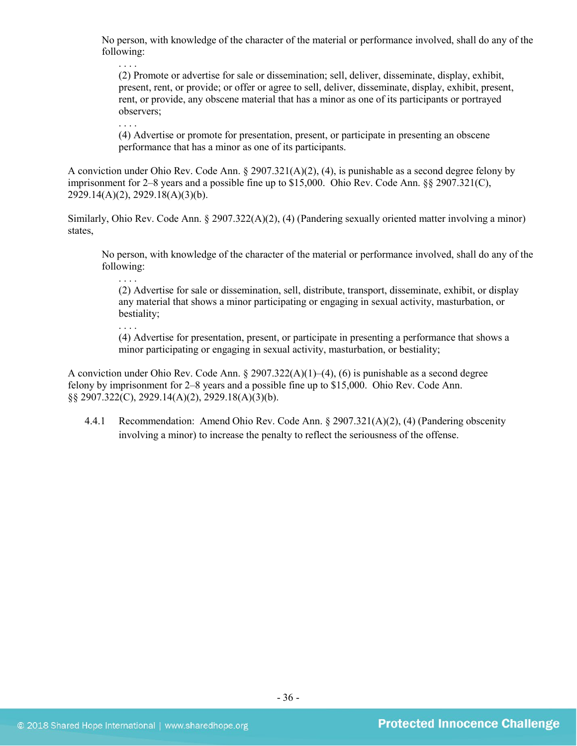> No person, with knowledge of the character of the material or performance involved, shall do any of the following:
>
> . . . .
>
> (2) Promote or advertise for sale or dissemination; sell, deliver, disseminate, display, exhibit, present, rent, or provide; or offer or agree to sell, deliver, disseminate, display, exhibit, present, rent, or provide, any obscene material that has a minor as one of its participants or portrayed observers;
>
> . . . .
>
> (4) Advertise or promote for presentation, present, or participate in presenting an obscene performance that has a minor as one of its participants.

A conviction under Ohio Rev. Code Ann. § 2907.321(A)(2), (4), is punishable as a second degree felony by imprisonment for 2–8 years and a possible fine up to $15,000. Ohio Rev. Code Ann. §§ 2907.321(C), 2929.14(A)(2), 2929.18(A)(3)(b).

Similarly, Ohio Rev. Code Ann. § 2907.322(A)(2), (4) (Pandering sexually oriented matter involving a minor) states,

> No person, with knowledge of the character of the material or performance involved, shall do any of the following:
>
> . . . .
>
> (2) Advertise for sale or dissemination, sell, distribute, transport, disseminate, exhibit, or display any material that shows a minor participating or engaging in sexual activity, masturbation, or bestiality;
>
> . . . .
>
> (4) Advertise for presentation, present, or participate in presenting a performance that shows a minor participating or engaging in sexual activity, masturbation, or bestiality;

A conviction under Ohio Rev. Code Ann. § 2907.322(A)(1)–(4), (6) is punishable as a second degree felony by imprisonment for 2–8 years and a possible fine up to $15,000. Ohio Rev. Code Ann. §§ 2907.322(C), 2929.14(A)(2), 2929.18(A)(3)(b).

4.4.1 Recommendation: Amend Ohio Rev. Code Ann. § 2907.321(A)(2), (4) (Pandering obscenity involving a minor) to increase the penalty to reflect the seriousness of the offense.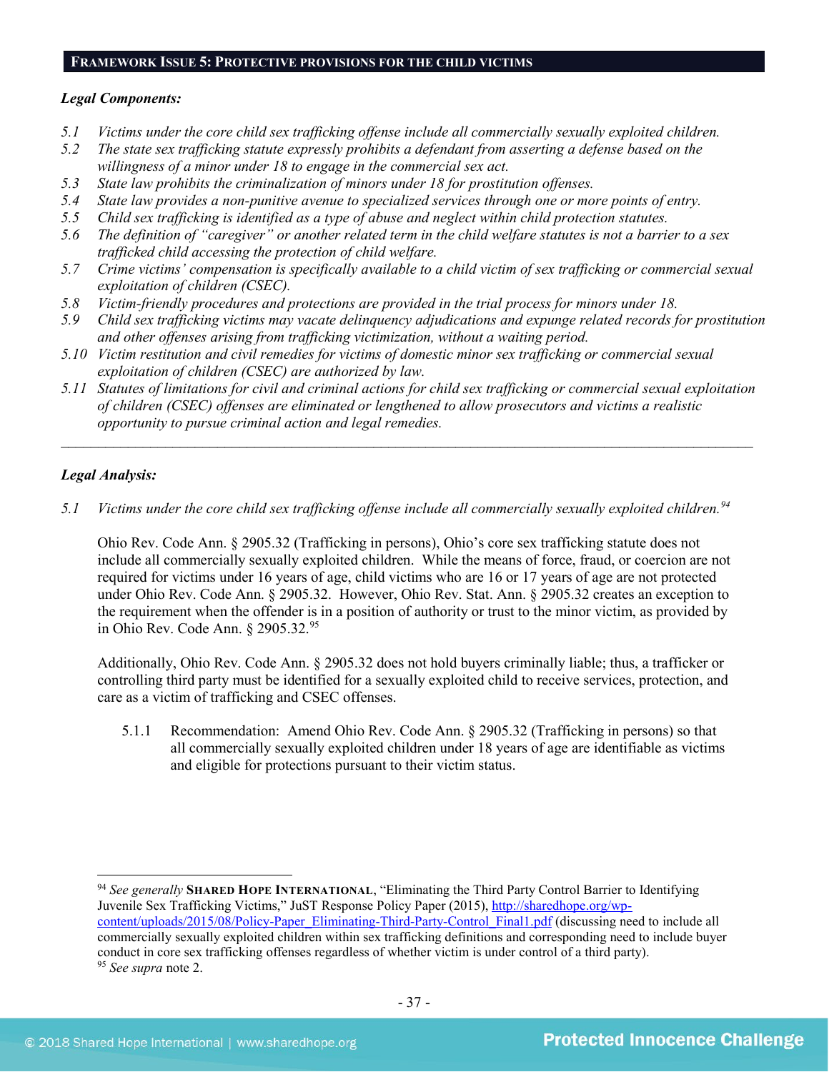## FRAMEWORK ISSUE 5: PROTECTIVE PROVISIONS FOR THE CHILD VICTIMS

***Legal Components:***

*5.1 Victims under the core child sex trafficking offense include all commercially sexually exploited children.*
*5.2 The state sex trafficking statute expressly prohibits a defendant from asserting a defense based on the willingness of a minor under 18 to engage in the commercial sex act.*
*5.3 State law prohibits the criminalization of minors under 18 for prostitution offenses.*
*5.4 State law provides a non-punitive avenue to specialized services through one or more points of entry.*
*5.5 Child sex trafficking is identified as a type of abuse and neglect within child protection statutes.*
*5.6 The definition of "caregiver" or another related term in the child welfare statutes is not a barrier to a sex trafficked child accessing the protection of child welfare.*
*5.7 Crime victims' compensation is specifically available to a child victim of sex trafficking or commercial sexual exploitation of children (CSEC).*
*5.8 Victim-friendly procedures and protections are provided in the trial process for minors under 18.*
*5.9 Child sex trafficking victims may vacate delinquency adjudications and expunge related records for prostitution and other offenses arising from trafficking victimization, without a waiting period.*
*5.10 Victim restitution and civil remedies for victims of domestic minor sex trafficking or commercial sexual exploitation of children (CSEC) are authorized by law.*
*5.11 Statutes of limitations for civil and criminal actions for child sex trafficking or commercial sexual exploitation of children (CSEC) offenses are eliminated or lengthened to allow prosecutors and victims a realistic opportunity to pursue criminal action and legal remedies.*

---

***Legal Analysis:***

*5.1 Victims under the core child sex trafficking offense include all commercially sexually exploited children.*[94]

Ohio Rev. Code Ann. § 2905.32 (Trafficking in persons), Ohio's core sex trafficking statute does not include all commercially sexually exploited children. While the means of force, fraud, or coercion are not required for victims under 16 years of age, child victims who are 16 or 17 years of age are not protected under Ohio Rev. Code Ann. § 2905.32. However, Ohio Rev. Stat. Ann. § 2905.32 creates an exception to the requirement when the offender is in a position of authority or trust to the minor victim, as provided by in Ohio Rev. Code Ann. § 2905.32.[95]

Additionally, Ohio Rev. Code Ann. § 2905.32 does not hold buyers criminally liable; thus, a trafficker or controlling third party must be identified for a sexually exploited child to receive services, protection, and care as a victim of trafficking and CSEC offenses.

5.1.1 Recommendation: Amend Ohio Rev. Code Ann. § 2905.32 (Trafficking in persons) so that all commercially sexually exploited children under 18 years of age are identifiable as victims and eligible for protections pursuant to their victim status.

---

[94] *See generally* **SHARED HOPE INTERNATIONAL**, "Eliminating the Third Party Control Barrier to Identifying Juvenile Sex Trafficking Victims," JuST Response Policy Paper (2015), http://sharedhope.org/wp-content/uploads/2015/08/Policy-Paper_Eliminating-Third-Party-Control_Final1.pdf (discussing need to include all commercially sexually exploited children within sex trafficking definitions and corresponding need to include buyer conduct in core sex trafficking offenses regardless of whether victim is under control of a third party).
[95] *See supra* note 2.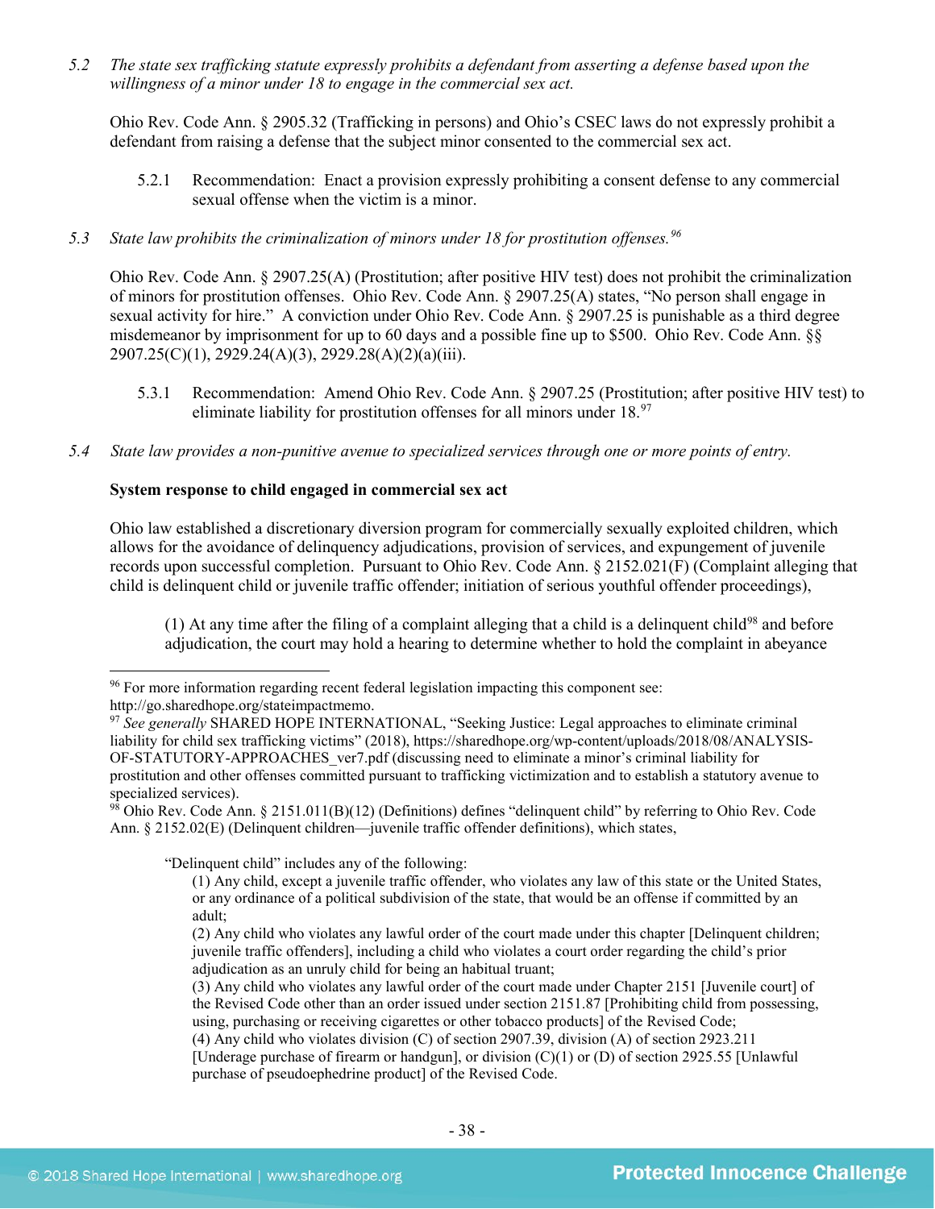*5.2 The state sex trafficking statute expressly prohibits a defendant from asserting a defense based upon the willingness of a minor under 18 to engage in the commercial sex act.*

Ohio Rev. Code Ann. § 2905.32 (Trafficking in persons) and Ohio's CSEC laws do not expressly prohibit a defendant from raising a defense that the subject minor consented to the commercial sex act.

5.2.1 Recommendation: Enact a provision expressly prohibiting a consent defense to any commercial sexual offense when the victim is a minor.

*5.3 State law prohibits the criminalization of minors under 18 for prostitution offenses.*[96]

Ohio Rev. Code Ann. § 2907.25(A) (Prostitution; after positive HIV test) does not prohibit the criminalization of minors for prostitution offenses. Ohio Rev. Code Ann. § 2907.25(A) states, "No person shall engage in sexual activity for hire." A conviction under Ohio Rev. Code Ann. § 2907.25 is punishable as a third degree misdemeanor by imprisonment for up to 60 days and a possible fine up to $500. Ohio Rev. Code Ann. §§ 2907.25(C)(1), 2929.24(A)(3), 2929.28(A)(2)(a)(iii).

5.3.1 Recommendation: Amend Ohio Rev. Code Ann. § 2907.25 (Prostitution; after positive HIV test) to eliminate liability for prostitution offenses for all minors under 18.[97]

*5.4 State law provides a non-punitive avenue to specialized services through one or more points of entry.*

**System response to child engaged in commercial sex act**

Ohio law established a discretionary diversion program for commercially sexually exploited children, which allows for the avoidance of delinquency adjudications, provision of services, and expungement of juvenile records upon successful completion. Pursuant to Ohio Rev. Code Ann. § 2152.021(F) (Complaint alleging that child is delinquent child or juvenile traffic offender; initiation of serious youthful offender proceedings),

> (1) At any time after the filing of a complaint alleging that a child is a delinquent child[98] and before adjudication, the court may hold a hearing to determine whether to hold the complaint in abeyance

---

[96] For more information regarding recent federal legislation impacting this component see: http://go.sharedhope.org/stateimpactmemo.

[97] *See generally* SHARED HOPE INTERNATIONAL, "Seeking Justice: Legal approaches to eliminate criminal liability for child sex trafficking victims" (2018), https://sharedhope.org/wp-content/uploads/2018/08/ANALYSIS-OF-STATUTORY-APPROACHES_ver7.pdf (discussing need to eliminate a minor's criminal liability for prostitution and other offenses committed pursuant to trafficking victimization and to establish a statutory avenue to specialized services).

[98] Ohio Rev. Code Ann. § 2151.011(B)(12) (Definitions) defines "delinquent child" by referring to Ohio Rev. Code Ann. § 2152.02(E) (Delinquent children—juvenile traffic offender definitions), which states,

> "Delinquent child" includes any of the following:
>
> (1) Any child, except a juvenile traffic offender, who violates any law of this state or the United States, or any ordinance of a political subdivision of the state, that would be an offense if committed by an adult;
>
> (2) Any child who violates any lawful order of the court made under this chapter [Delinquent children; juvenile traffic offenders], including a child who violates a court order regarding the child's prior adjudication as an unruly child for being an habitual truant;
>
> (3) Any child who violates any lawful order of the court made under Chapter 2151 [Juvenile court] of the Revised Code other than an order issued under section 2151.87 [Prohibiting child from possessing, using, purchasing or receiving cigarettes or other tobacco products] of the Revised Code;
>
> (4) Any child who violates division (C) of section 2907.39, division (A) of section 2923.211 [Underage purchase of firearm or handgun], or division (C)(1) or (D) of section 2925.55 [Unlawful purchase of pseudoephedrine product] of the Revised Code.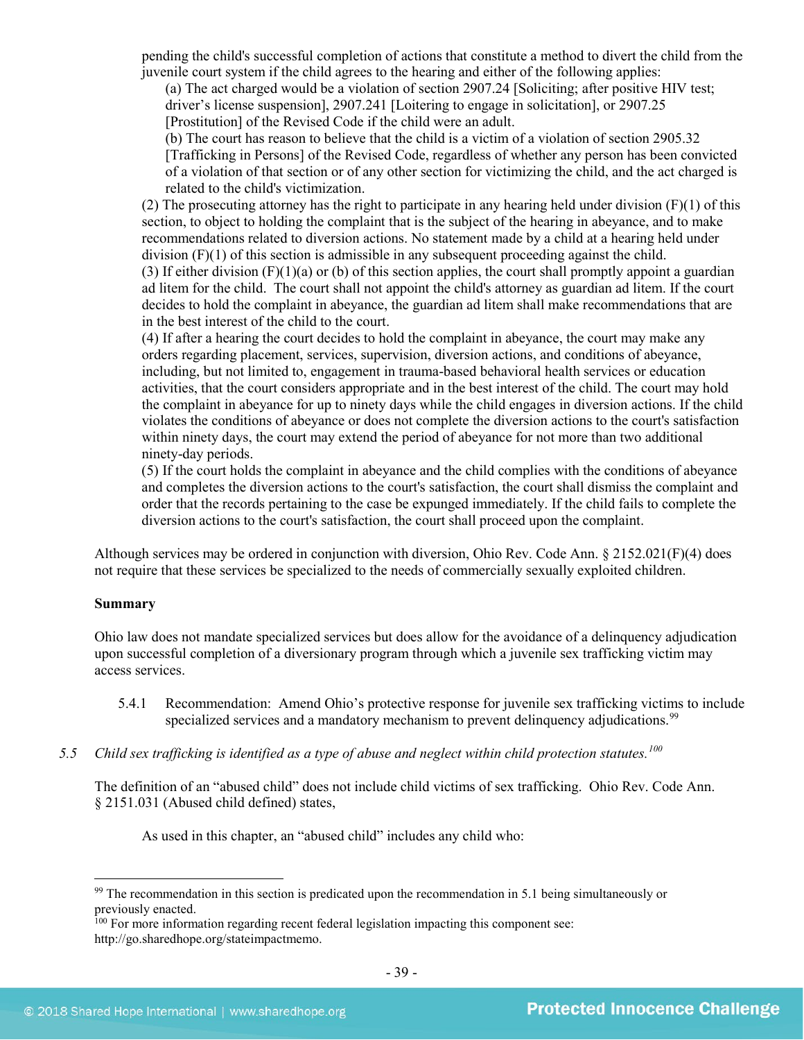pending the child's successful completion of actions that constitute a method to divert the child from the juvenile court system if the child agrees to the hearing and either of the following applies:

(a) The act charged would be a violation of section 2907.24 [Soliciting; after positive HIV test; driver's license suspension], 2907.241 [Loitering to engage in solicitation], or 2907.25 [Prostitution] of the Revised Code if the child were an adult.

(b) The court has reason to believe that the child is a victim of a violation of section 2905.32 [Trafficking in Persons] of the Revised Code, regardless of whether any person has been convicted of a violation of that section or of any other section for victimizing the child, and the act charged is related to the child's victimization.

(2) The prosecuting attorney has the right to participate in any hearing held under division (F)(1) of this section, to object to holding the complaint that is the subject of the hearing in abeyance, and to make recommendations related to diversion actions. No statement made by a child at a hearing held under division (F)(1) of this section is admissible in any subsequent proceeding against the child.

(3) If either division (F)(1)(a) or (b) of this section applies, the court shall promptly appoint a guardian ad litem for the child. The court shall not appoint the child's attorney as guardian ad litem. If the court decides to hold the complaint in abeyance, the guardian ad litem shall make recommendations that are in the best interest of the child to the court.

(4) If after a hearing the court decides to hold the complaint in abeyance, the court may make any orders regarding placement, services, supervision, diversion actions, and conditions of abeyance, including, but not limited to, engagement in trauma-based behavioral health services or education activities, that the court considers appropriate and in the best interest of the child. The court may hold the complaint in abeyance for up to ninety days while the child engages in diversion actions. If the child violates the conditions of abeyance or does not complete the diversion actions to the court's satisfaction within ninety days, the court may extend the period of abeyance for not more than two additional ninety-day periods.

(5) If the court holds the complaint in abeyance and the child complies with the conditions of abeyance and completes the diversion actions to the court's satisfaction, the court shall dismiss the complaint and order that the records pertaining to the case be expunged immediately. If the child fails to complete the diversion actions to the court's satisfaction, the court shall proceed upon the complaint.

Although services may be ordered in conjunction with diversion, Ohio Rev. Code Ann. § 2152.021(F)(4) does not require that these services be specialized to the needs of commercially sexually exploited children.

**Summary**

Ohio law does not mandate specialized services but does allow for the avoidance of a delinquency adjudication upon successful completion of a diversionary program through which a juvenile sex trafficking victim may access services.

5.4.1 Recommendation: Amend Ohio's protective response for juvenile sex trafficking victims to include specialized services and a mandatory mechanism to prevent delinquency adjudications.[99]

5.5 *Child sex trafficking is identified as a type of abuse and neglect within child protection statutes.*[100]

The definition of an "abused child" does not include child victims of sex trafficking. Ohio Rev. Code Ann. § 2151.031 (Abused child defined) states,

As used in this chapter, an "abused child" includes any child who:

---

[99] The recommendation in this section is predicated upon the recommendation in 5.1 being simultaneously or previously enacted.

[100] For more information regarding recent federal legislation impacting this component see: http://go.sharedhope.org/stateimpactmemo.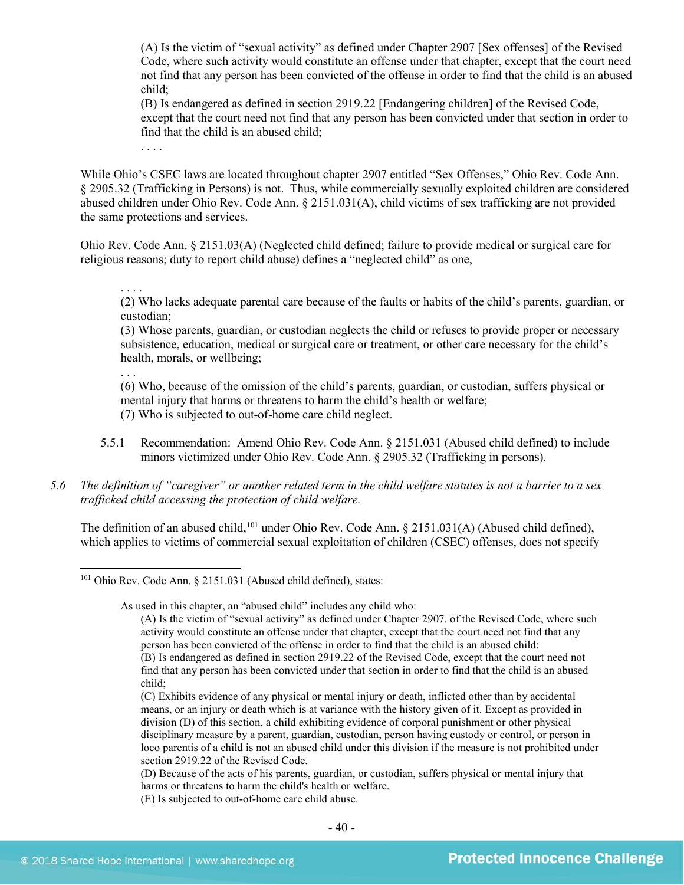> (A) Is the victim of "sexual activity" as defined under Chapter 2907 [Sex offenses] of the Revised Code, where such activity would constitute an offense under that chapter, except that the court need not find that any person has been convicted of the offense in order to find that the child is an abused child;
> (B) Is endangered as defined in section 2919.22 [Endangering children] of the Revised Code, except that the court need not find that any person has been convicted under that section in order to find that the child is an abused child;
> . . . .

While Ohio's CSEC laws are located throughout chapter 2907 entitled "Sex Offenses," Ohio Rev. Code Ann. § 2905.32 (Trafficking in Persons) is not. Thus, while commercially sexually exploited children are considered abused children under Ohio Rev. Code Ann. § 2151.031(A), child victims of sex trafficking are not provided the same protections and services.

Ohio Rev. Code Ann. § 2151.03(A) (Neglected child defined; failure to provide medical or surgical care for religious reasons; duty to report child abuse) defines a "neglected child" as one,

> . . . .
> (2) Who lacks adequate parental care because of the faults or habits of the child's parents, guardian, or custodian;
> (3) Whose parents, guardian, or custodian neglects the child or refuses to provide proper or necessary subsistence, education, medical or surgical care or treatment, or other care necessary for the child's health, morals, or wellbeing;
> . . .
> (6) Who, because of the omission of the child's parents, guardian, or custodian, suffers physical or mental injury that harms or threatens to harm the child's health or welfare;
> (7) Who is subjected to out-of-home care child neglect.

5.5.1 Recommendation: Amend Ohio Rev. Code Ann. § 2151.031 (Abused child defined) to include minors victimized under Ohio Rev. Code Ann. § 2905.32 (Trafficking in persons).

5.6 *The definition of "caregiver" or another related term in the child welfare statutes is not a barrier to a sex trafficked child accessing the protection of child welfare.*

The definition of an abused child,[101] under Ohio Rev. Code Ann. § 2151.031(A) (Abused child defined), which applies to victims of commercial sexual exploitation of children (CSEC) offenses, does not specify

---

[101] Ohio Rev. Code Ann. § 2151.031 (Abused child defined), states:

> As used in this chapter, an "abused child" includes any child who:
> (A) Is the victim of "sexual activity" as defined under Chapter 2907. of the Revised Code, where such activity would constitute an offense under that chapter, except that the court need not find that any person has been convicted of the offense in order to find that the child is an abused child;
> (B) Is endangered as defined in section 2919.22 of the Revised Code, except that the court need not find that any person has been convicted under that section in order to find that the child is an abused child;
> (C) Exhibits evidence of any physical or mental injury or death, inflicted other than by accidental means, or an injury or death which is at variance with the history given of it. Except as provided in division (D) of this section, a child exhibiting evidence of corporal punishment or other physical disciplinary measure by a parent, guardian, custodian, person having custody or control, or person in loco parentis of a child is not an abused child under this division if the measure is not prohibited under section 2919.22 of the Revised Code.
> (D) Because of the acts of his parents, guardian, or custodian, suffers physical or mental injury that harms or threatens to harm the child's health or welfare.
> (E) Is subjected to out-of-home care child abuse.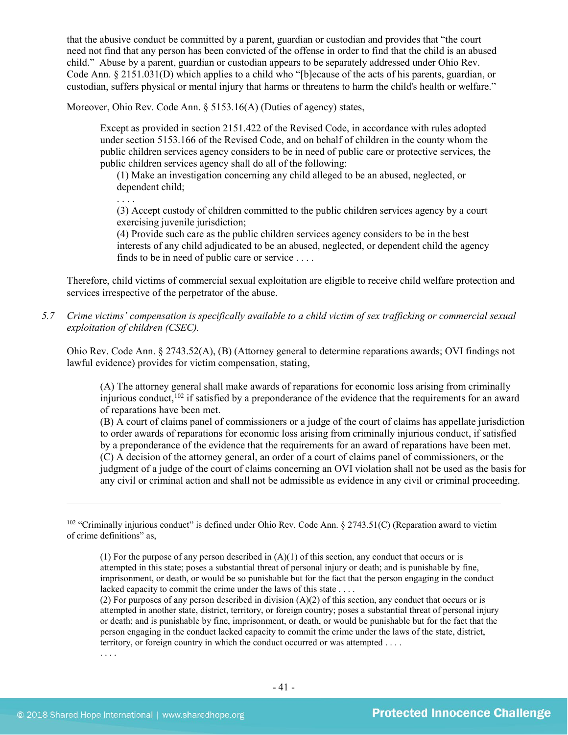that the abusive conduct be committed by a parent, guardian or custodian and provides that "the court need not find that any person has been convicted of the offense in order to find that the child is an abused child." Abuse by a parent, guardian or custodian appears to be separately addressed under Ohio Rev. Code Ann. § 2151.031(D) which applies to a child who "[b]ecause of the acts of his parents, guardian, or custodian, suffers physical or mental injury that harms or threatens to harm the child's health or welfare."

Moreover, Ohio Rev. Code Ann. § 5153.16(A) (Duties of agency) states,

> Except as provided in section 2151.422 of the Revised Code, in accordance with rules adopted under section 5153.166 of the Revised Code, and on behalf of children in the county whom the public children services agency considers to be in need of public care or protective services, the public children services agency shall do all of the following:
>
> (1) Make an investigation concerning any child alleged to be an abused, neglected, or dependent child;
>
> . . . .
>
> (3) Accept custody of children committed to the public children services agency by a court exercising juvenile jurisdiction;
>
> (4) Provide such care as the public children services agency considers to be in the best interests of any child adjudicated to be an abused, neglected, or dependent child the agency finds to be in need of public care or service . . . .

Therefore, child victims of commercial sexual exploitation are eligible to receive child welfare protection and services irrespective of the perpetrator of the abuse.

5.7 *Crime victims' compensation is specifically available to a child victim of sex trafficking or commercial sexual exploitation of children (CSEC).*

Ohio Rev. Code Ann. § 2743.52(A), (B) (Attorney general to determine reparations awards; OVI findings not lawful evidence) provides for victim compensation, stating,

> (A) The attorney general shall make awards of reparations for economic loss arising from criminally injurious conduct,[102] if satisfied by a preponderance of the evidence that the requirements for an award of reparations have been met.
>
> (B) A court of claims panel of commissioners or a judge of the court of claims has appellate jurisdiction to order awards of reparations for economic loss arising from criminally injurious conduct, if satisfied by a preponderance of the evidence that the requirements for an award of reparations have been met.
>
> (C) A decision of the attorney general, an order of a court of claims panel of commissioners, or the judgment of a judge of the court of claims concerning an OVI violation shall not be used as the basis for any civil or criminal action and shall not be admissible as evidence in any civil or criminal proceeding.

---

[102] "Criminally injurious conduct" is defined under Ohio Rev. Code Ann. § 2743.51(C) (Reparation award to victim of crime definitions" as,

> (1) For the purpose of any person described in (A)(1) of this section, any conduct that occurs or is attempted in this state; poses a substantial threat of personal injury or death; and is punishable by fine, imprisonment, or death, or would be so punishable but for the fact that the person engaging in the conduct lacked capacity to commit the crime under the laws of this state . . . .
>
> (2) For purposes of any person described in division (A)(2) of this section, any conduct that occurs or is attempted in another state, district, territory, or foreign country; poses a substantial threat of personal injury or death; and is punishable by fine, imprisonment, or death, or would be punishable but for the fact that the person engaging in the conduct lacked capacity to commit the crime under the laws of the state, district, territory, or foreign country in which the conduct occurred or was attempted . . . .
>
> . . . .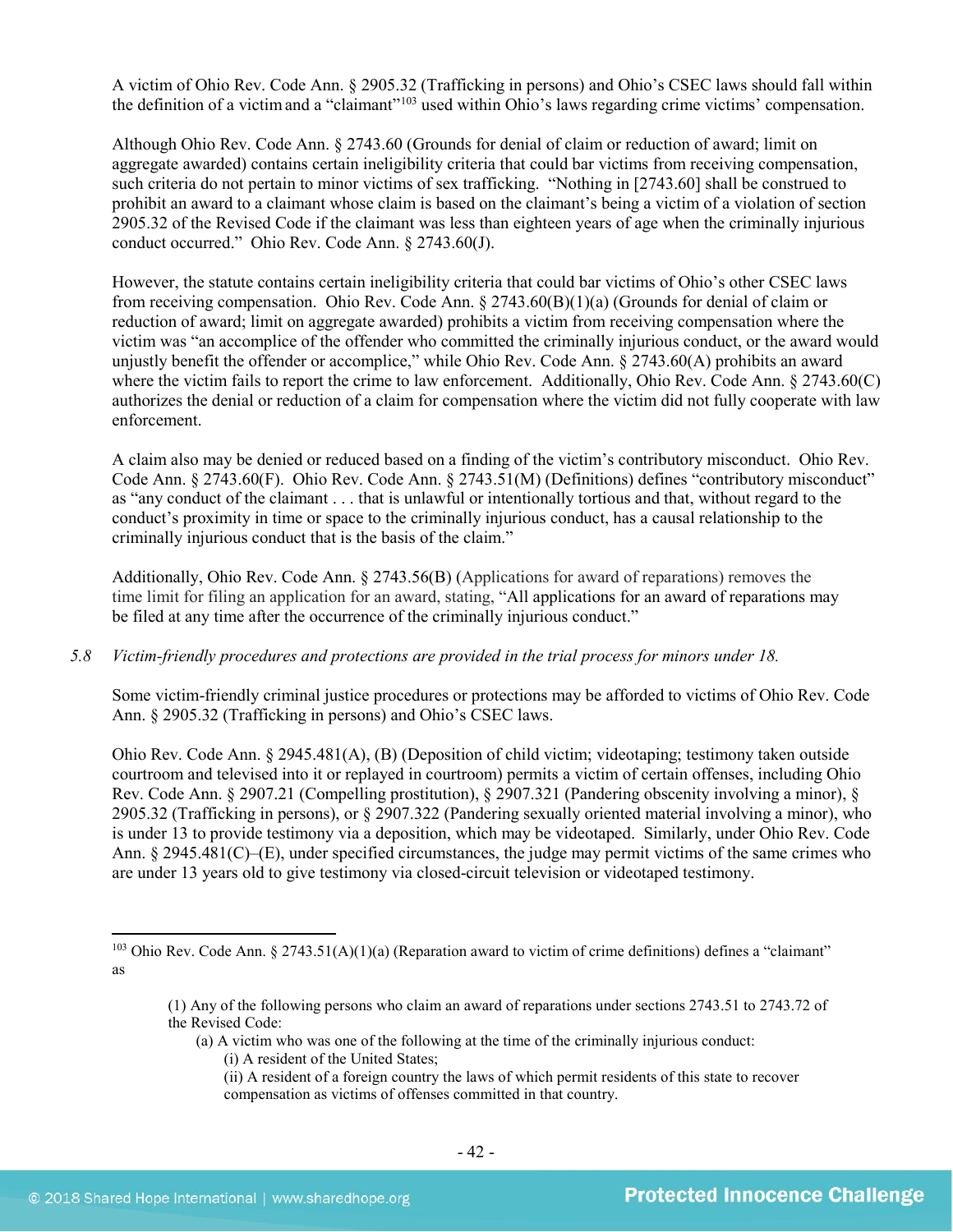A victim of Ohio Rev. Code Ann. § 2905.32 (Trafficking in persons) and Ohio's CSEC laws should fall within the definition of a victim and a "claimant"[103] used within Ohio's laws regarding crime victims' compensation.

Although Ohio Rev. Code Ann. § 2743.60 (Grounds for denial of claim or reduction of award; limit on aggregate awarded) contains certain ineligibility criteria that could bar victims from receiving compensation, such criteria do not pertain to minor victims of sex trafficking. "Nothing in [2743.60] shall be construed to prohibit an award to a claimant whose claim is based on the claimant's being a victim of a violation of section 2905.32 of the Revised Code if the claimant was less than eighteen years of age when the criminally injurious conduct occurred." Ohio Rev. Code Ann. § 2743.60(J).

However, the statute contains certain ineligibility criteria that could bar victims of Ohio's other CSEC laws from receiving compensation. Ohio Rev. Code Ann. § 2743.60(B)(1)(a) (Grounds for denial of claim or reduction of award; limit on aggregate awarded) prohibits a victim from receiving compensation where the victim was "an accomplice of the offender who committed the criminally injurious conduct, or the award would unjustly benefit the offender or accomplice," while Ohio Rev. Code Ann. § 2743.60(A) prohibits an award where the victim fails to report the crime to law enforcement. Additionally, Ohio Rev. Code Ann. § 2743.60(C) authorizes the denial or reduction of a claim for compensation where the victim did not fully cooperate with law enforcement.

A claim also may be denied or reduced based on a finding of the victim's contributory misconduct. Ohio Rev. Code Ann. § 2743.60(F). Ohio Rev. Code Ann. § 2743.51(M) (Definitions) defines "contributory misconduct" as "any conduct of the claimant . . . that is unlawful or intentionally tortious and that, without regard to the conduct's proximity in time or space to the criminally injurious conduct, has a causal relationship to the criminally injurious conduct that is the basis of the claim."

Additionally, Ohio Rev. Code Ann. § 2743.56(B) (Applications for award of reparations) removes the time limit for filing an application for an award, stating, "All applications for an award of reparations may be filed at any time after the occurrence of the criminally injurious conduct."

*5.8 Victim-friendly procedures and protections are provided in the trial process for minors under 18.*

Some victim-friendly criminal justice procedures or protections may be afforded to victims of Ohio Rev. Code Ann. § 2905.32 (Trafficking in persons) and Ohio's CSEC laws.

Ohio Rev. Code Ann. § 2945.481(A), (B) (Deposition of child victim; videotaping; testimony taken outside courtroom and televised into it or replayed in courtroom) permits a victim of certain offenses, including Ohio Rev. Code Ann. § 2907.21 (Compelling prostitution), § 2907.321 (Pandering obscenity involving a minor), § 2905.32 (Trafficking in persons), or § 2907.322 (Pandering sexually oriented material involving a minor), who is under 13 to provide testimony via a deposition, which may be videotaped. Similarly, under Ohio Rev. Code Ann. § 2945.481(C)–(E), under specified circumstances, the judge may permit victims of the same crimes who are under 13 years old to give testimony via closed-circuit television or videotaped testimony.

---

[103] Ohio Rev. Code Ann. § 2743.51(A)(1)(a) (Reparation award to victim of crime definitions) defines a "claimant" as

> (1) Any of the following persons who claim an award of reparations under sections 2743.51 to 2743.72 of the Revised Code:
> (a) A victim who was one of the following at the time of the criminally injurious conduct:
> (i) A resident of the United States;
> (ii) A resident of a foreign country the laws of which permit residents of this state to recover compensation as victims of offenses committed in that country.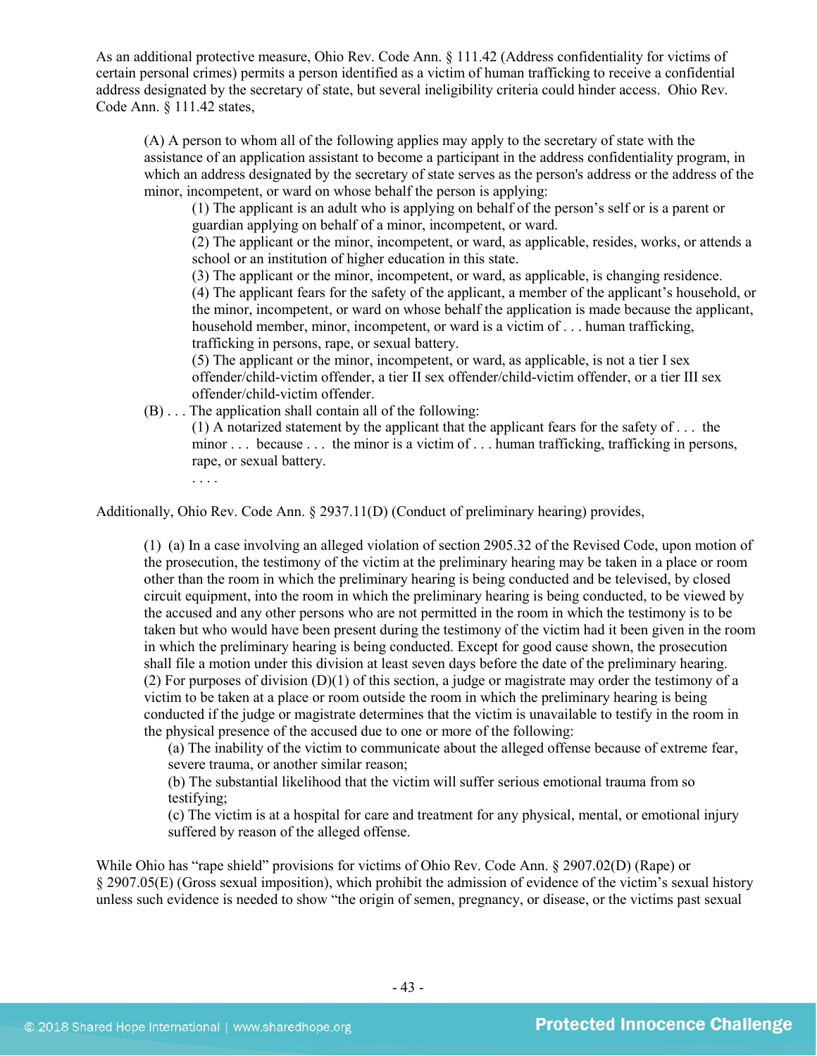As an additional protective measure, Ohio Rev. Code Ann. § 111.42 (Address confidentiality for victims of certain personal crimes) permits a person identified as a victim of human trafficking to receive a confidential address designated by the secretary of state, but several ineligibility criteria could hinder access. Ohio Rev. Code Ann. § 111.42 states,

> (A) A person to whom all of the following applies may apply to the secretary of state with the assistance of an application assistant to become a participant in the address confidentiality program, in which an address designated by the secretary of state serves as the person's address or the address of the minor, incompetent, or ward on whose behalf the person is applying:
>
> > (1) The applicant is an adult who is applying on behalf of the person's self or is a parent or guardian applying on behalf of a minor, incompetent, or ward.
> > (2) The applicant or the minor, incompetent, or ward, as applicable, resides, works, or attends a school or an institution of higher education in this state.
> > (3) The applicant or the minor, incompetent, or ward, as applicable, is changing residence.
> > (4) The applicant fears for the safety of the applicant, a member of the applicant's household, or the minor, incompetent, or ward on whose behalf the application is made because the applicant, household member, minor, incompetent, or ward is a victim of . . . human trafficking, trafficking in persons, rape, or sexual battery.
> > (5) The applicant or the minor, incompetent, or ward, as applicable, is not a tier I sex offender/child-victim offender, a tier II sex offender/child-victim offender, or a tier III sex offender/child-victim offender.
>
> (B) . . . The application shall contain all of the following:
>
> > (1) A notarized statement by the applicant that the applicant fears for the safety of . . . the minor . . . because . . . the minor is a victim of . . . human trafficking, trafficking in persons, rape, or sexual battery.
> > . . . .

Additionally, Ohio Rev. Code Ann. § 2937.11(D) (Conduct of preliminary hearing) provides,

> (1) (a) In a case involving an alleged violation of section 2905.32 of the Revised Code, upon motion of the prosecution, the testimony of the victim at the preliminary hearing may be taken in a place or room other than the room in which the preliminary hearing is being conducted and be televised, by closed circuit equipment, into the room in which the preliminary hearing is being conducted, to be viewed by the accused and any other persons who are not permitted in the room in which the testimony is to be taken but who would have been present during the testimony of the victim had it been given in the room in which the preliminary hearing is being conducted. Except for good cause shown, the prosecution shall file a motion under this division at least seven days before the date of the preliminary hearing.
> (2) For purposes of division (D)(1) of this section, a judge or magistrate may order the testimony of a victim to be taken at a place or room outside the room in which the preliminary hearing is being conducted if the judge or magistrate determines that the victim is unavailable to testify in the room in the physical presence of the accused due to one or more of the following:
>
> > (a) The inability of the victim to communicate about the alleged offense because of extreme fear, severe trauma, or another similar reason;
> > (b) The substantial likelihood that the victim will suffer serious emotional trauma from so testifying;
> > (c) The victim is at a hospital for care and treatment for any physical, mental, or emotional injury suffered by reason of the alleged offense.

While Ohio has "rape shield" provisions for victims of Ohio Rev. Code Ann. § 2907.02(D) (Rape) or § 2907.05(E) (Gross sexual imposition), which prohibit the admission of evidence of the victim's sexual history unless such evidence is needed to show "the origin of semen, pregnancy, or disease, or the victims past sexual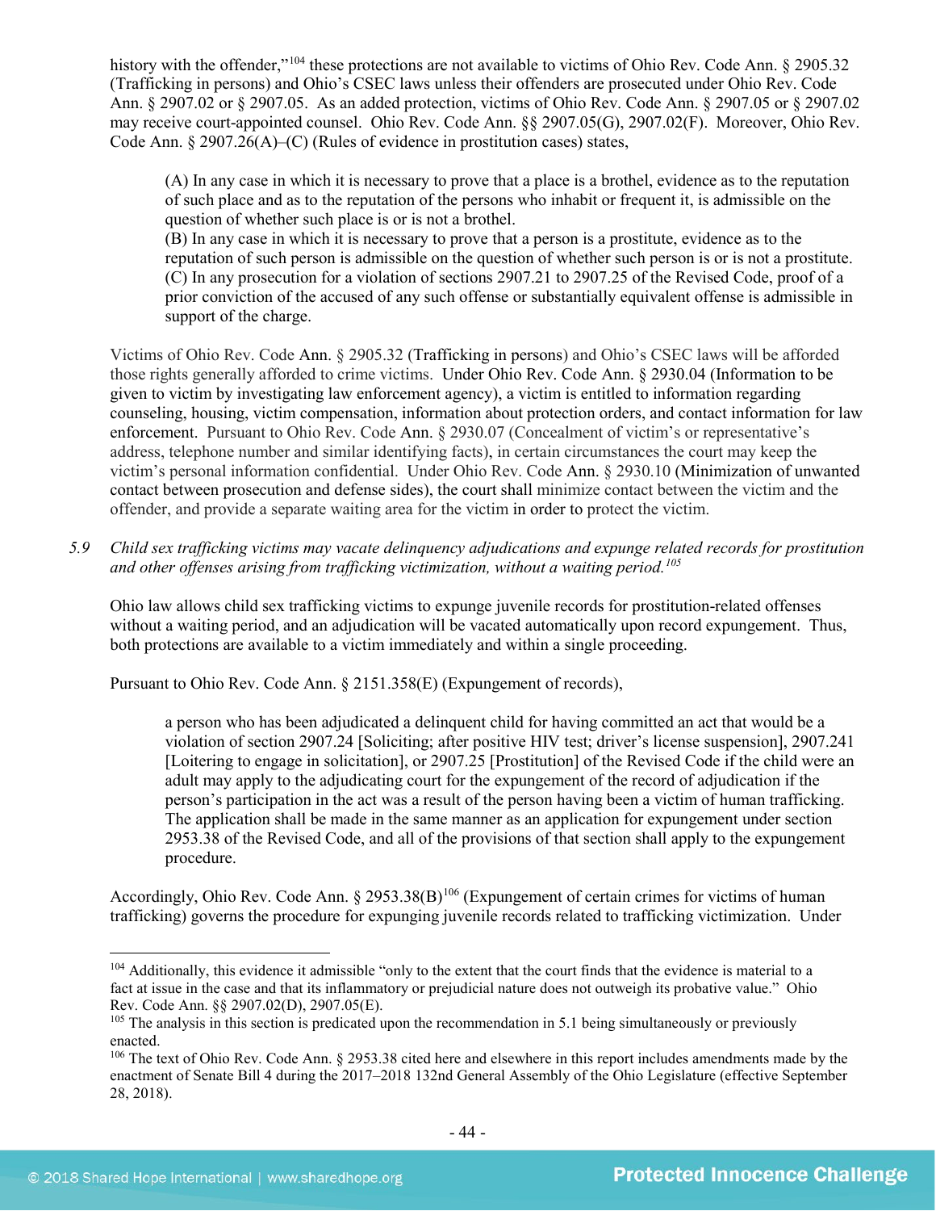history with the offender,"[104] these protections are not available to victims of Ohio Rev. Code Ann. § 2905.32 (Trafficking in persons) and Ohio's CSEC laws unless their offenders are prosecuted under Ohio Rev. Code Ann. § 2907.02 or § 2907.05. As an added protection, victims of Ohio Rev. Code Ann. § 2907.05 or § 2907.02 may receive court-appointed counsel. Ohio Rev. Code Ann. §§ 2907.05(G), 2907.02(F). Moreover, Ohio Rev. Code Ann. § 2907.26(A)–(C) (Rules of evidence in prostitution cases) states,

> (A) In any case in which it is necessary to prove that a place is a brothel, evidence as to the reputation of such place and as to the reputation of the persons who inhabit or frequent it, is admissible on the question of whether such place is or is not a brothel.
> (B) In any case in which it is necessary to prove that a person is a prostitute, evidence as to the reputation of such person is admissible on the question of whether such person is or is not a prostitute.
> (C) In any prosecution for a violation of sections 2907.21 to 2907.25 of the Revised Code, proof of a prior conviction of the accused of any such offense or substantially equivalent offense is admissible in support of the charge.

Victims of Ohio Rev. Code Ann. § 2905.32 (Trafficking in persons) and Ohio's CSEC laws will be afforded those rights generally afforded to crime victims. Under Ohio Rev. Code Ann. § 2930.04 (Information to be given to victim by investigating law enforcement agency), a victim is entitled to information regarding counseling, housing, victim compensation, information about protection orders, and contact information for law enforcement. Pursuant to Ohio Rev. Code Ann. § 2930.07 (Concealment of victim's or representative's address, telephone number and similar identifying facts), in certain circumstances the court may keep the victim's personal information confidential. Under Ohio Rev. Code Ann. § 2930.10 (Minimization of unwanted contact between prosecution and defense sides), the court shall minimize contact between the victim and the offender, and provide a separate waiting area for the victim in order to protect the victim.

5.9 *Child sex trafficking victims may vacate delinquency adjudications and expunge related records for prostitution and other offenses arising from trafficking victimization, without a waiting period.*[105]

Ohio law allows child sex trafficking victims to expunge juvenile records for prostitution-related offenses without a waiting period, and an adjudication will be vacated automatically upon record expungement. Thus, both protections are available to a victim immediately and within a single proceeding.

Pursuant to Ohio Rev. Code Ann. § 2151.358(E) (Expungement of records),

> a person who has been adjudicated a delinquent child for having committed an act that would be a violation of section 2907.24 [Soliciting; after positive HIV test; driver's license suspension], 2907.241 [Loitering to engage in solicitation], or 2907.25 [Prostitution] of the Revised Code if the child were an adult may apply to the adjudicating court for the expungement of the record of adjudication if the person's participation in the act was a result of the person having been a victim of human trafficking. The application shall be made in the same manner as an application for expungement under section 2953.38 of the Revised Code, and all of the provisions of that section shall apply to the expungement procedure.

Accordingly, Ohio Rev. Code Ann. § 2953.38(B)[106] (Expungement of certain crimes for victims of human trafficking) governs the procedure for expunging juvenile records related to trafficking victimization. Under

---

[104] Additionally, this evidence it admissible "only to the extent that the court finds that the evidence is material to a fact at issue in the case and that its inflammatory or prejudicial nature does not outweigh its probative value." Ohio Rev. Code Ann. §§ 2907.02(D), 2907.05(E).

[105] The analysis in this section is predicated upon the recommendation in 5.1 being simultaneously or previously enacted.

[106] The text of Ohio Rev. Code Ann. § 2953.38 cited here and elsewhere in this report includes amendments made by the enactment of Senate Bill 4 during the 2017–2018 132nd General Assembly of the Ohio Legislature (effective September 28, 2018).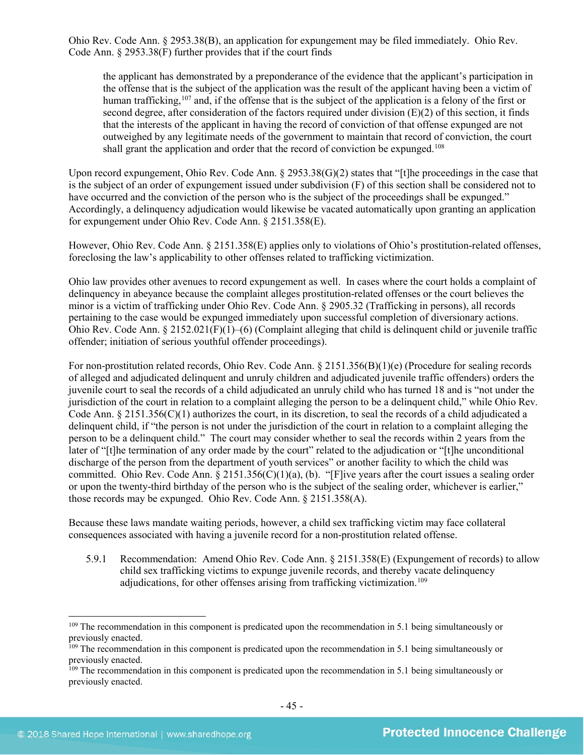Ohio Rev. Code Ann. § 2953.38(B), an application for expungement may be filed immediately. Ohio Rev. Code Ann. § 2953.38(F) further provides that if the court finds

> the applicant has demonstrated by a preponderance of the evidence that the applicant's participation in the offense that is the subject of the application was the result of the applicant having been a victim of human trafficking,[107] and, if the offense that is the subject of the application is a felony of the first or second degree, after consideration of the factors required under division (E)(2) of this section, it finds that the interests of the applicant in having the record of conviction of that offense expunged are not outweighed by any legitimate needs of the government to maintain that record of conviction, the court shall grant the application and order that the record of conviction be expunged.[108]

Upon record expungement, Ohio Rev. Code Ann. § 2953.38(G)(2) states that "[t]he proceedings in the case that is the subject of an order of expungement issued under subdivision (F) of this section shall be considered not to have occurred and the conviction of the person who is the subject of the proceedings shall be expunged." Accordingly, a delinquency adjudication would likewise be vacated automatically upon granting an application for expungement under Ohio Rev. Code Ann. § 2151.358(E).

However, Ohio Rev. Code Ann. § 2151.358(E) applies only to violations of Ohio's prostitution-related offenses, foreclosing the law's applicability to other offenses related to trafficking victimization.

Ohio law provides other avenues to record expungement as well. In cases where the court holds a complaint of delinquency in abeyance because the complaint alleges prostitution-related offenses or the court believes the minor is a victim of trafficking under Ohio Rev. Code Ann. § 2905.32 (Trafficking in persons), all records pertaining to the case would be expunged immediately upon successful completion of diversionary actions. Ohio Rev. Code Ann. § 2152.021(F)(1)–(6) (Complaint alleging that child is delinquent child or juvenile traffic offender; initiation of serious youthful offender proceedings).

For non-prostitution related records, Ohio Rev. Code Ann. § 2151.356(B)(1)(e) (Procedure for sealing records of alleged and adjudicated delinquent and unruly children and adjudicated juvenile traffic offenders) orders the juvenile court to seal the records of a child adjudicated an unruly child who has turned 18 and is "not under the jurisdiction of the court in relation to a complaint alleging the person to be a delinquent child," while Ohio Rev. Code Ann. § 2151.356(C)(1) authorizes the court, in its discretion, to seal the records of a child adjudicated a delinquent child, if "the person is not under the jurisdiction of the court in relation to a complaint alleging the person to be a delinquent child." The court may consider whether to seal the records within 2 years from the later of "[t]he termination of any order made by the court" related to the adjudication or "[t]he unconditional discharge of the person from the department of youth services" or another facility to which the child was committed. Ohio Rev. Code Ann. § 2151.356(C)(1)(a), (b). "[F]ive years after the court issues a sealing order or upon the twenty-third birthday of the person who is the subject of the sealing order, whichever is earlier," those records may be expunged. Ohio Rev. Code Ann. § 2151.358(A).

Because these laws mandate waiting periods, however, a child sex trafficking victim may face collateral consequences associated with having a juvenile record for a non-prostitution related offense.

5.9.1 Recommendation: Amend Ohio Rev. Code Ann. § 2151.358(E) (Expungement of records) to allow child sex trafficking victims to expunge juvenile records, and thereby vacate delinquency adjudications, for other offenses arising from trafficking victimization.[109]

---

[109] The recommendation in this component is predicated upon the recommendation in 5.1 being simultaneously or previously enacted.

[109] The recommendation in this component is predicated upon the recommendation in 5.1 being simultaneously or previously enacted.

[109] The recommendation in this component is predicated upon the recommendation in 5.1 being simultaneously or previously enacted.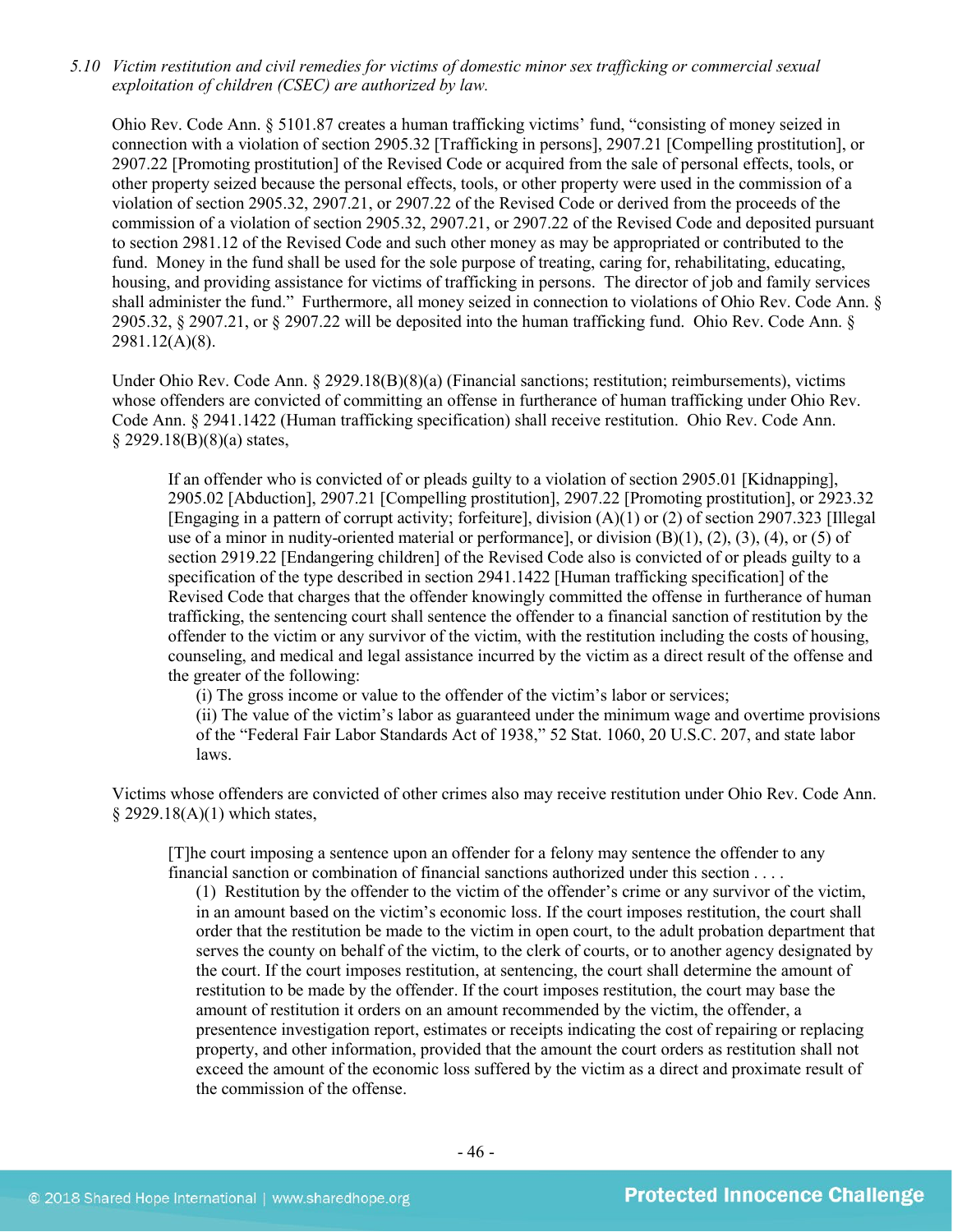*5.10 Victim restitution and civil remedies for victims of domestic minor sex trafficking or commercial sexual exploitation of children (CSEC) are authorized by law.*

Ohio Rev. Code Ann. § 5101.87 creates a human trafficking victims' fund, "consisting of money seized in connection with a violation of section 2905.32 [Trafficking in persons], 2907.21 [Compelling prostitution], or 2907.22 [Promoting prostitution] of the Revised Code or acquired from the sale of personal effects, tools, or other property seized because the personal effects, tools, or other property were used in the commission of a violation of section 2905.32, 2907.21, or 2907.22 of the Revised Code or derived from the proceeds of the commission of a violation of section 2905.32, 2907.21, or 2907.22 of the Revised Code and deposited pursuant to section 2981.12 of the Revised Code and such other money as may be appropriated or contributed to the fund. Money in the fund shall be used for the sole purpose of treating, caring for, rehabilitating, educating, housing, and providing assistance for victims of trafficking in persons. The director of job and family services shall administer the fund." Furthermore, all money seized in connection to violations of Ohio Rev. Code Ann. § 2905.32, § 2907.21, or § 2907.22 will be deposited into the human trafficking fund. Ohio Rev. Code Ann. § 2981.12(A)(8).

Under Ohio Rev. Code Ann. § 2929.18(B)(8)(a) (Financial sanctions; restitution; reimbursements), victims whose offenders are convicted of committing an offense in furtherance of human trafficking under Ohio Rev. Code Ann. § 2941.1422 (Human trafficking specification) shall receive restitution. Ohio Rev. Code Ann. § 2929.18(B)(8)(a) states,

> If an offender who is convicted of or pleads guilty to a violation of section 2905.01 [Kidnapping], 2905.02 [Abduction], 2907.21 [Compelling prostitution], 2907.22 [Promoting prostitution], or 2923.32 [Engaging in a pattern of corrupt activity; forfeiture], division (A)(1) or (2) of section 2907.323 [Illegal use of a minor in nudity-oriented material or performance], or division (B)(1), (2), (3), (4), or (5) of section 2919.22 [Endangering children] of the Revised Code also is convicted of or pleads guilty to a specification of the type described in section 2941.1422 [Human trafficking specification] of the Revised Code that charges that the offender knowingly committed the offense in furtherance of human trafficking, the sentencing court shall sentence the offender to a financial sanction of restitution by the offender to the victim or any survivor of the victim, with the restitution including the costs of housing, counseling, and medical and legal assistance incurred by the victim as a direct result of the offense and the greater of the following:
>
> (i) The gross income or value to the offender of the victim's labor or services;
>
> (ii) The value of the victim's labor as guaranteed under the minimum wage and overtime provisions of the "Federal Fair Labor Standards Act of 1938," 52 Stat. 1060, 20 U.S.C. 207, and state labor laws.

Victims whose offenders are convicted of other crimes also may receive restitution under Ohio Rev. Code Ann. § 2929.18(A)(1) which states,

> [T]he court imposing a sentence upon an offender for a felony may sentence the offender to any financial sanction or combination of financial sanctions authorized under this section . . . .
>
> (1) Restitution by the offender to the victim of the offender's crime or any survivor of the victim, in an amount based on the victim's economic loss. If the court imposes restitution, the court shall order that the restitution be made to the victim in open court, to the adult probation department that serves the county on behalf of the victim, to the clerk of courts, or to another agency designated by the court. If the court imposes restitution, at sentencing, the court shall determine the amount of restitution to be made by the offender. If the court imposes restitution, the court may base the amount of restitution it orders on an amount recommended by the victim, the offender, a presentence investigation report, estimates or receipts indicating the cost of repairing or replacing property, and other information, provided that the amount the court orders as restitution shall not exceed the amount of the economic loss suffered by the victim as a direct and proximate result of the commission of the offense.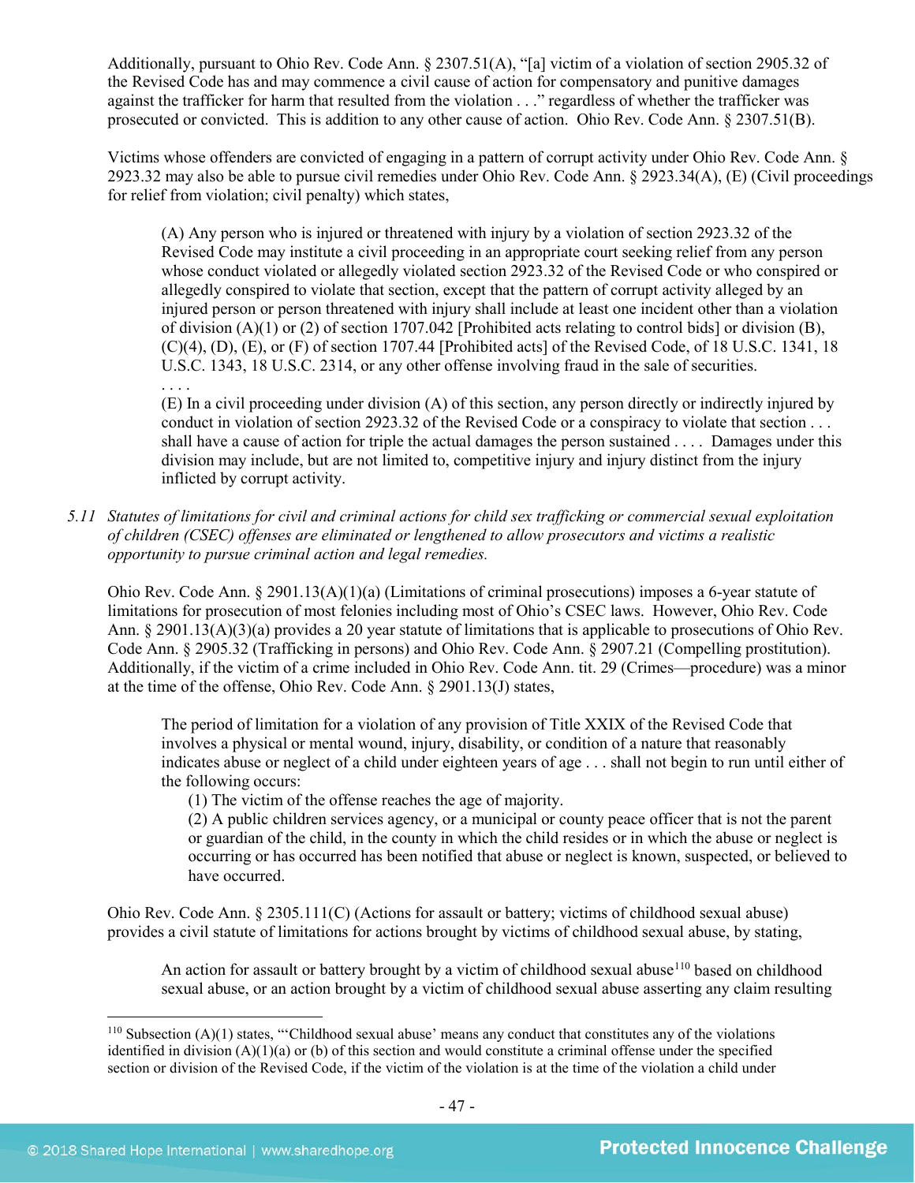Additionally, pursuant to Ohio Rev. Code Ann. § 2307.51(A), "[a] victim of a violation of section 2905.32 of the Revised Code has and may commence a civil cause of action for compensatory and punitive damages against the trafficker for harm that resulted from the violation . . ." regardless of whether the trafficker was prosecuted or convicted. This is addition to any other cause of action. Ohio Rev. Code Ann. § 2307.51(B).

Victims whose offenders are convicted of engaging in a pattern of corrupt activity under Ohio Rev. Code Ann. § 2923.32 may also be able to pursue civil remedies under Ohio Rev. Code Ann. § 2923.34(A), (E) (Civil proceedings for relief from violation; civil penalty) which states,

> (A) Any person who is injured or threatened with injury by a violation of section 2923.32 of the Revised Code may institute a civil proceeding in an appropriate court seeking relief from any person whose conduct violated or allegedly violated section 2923.32 of the Revised Code or who conspired or allegedly conspired to violate that section, except that the pattern of corrupt activity alleged by an injured person or person threatened with injury shall include at least one incident other than a violation of division (A)(1) or (2) of section 1707.042 [Prohibited acts relating to control bids] or division (B), (C)(4), (D), (E), or (F) of section 1707.44 [Prohibited acts] of the Revised Code, of 18 U.S.C. 1341, 18 U.S.C. 1343, 18 U.S.C. 2314, or any other offense involving fraud in the sale of securities.
> . . . .
> (E) In a civil proceeding under division (A) of this section, any person directly or indirectly injured by conduct in violation of section 2923.32 of the Revised Code or a conspiracy to violate that section . . . shall have a cause of action for triple the actual damages the person sustained . . . . Damages under this division may include, but are not limited to, competitive injury and injury distinct from the injury inflicted by corrupt activity.

5.11 *Statutes of limitations for civil and criminal actions for child sex trafficking or commercial sexual exploitation of children (CSEC) offenses are eliminated or lengthened to allow prosecutors and victims a realistic opportunity to pursue criminal action and legal remedies.*

Ohio Rev. Code Ann. § 2901.13(A)(1)(a) (Limitations of criminal prosecutions) imposes a 6-year statute of limitations for prosecution of most felonies including most of Ohio's CSEC laws. However, Ohio Rev. Code Ann. § 2901.13(A)(3)(a) provides a 20 year statute of limitations that is applicable to prosecutions of Ohio Rev. Code Ann. § 2905.32 (Trafficking in persons) and Ohio Rev. Code Ann. § 2907.21 (Compelling prostitution). Additionally, if the victim of a crime included in Ohio Rev. Code Ann. tit. 29 (Crimes—procedure) was a minor at the time of the offense, Ohio Rev. Code Ann. § 2901.13(J) states,

> The period of limitation for a violation of any provision of Title XXIX of the Revised Code that involves a physical or mental wound, injury, disability, or condition of a nature that reasonably indicates abuse or neglect of a child under eighteen years of age . . . shall not begin to run until either of the following occurs:
> (1) The victim of the offense reaches the age of majority.
> (2) A public children services agency, or a municipal or county peace officer that is not the parent or guardian of the child, in the county in which the child resides or in which the abuse or neglect is occurring or has occurred has been notified that abuse or neglect is known, suspected, or believed to have occurred.

Ohio Rev. Code Ann. § 2305.111(C) (Actions for assault or battery; victims of childhood sexual abuse) provides a civil statute of limitations for actions brought by victims of childhood sexual abuse, by stating,

> An action for assault or battery brought by a victim of childhood sexual abuse[110] based on childhood sexual abuse, or an action brought by a victim of childhood sexual abuse asserting any claim resulting

---

[110] Subsection (A)(1) states, "'Childhood sexual abuse' means any conduct that constitutes any of the violations identified in division (A)(1)(a) or (b) of this section and would constitute a criminal offense under the specified section or division of the Revised Code, if the victim of the violation is at the time of the violation a child under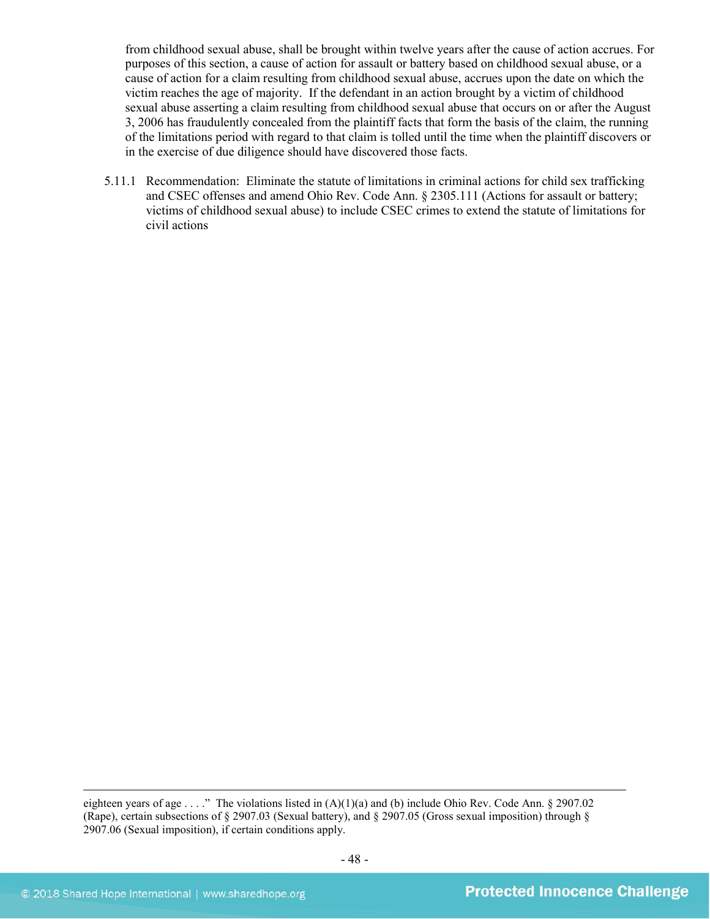from childhood sexual abuse, shall be brought within twelve years after the cause of action accrues. For purposes of this section, a cause of action for assault or battery based on childhood sexual abuse, or a cause of action for a claim resulting from childhood sexual abuse, accrues upon the date on which the victim reaches the age of majority. If the defendant in an action brought by a victim of childhood sexual abuse asserting a claim resulting from childhood sexual abuse that occurs on or after the August 3, 2006 has fraudulently concealed from the plaintiff facts that form the basis of the claim, the running of the limitations period with regard to that claim is tolled until the time when the plaintiff discovers or in the exercise of due diligence should have discovered those facts.

5.11.1 Recommendation: Eliminate the statute of limitations in criminal actions for child sex trafficking and CSEC offenses and amend Ohio Rev. Code Ann. § 2305.111 (Actions for assault or battery; victims of childhood sexual abuse) to include CSEC crimes to extend the statute of limitations for civil actions

---

eighteen years of age . . . ." The violations listed in (A)(1)(a) and (b) include Ohio Rev. Code Ann. § 2907.02 (Rape), certain subsections of § 2907.03 (Sexual battery), and § 2907.05 (Gross sexual imposition) through § 2907.06 (Sexual imposition), if certain conditions apply.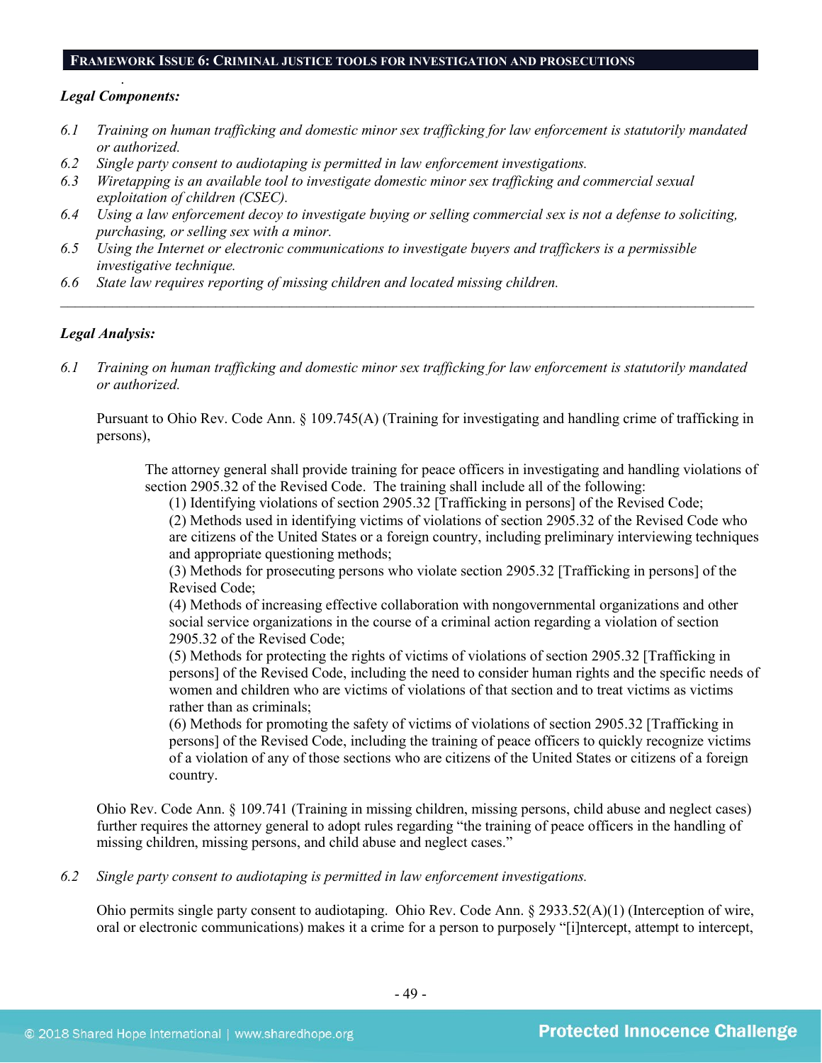## FRAMEWORK ISSUE 6: CRIMINAL JUSTICE TOOLS FOR INVESTIGATION AND PROSECUTIONS

***Legal Components:***

*6.1 Training on human trafficking and domestic minor sex trafficking for law enforcement is statutorily mandated or authorized.*
*6.2 Single party consent to audiotaping is permitted in law enforcement investigations.*
*6.3 Wiretapping is an available tool to investigate domestic minor sex trafficking and commercial sexual exploitation of children (CSEC).*
*6.4 Using a law enforcement decoy to investigate buying or selling commercial sex is not a defense to soliciting, purchasing, or selling sex with a minor.*
*6.5 Using the Internet or electronic communications to investigate buyers and traffickers is a permissible investigative technique.*
*6.6 State law requires reporting of missing children and located missing children.*

---

***Legal Analysis:***

*6.1 Training on human trafficking and domestic minor sex trafficking for law enforcement is statutorily mandated or authorized.*

Pursuant to Ohio Rev. Code Ann. § 109.745(A) (Training for investigating and handling crime of trafficking in persons),

> The attorney general shall provide training for peace officers in investigating and handling violations of section 2905.32 of the Revised Code. The training shall include all of the following:
> (1) Identifying violations of section 2905.32 [Trafficking in persons] of the Revised Code;
> (2) Methods used in identifying victims of violations of section 2905.32 of the Revised Code who are citizens of the United States or a foreign country, including preliminary interviewing techniques and appropriate questioning methods;
> (3) Methods for prosecuting persons who violate section 2905.32 [Trafficking in persons] of the Revised Code;
> (4) Methods of increasing effective collaboration with nongovernmental organizations and other social service organizations in the course of a criminal action regarding a violation of section 2905.32 of the Revised Code;
> (5) Methods for protecting the rights of victims of violations of section 2905.32 [Trafficking in persons] of the Revised Code, including the need to consider human rights and the specific needs of women and children who are victims of violations of that section and to treat victims as victims rather than as criminals;
> (6) Methods for promoting the safety of victims of violations of section 2905.32 [Trafficking in persons] of the Revised Code, including the training of peace officers to quickly recognize victims of a violation of any of those sections who are citizens of the United States or citizens of a foreign country.

Ohio Rev. Code Ann. § 109.741 (Training in missing children, missing persons, child abuse and neglect cases) further requires the attorney general to adopt rules regarding "the training of peace officers in the handling of missing children, missing persons, and child abuse and neglect cases."

*6.2 Single party consent to audiotaping is permitted in law enforcement investigations.*

Ohio permits single party consent to audiotaping. Ohio Rev. Code Ann. § 2933.52(A)(1) (Interception of wire, oral or electronic communications) makes it a crime for a person to purposely "[i]ntercept, attempt to intercept,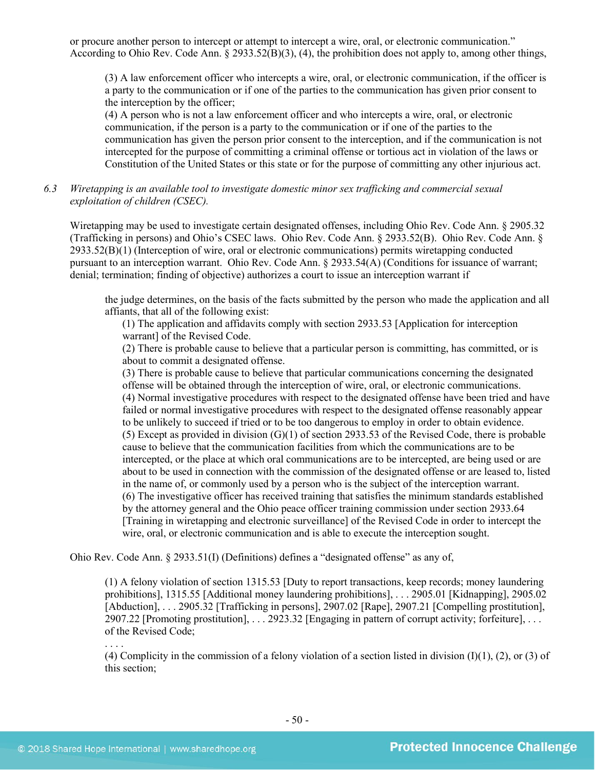or procure another person to intercept or attempt to intercept a wire, oral, or electronic communication." According to Ohio Rev. Code Ann. § 2933.52(B)(3), (4), the prohibition does not apply to, among other things,

> (3) A law enforcement officer who intercepts a wire, oral, or electronic communication, if the officer is a party to the communication or if one of the parties to the communication has given prior consent to the interception by the officer;
> (4) A person who is not a law enforcement officer and who intercepts a wire, oral, or electronic communication, if the person is a party to the communication or if one of the parties to the communication has given the person prior consent to the interception, and if the communication is not intercepted for the purpose of committing a criminal offense or tortious act in violation of the laws or Constitution of the United States or this state or for the purpose of committing any other injurious act.

6.3 *Wiretapping is an available tool to investigate domestic minor sex trafficking and commercial sexual exploitation of children (CSEC).*

Wiretapping may be used to investigate certain designated offenses, including Ohio Rev. Code Ann. § 2905.32 (Trafficking in persons) and Ohio's CSEC laws. Ohio Rev. Code Ann. § 2933.52(B). Ohio Rev. Code Ann. § 2933.52(B)(1) (Interception of wire, oral or electronic communications) permits wiretapping conducted pursuant to an interception warrant. Ohio Rev. Code Ann. § 2933.54(A) (Conditions for issuance of warrant; denial; termination; finding of objective) authorizes a court to issue an interception warrant if

> the judge determines, on the basis of the facts submitted by the person who made the application and all affiants, that all of the following exist:
>
> (1) The application and affidavits comply with section 2933.53 [Application for interception warrant] of the Revised Code.
> (2) There is probable cause to believe that a particular person is committing, has committed, or is about to commit a designated offense.
> (3) There is probable cause to believe that particular communications concerning the designated offense will be obtained through the interception of wire, oral, or electronic communications.
> (4) Normal investigative procedures with respect to the designated offense have been tried and have failed or normal investigative procedures with respect to the designated offense reasonably appear to be unlikely to succeed if tried or to be too dangerous to employ in order to obtain evidence.
> (5) Except as provided in division (G)(1) of section 2933.53 of the Revised Code, there is probable cause to believe that the communication facilities from which the communications are to be intercepted, or the place at which oral communications are to be intercepted, are being used or are about to be used in connection with the commission of the designated offense or are leased to, listed in the name of, or commonly used by a person who is the subject of the interception warrant.
> (6) The investigative officer has received training that satisfies the minimum standards established by the attorney general and the Ohio peace officer training commission under section 2933.64 [Training in wiretapping and electronic surveillance] of the Revised Code in order to intercept the wire, oral, or electronic communication and is able to execute the interception sought.

Ohio Rev. Code Ann. § 2933.51(I) (Definitions) defines a "designated offense" as any of,

> (1) A felony violation of section 1315.53 [Duty to report transactions, keep records; money laundering prohibitions], 1315.55 [Additional money laundering prohibitions], . . . 2905.01 [Kidnapping], 2905.02 [Abduction], . . . 2905.32 [Trafficking in persons], 2907.02 [Rape], 2907.21 [Compelling prostitution], 2907.22 [Promoting prostitution], . . . 2923.32 [Engaging in pattern of corrupt activity; forfeiture], . . . of the Revised Code;
> . . . .
> (4) Complicity in the commission of a felony violation of a section listed in division (I)(1), (2), or (3) of this section;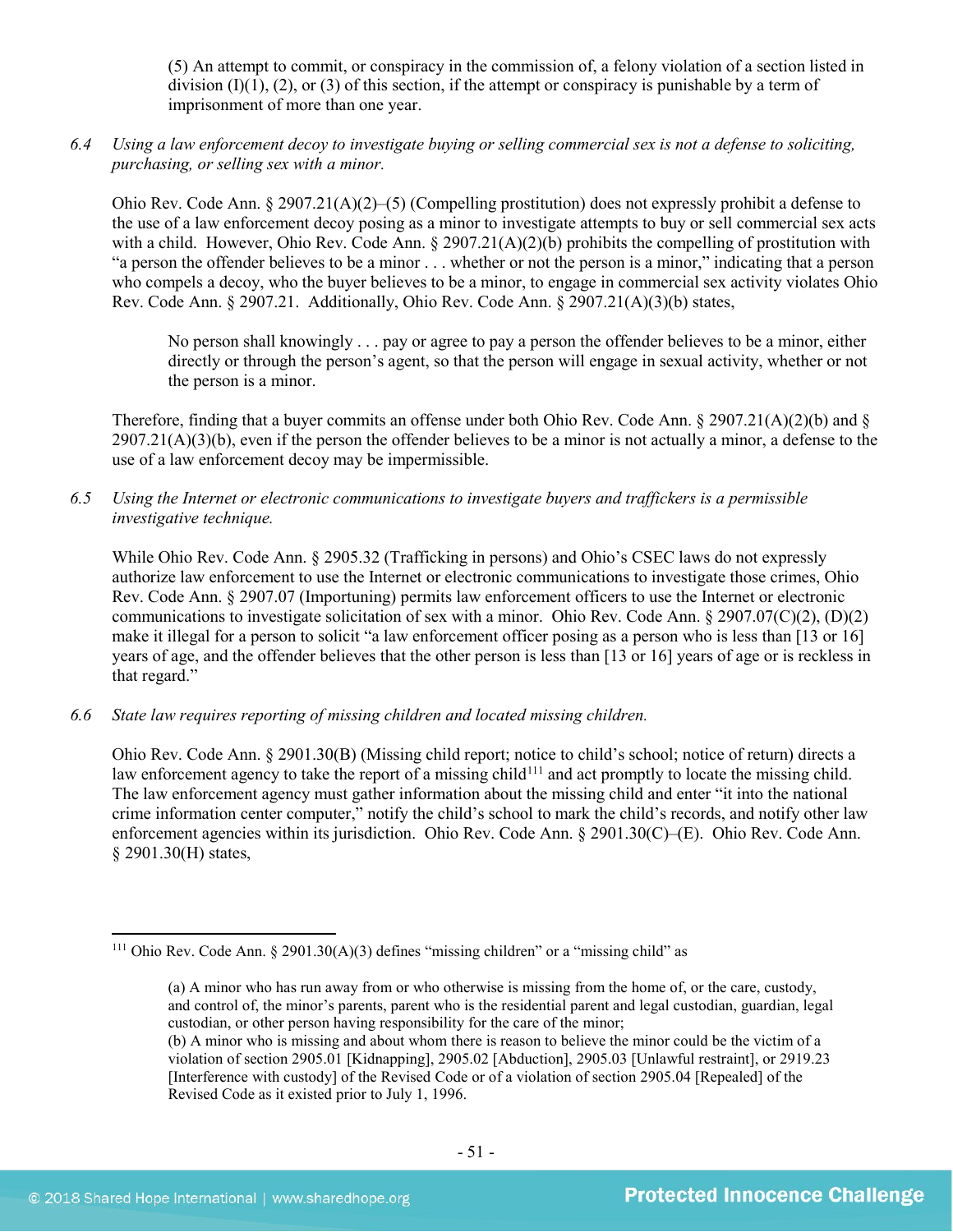(5) An attempt to commit, or conspiracy in the commission of, a felony violation of a section listed in division (I)(1), (2), or (3) of this section, if the attempt or conspiracy is punishable by a term of imprisonment of more than one year.

6.4 *Using a law enforcement decoy to investigate buying or selling commercial sex is not a defense to soliciting, purchasing, or selling sex with a minor.*

Ohio Rev. Code Ann. § 2907.21(A)(2)–(5) (Compelling prostitution) does not expressly prohibit a defense to the use of a law enforcement decoy posing as a minor to investigate attempts to buy or sell commercial sex acts with a child. However, Ohio Rev. Code Ann. § 2907.21(A)(2)(b) prohibits the compelling of prostitution with "a person the offender believes to be a minor . . . whether or not the person is a minor," indicating that a person who compels a decoy, who the buyer believes to be a minor, to engage in commercial sex activity violates Ohio Rev. Code Ann. § 2907.21. Additionally, Ohio Rev. Code Ann. § 2907.21(A)(3)(b) states,

> No person shall knowingly . . . pay or agree to pay a person the offender believes to be a minor, either directly or through the person's agent, so that the person will engage in sexual activity, whether or not the person is a minor.

Therefore, finding that a buyer commits an offense under both Ohio Rev. Code Ann. § 2907.21(A)(2)(b) and § 2907.21(A)(3)(b), even if the person the offender believes to be a minor is not actually a minor, a defense to the use of a law enforcement decoy may be impermissible.

6.5 *Using the Internet or electronic communications to investigate buyers and traffickers is a permissible investigative technique.*

While Ohio Rev. Code Ann. § 2905.32 (Trafficking in persons) and Ohio's CSEC laws do not expressly authorize law enforcement to use the Internet or electronic communications to investigate those crimes, Ohio Rev. Code Ann. § 2907.07 (Importuning) permits law enforcement officers to use the Internet or electronic communications to investigate solicitation of sex with a minor. Ohio Rev. Code Ann. § 2907.07(C)(2), (D)(2) make it illegal for a person to solicit "a law enforcement officer posing as a person who is less than [13 or 16] years of age, and the offender believes that the other person is less than [13 or 16] years of age or is reckless in that regard."

6.6 *State law requires reporting of missing children and located missing children.*

Ohio Rev. Code Ann. § 2901.30(B) (Missing child report; notice to child's school; notice of return) directs a law enforcement agency to take the report of a missing child[111] and act promptly to locate the missing child. The law enforcement agency must gather information about the missing child and enter "it into the national crime information center computer," notify the child's school to mark the child's records, and notify other law enforcement agencies within its jurisdiction. Ohio Rev. Code Ann. § 2901.30(C)–(E). Ohio Rev. Code Ann. § 2901.30(H) states,

---

[111] Ohio Rev. Code Ann. § 2901.30(A)(3) defines "missing children" or a "missing child" as

> (a) A minor who has run away from or who otherwise is missing from the home of, or the care, custody, and control of, the minor's parents, parent who is the residential parent and legal custodian, guardian, legal custodian, or other person having responsibility for the care of the minor;
> (b) A minor who is missing and about whom there is reason to believe the minor could be the victim of a violation of section 2905.01 [Kidnapping], 2905.02 [Abduction], 2905.03 [Unlawful restraint], or 2919.23 [Interference with custody] of the Revised Code or of a violation of section 2905.04 [Repealed] of the Revised Code as it existed prior to July 1, 1996.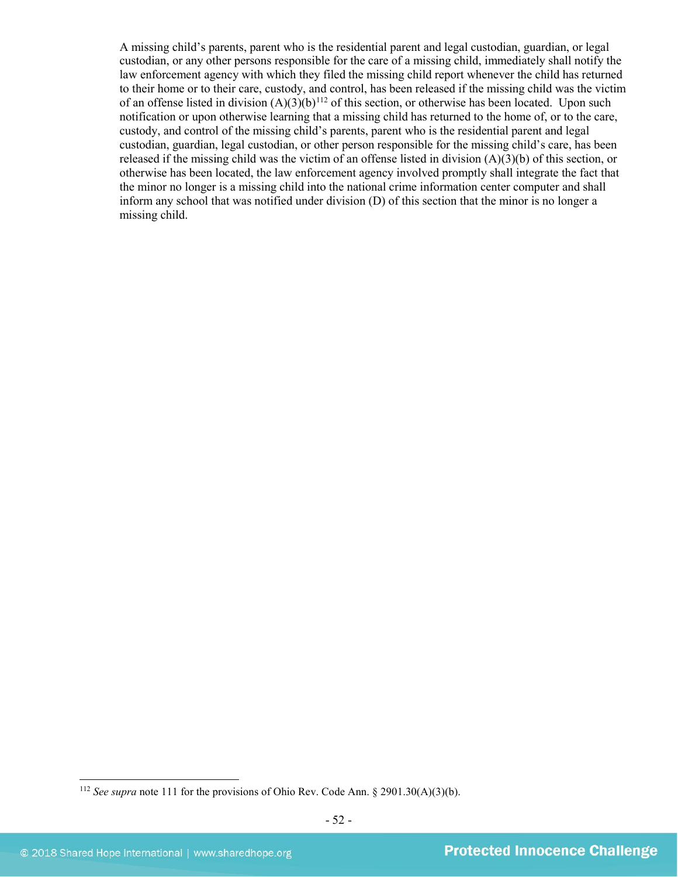A missing child's parents, parent who is the residential parent and legal custodian, guardian, or legal custodian, or any other persons responsible for the care of a missing child, immediately shall notify the law enforcement agency with which they filed the missing child report whenever the child has returned to their home or to their care, custody, and control, has been released if the missing child was the victim of an offense listed in division (A)(3)(b)[112] of this section, or otherwise has been located. Upon such notification or upon otherwise learning that a missing child has returned to the home of, or to the care, custody, and control of the missing child's parents, parent who is the residential parent and legal custodian, guardian, legal custodian, or other person responsible for the missing child's care, has been released if the missing child was the victim of an offense listed in division (A)(3)(b) of this section, or otherwise has been located, the law enforcement agency involved promptly shall integrate the fact that the minor no longer is a missing child into the national crime information center computer and shall inform any school that was notified under division (D) of this section that the minor is no longer a missing child.

[112] *See supra* note 111 for the provisions of Ohio Rev. Code Ann. § 2901.30(A)(3)(b).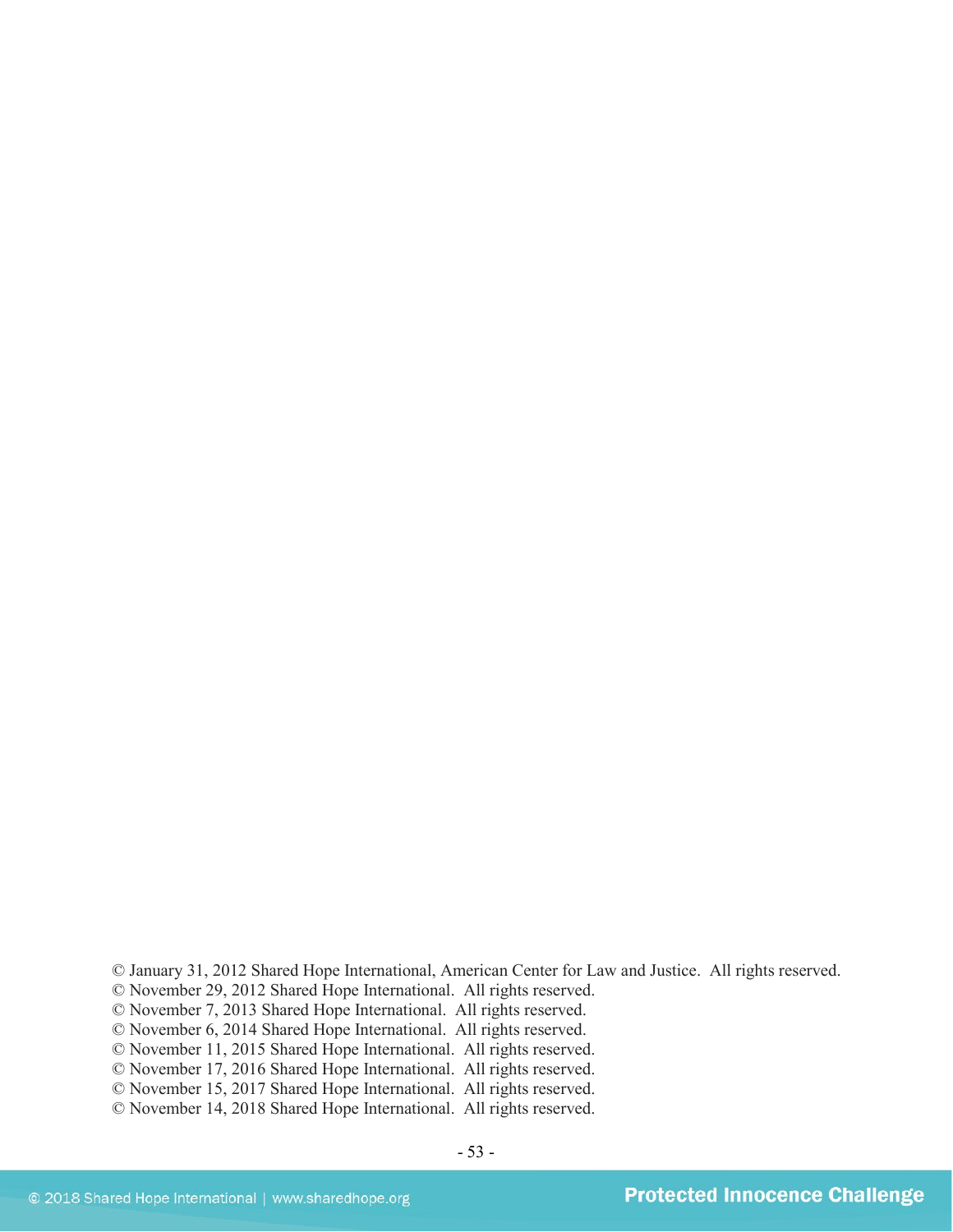© January 31, 2012 Shared Hope International, American Center for Law and Justice. All rights reserved.
© November 29, 2012 Shared Hope International. All rights reserved.
© November 7, 2013 Shared Hope International. All rights reserved.
© November 6, 2014 Shared Hope International. All rights reserved.
© November 11, 2015 Shared Hope International. All rights reserved.
© November 17, 2016 Shared Hope International. All rights reserved.
© November 15, 2017 Shared Hope International. All rights reserved.
© November 14, 2018 Shared Hope International. All rights reserved.